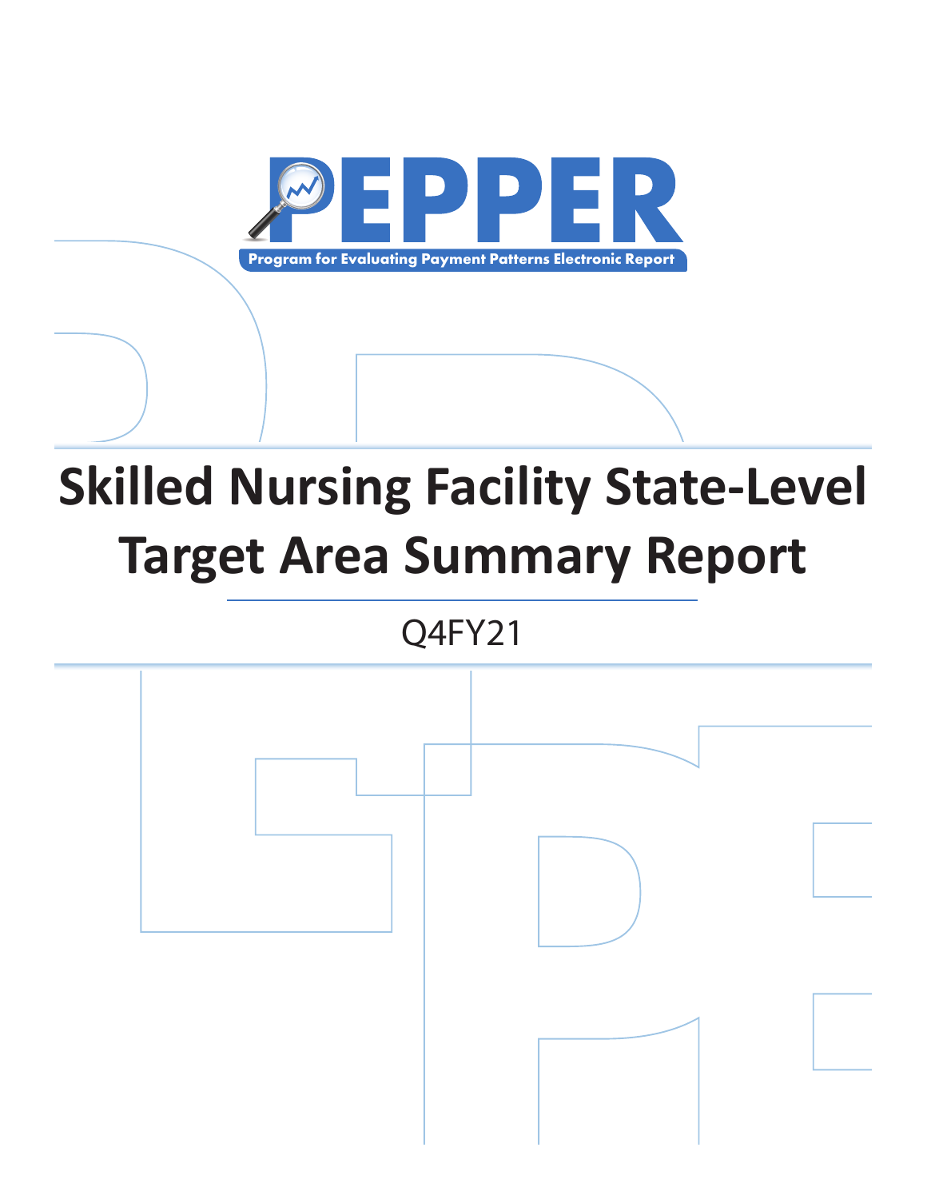# PEPPER

Program for Evaluating Payment Patterns Electronic Report

# Skilled Nursing Facility State-Level Target Area Summary Report

Q4FY21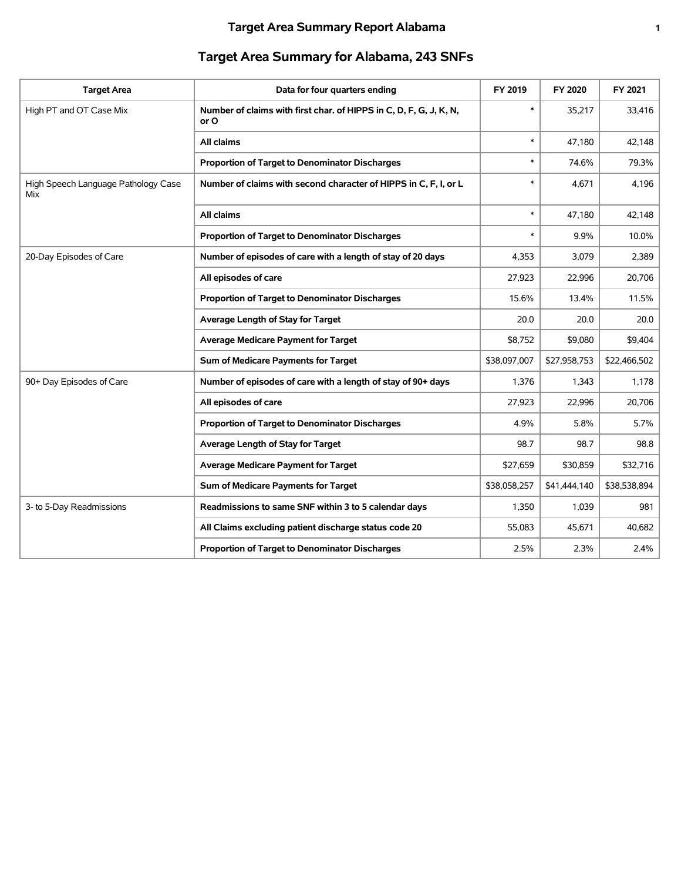## Target Area Summary for Alabama, 243 SNFs

| Target Area | Data for four quarters ending | FY 2019 | FY 2020 | FY 2021 |
|---|---|---|---|---|
| High PT and OT Case Mix | **Number of claims with first char. of HIPPS in C, D, F, G, J, K, N, or O** | * | 35,217 | 33,416 |
| | **All claims** | * | 47,180 | 42,148 |
| | **Proportion of Target to Denominator Discharges** | * | 74.6% | 79.3% |
| High Speech Language Pathology Case Mix | **Number of claims with second character of HIPPS in C, F, I, or L** | * | 4,671 | 4,196 |
| | **All claims** | * | 47,180 | 42,148 |
| | **Proportion of Target to Denominator Discharges** | * | 9.9% | 10.0% |
| 20-Day Episodes of Care | **Number of episodes of care with a length of stay of 20 days** | 4,353 | 3,079 | 2,389 |
| | **All episodes of care** | 27,923 | 22,996 | 20,706 |
| | **Proportion of Target to Denominator Discharges** | 15.6% | 13.4% | 11.5% |
| | **Average Length of Stay for Target** | 20.0 | 20.0 | 20.0 |
| | **Average Medicare Payment for Target** | $8,752 | $9,080 | $9,404 |
| | **Sum of Medicare Payments for Target** | $38,097,007 | $27,958,753 | $22,466,502 |
| 90+ Day Episodes of Care | **Number of episodes of care with a length of stay of 90+ days** | 1,376 | 1,343 | 1,178 |
| | **All episodes of care** | 27,923 | 22,996 | 20,706 |
| | **Proportion of Target to Denominator Discharges** | 4.9% | 5.8% | 5.7% |
| | **Average Length of Stay for Target** | 98.7 | 98.7 | 98.8 |
| | **Average Medicare Payment for Target** | $27,659 | $30,859 | $32,716 |
| | **Sum of Medicare Payments for Target** | $38,058,257 | $41,444,140 | $38,538,894 |
| 3- to 5-Day Readmissions | **Readmissions to same SNF within 3 to 5 calendar days** | 1,350 | 1,039 | 981 |
| | **All Claims excluding patient discharge status code 20** | 55,083 | 45,671 | 40,682 |
| | **Proportion of Target to Denominator Discharges** | 2.5% | 2.3% | 2.4% |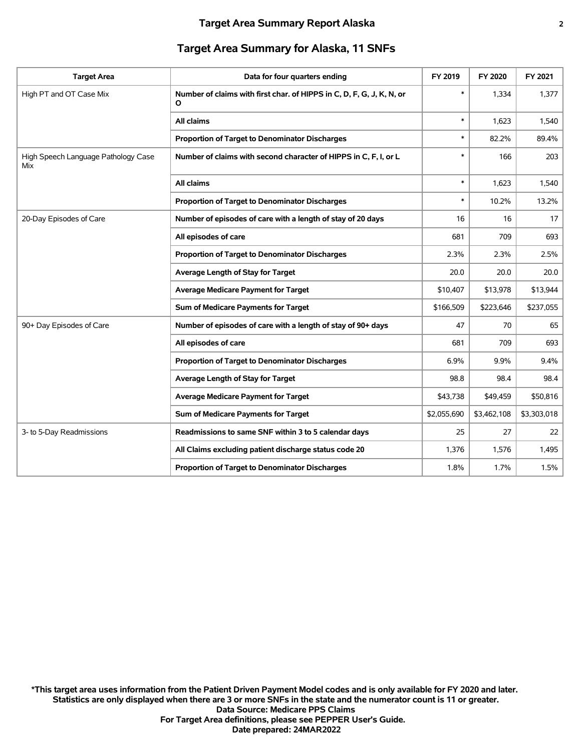## Target Area Summary for Alaska, 11 SNFs

| Target Area | Data for four quarters ending | FY 2019 | FY 2020 | FY 2021 |
|---|---|---|---|---|
| High PT and OT Case Mix | **Number of claims with first char. of HIPPS in C, D, F, G, J, K, N, or O** | * | 1,334 | 1,377 |
| | **All claims** | * | 1,623 | 1,540 |
| | **Proportion of Target to Denominator Discharges** | * | 82.2% | 89.4% |
| High Speech Language Pathology Case Mix | **Number of claims with second character of HIPPS in C, F, I, or L** | * | 166 | 203 |
| | **All claims** | * | 1,623 | 1,540 |
| | **Proportion of Target to Denominator Discharges** | * | 10.2% | 13.2% |
| 20-Day Episodes of Care | **Number of episodes of care with a length of stay of 20 days** | 16 | 16 | 17 |
| | **All episodes of care** | 681 | 709 | 693 |
| | **Proportion of Target to Denominator Discharges** | 2.3% | 2.3% | 2.5% |
| | **Average Length of Stay for Target** | 20.0 | 20.0 | 20.0 |
| | **Average Medicare Payment for Target** | $10,407 | $13,978 | $13,944 |
| | **Sum of Medicare Payments for Target** | $166,509 | $223,646 | $237,055 |
| 90+ Day Episodes of Care | **Number of episodes of care with a length of stay of 90+ days** | 47 | 70 | 65 |
| | **All episodes of care** | 681 | 709 | 693 |
| | **Proportion of Target to Denominator Discharges** | 6.9% | 9.9% | 9.4% |
| | **Average Length of Stay for Target** | 98.8 | 98.4 | 98.4 |
| | **Average Medicare Payment for Target** | $43,738 | $49,459 | $50,816 |
| | **Sum of Medicare Payments for Target** | $2,055,690 | $3,462,108 | $3,303,018 |
| 3- to 5-Day Readmissions | **Readmissions to same SNF within 3 to 5 calendar days** | 25 | 27 | 22 |
| | **All Claims excluding patient discharge status code 20** | 1,376 | 1,576 | 1,495 |
| | **Proportion of Target to Denominator Discharges** | 1.8% | 1.7% | 1.5% |

**\*This target area uses information from the Patient Driven Payment Model codes and is only available for FY 2020 and later.**
**Statistics are only displayed when there are 3 or more SNFs in the state and the numerator count is 11 or greater.**
**Data Source: Medicare PPS Claims**
**For Target Area definitions, please see PEPPER User's Guide.**
**Date prepared: 24MAR2022**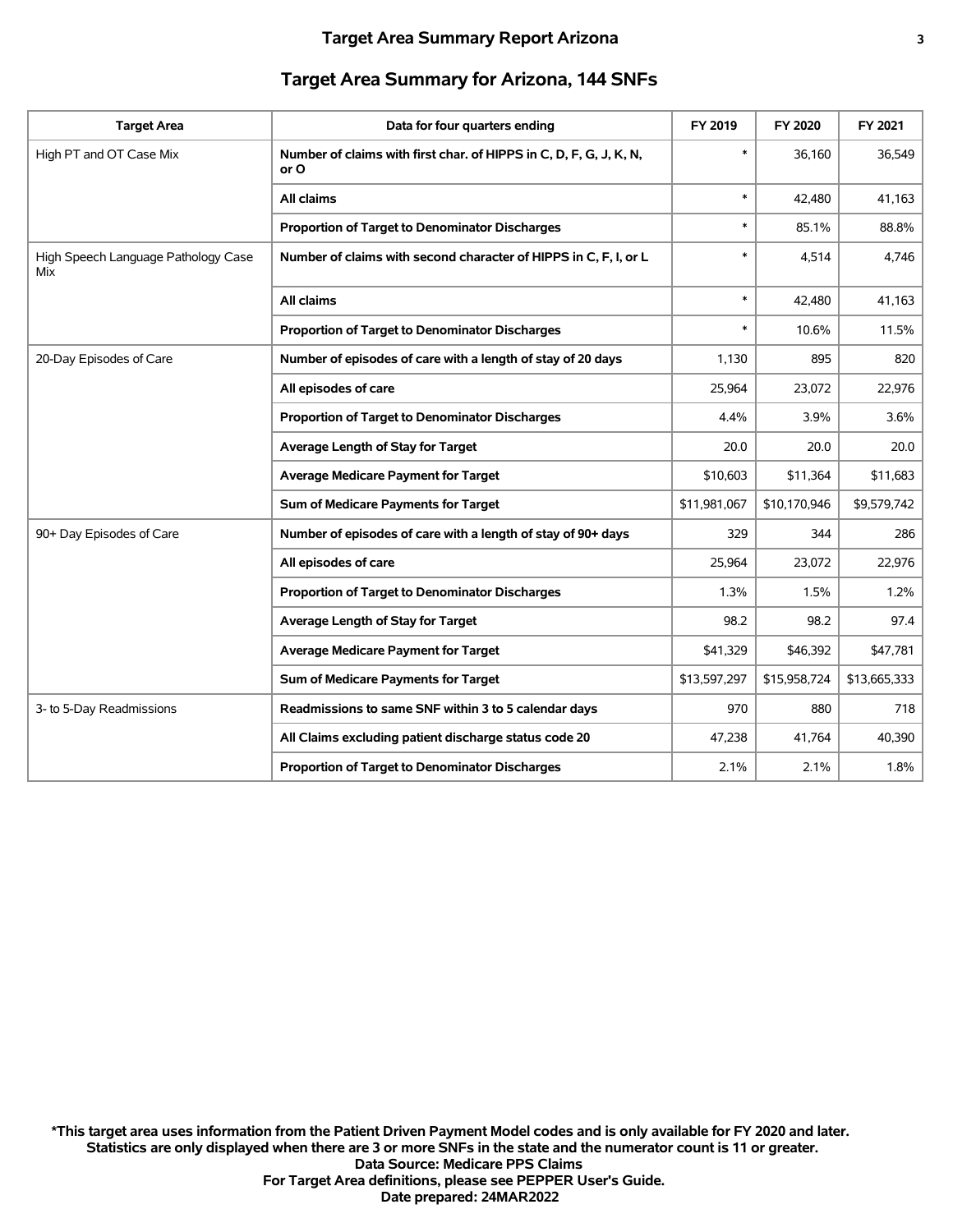## Target Area Summary for Arizona, 144 SNFs

| Target Area | Data for four quarters ending | FY 2019 | FY 2020 | FY 2021 |
| --- | --- | --- | --- | --- |
| High PT and OT Case Mix | **Number of claims with first char. of HIPPS in C, D, F, G, J, K, N, or O** | * | 36,160 | 36,549 |
| | **All claims** | * | 42,480 | 41,163 |
| | **Proportion of Target to Denominator Discharges** | * | 85.1% | 88.8% |
| High Speech Language Pathology Case Mix | **Number of claims with second character of HIPPS in C, F, I, or L** | * | 4,514 | 4,746 |
| | **All claims** | * | 42,480 | 41,163 |
| | **Proportion of Target to Denominator Discharges** | * | 10.6% | 11.5% |
| 20-Day Episodes of Care | **Number of episodes of care with a length of stay of 20 days** | 1,130 | 895 | 820 |
| | **All episodes of care** | 25,964 | 23,072 | 22,976 |
| | **Proportion of Target to Denominator Discharges** | 4.4% | 3.9% | 3.6% |
| | **Average Length of Stay for Target** | 20.0 | 20.0 | 20.0 |
| | **Average Medicare Payment for Target** | $10,603 | $11,364 | $11,683 |
| | **Sum of Medicare Payments for Target** | $11,981,067 | $10,170,946 | $9,579,742 |
| 90+ Day Episodes of Care | **Number of episodes of care with a length of stay of 90+ days** | 329 | 344 | 286 |
| | **All episodes of care** | 25,964 | 23,072 | 22,976 |
| | **Proportion of Target to Denominator Discharges** | 1.3% | 1.5% | 1.2% |
| | **Average Length of Stay for Target** | 98.2 | 98.2 | 97.4 |
| | **Average Medicare Payment for Target** | $41,329 | $46,392 | $47,781 |
| | **Sum of Medicare Payments for Target** | $13,597,297 | $15,958,724 | $13,665,333 |
| 3- to 5-Day Readmissions | **Readmissions to same SNF within 3 to 5 calendar days** | 970 | 880 | 718 |
| | **All Claims excluding patient discharge status code 20** | 47,238 | 41,764 | 40,390 |
| | **Proportion of Target to Denominator Discharges** | 2.1% | 2.1% | 1.8% |

**\*This target area uses information from the Patient Driven Payment Model codes and is only available for FY 2020 and later.**
**Statistics are only displayed when there are 3 or more SNFs in the state and the numerator count is 11 or greater.**
**Data Source: Medicare PPS Claims**
**For Target Area definitions, please see PEPPER User's Guide.**
**Date prepared: 24MAR2022**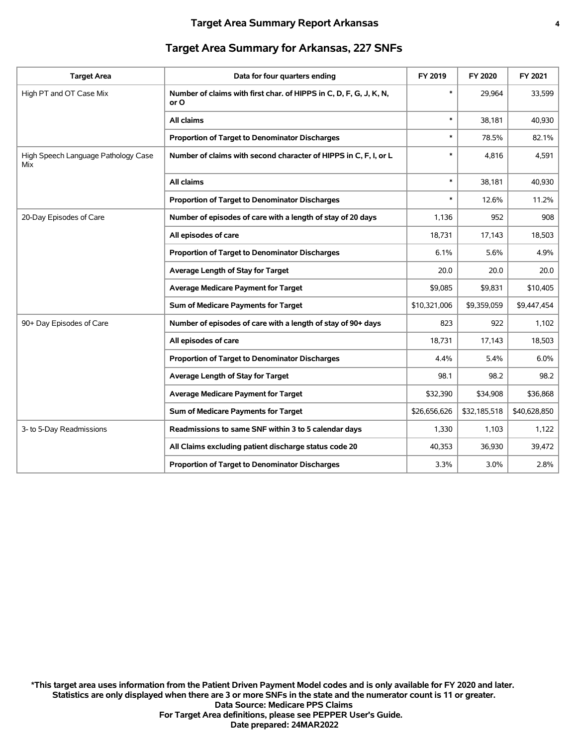## Target Area Summary for Arkansas, 227 SNFs

| Target Area | Data for four quarters ending | FY 2019 | FY 2020 | FY 2021 |
|---|---|---|---|---|
| High PT and OT Case Mix | **Number of claims with first char. of HIPPS in C, D, F, G, J, K, N, or O** | * | 29,964 | 33,599 |
| | **All claims** | * | 38,181 | 40,930 |
| | **Proportion of Target to Denominator Discharges** | * | 78.5% | 82.1% |
| High Speech Language Pathology Case Mix | **Number of claims with second character of HIPPS in C, F, I, or L** | * | 4,816 | 4,591 |
| | **All claims** | * | 38,181 | 40,930 |
| | **Proportion of Target to Denominator Discharges** | * | 12.6% | 11.2% |
| 20-Day Episodes of Care | **Number of episodes of care with a length of stay of 20 days** | 1,136 | 952 | 908 |
| | **All episodes of care** | 18,731 | 17,143 | 18,503 |
| | **Proportion of Target to Denominator Discharges** | 6.1% | 5.6% | 4.9% |
| | **Average Length of Stay for Target** | 20.0 | 20.0 | 20.0 |
| | **Average Medicare Payment for Target** | $9,085 | $9,831 | $10,405 |
| | **Sum of Medicare Payments for Target** | $10,321,006 | $9,359,059 | $9,447,454 |
| 90+ Day Episodes of Care | **Number of episodes of care with a length of stay of 90+ days** | 823 | 922 | 1,102 |
| | **All episodes of care** | 18,731 | 17,143 | 18,503 |
| | **Proportion of Target to Denominator Discharges** | 4.4% | 5.4% | 6.0% |
| | **Average Length of Stay for Target** | 98.1 | 98.2 | 98.2 |
| | **Average Medicare Payment for Target** | $32,390 | $34,908 | $36,868 |
| | **Sum of Medicare Payments for Target** | $26,656,626 | $32,185,518 | $40,628,850 |
| 3- to 5-Day Readmissions | **Readmissions to same SNF within 3 to 5 calendar days** | 1,330 | 1,103 | 1,122 |
| | **All Claims excluding patient discharge status code 20** | 40,353 | 36,930 | 39,472 |
| | **Proportion of Target to Denominator Discharges** | 3.3% | 3.0% | 2.8% |

**\*This target area uses information from the Patient Driven Payment Model codes and is only available for FY 2020 and later.**
**Statistics are only displayed when there are 3 or more SNFs in the state and the numerator count is 11 or greater.**
**Data Source: Medicare PPS Claims**
**For Target Area definitions, please see PEPPER User's Guide.**
**Date prepared: 24MAR2022**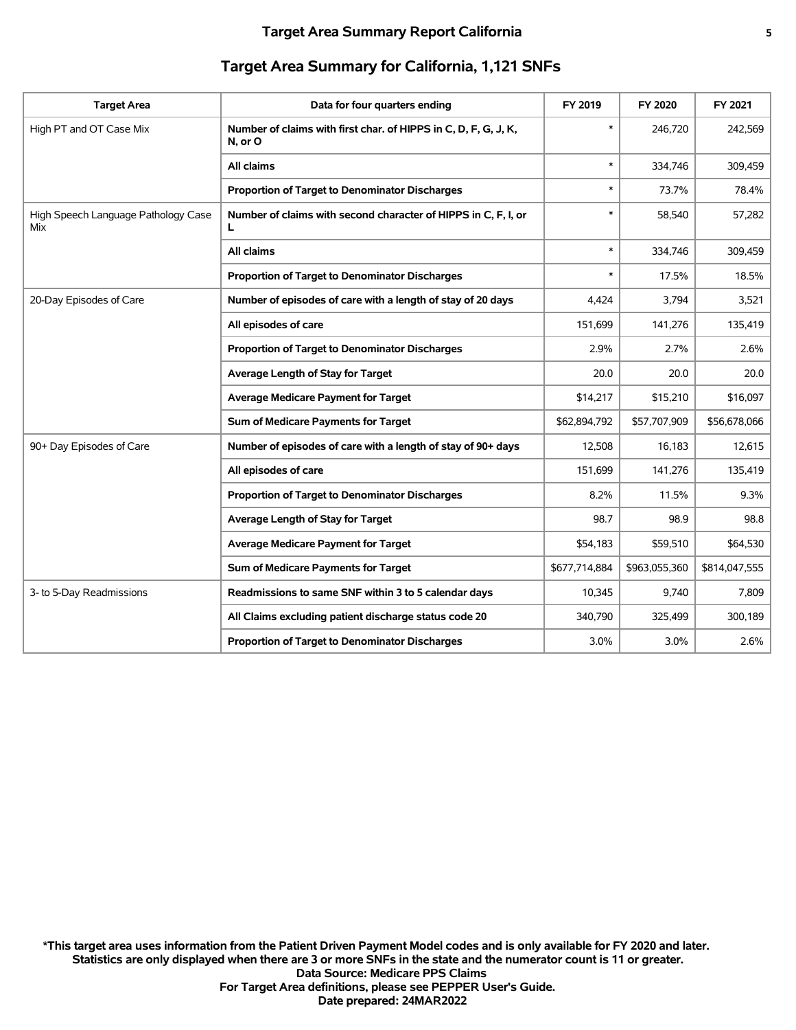## Target Area Summary for California, 1,121 SNFs

| Target Area | Data for four quarters ending | FY 2019 | FY 2020 | FY 2021 |
|---|---|---|---|---|
| High PT and OT Case Mix | **Number of claims with first char. of HIPPS in C, D, F, G, J, K, N, or O** | * | 246,720 | 242,569 |
| | **All claims** | * | 334,746 | 309,459 |
| | **Proportion of Target to Denominator Discharges** | * | 73.7% | 78.4% |
| High Speech Language Pathology Case Mix | **Number of claims with second character of HIPPS in C, F, I, or L** | * | 58,540 | 57,282 |
| | **All claims** | * | 334,746 | 309,459 |
| | **Proportion of Target to Denominator Discharges** | * | 17.5% | 18.5% |
| 20-Day Episodes of Care | **Number of episodes of care with a length of stay of 20 days** | 4,424 | 3,794 | 3,521 |
| | **All episodes of care** | 151,699 | 141,276 | 135,419 |
| | **Proportion of Target to Denominator Discharges** | 2.9% | 2.7% | 2.6% |
| | **Average Length of Stay for Target** | 20.0 | 20.0 | 20.0 |
| | **Average Medicare Payment for Target** | $14,217 | $15,210 | $16,097 |
| | **Sum of Medicare Payments for Target** | $62,894,792 | $57,707,909 | $56,678,066 |
| 90+ Day Episodes of Care | **Number of episodes of care with a length of stay of 90+ days** | 12,508 | 16,183 | 12,615 |
| | **All episodes of care** | 151,699 | 141,276 | 135,419 |
| | **Proportion of Target to Denominator Discharges** | 8.2% | 11.5% | 9.3% |
| | **Average Length of Stay for Target** | 98.7 | 98.9 | 98.8 |
| | **Average Medicare Payment for Target** | $54,183 | $59,510 | $64,530 |
| | **Sum of Medicare Payments for Target** | $677,714,884 | $963,055,360 | $814,047,555 |
| 3- to 5-Day Readmissions | **Readmissions to same SNF within 3 to 5 calendar days** | 10,345 | 9,740 | 7,809 |
| | **All Claims excluding patient discharge status code 20** | 340,790 | 325,499 | 300,189 |
| | **Proportion of Target to Denominator Discharges** | 3.0% | 3.0% | 2.6% |

**\*This target area uses information from the Patient Driven Payment Model codes and is only available for FY 2020 and later.**
**Statistics are only displayed when there are 3 or more SNFs in the state and the numerator count is 11 or greater.**
**Data Source: Medicare PPS Claims**
**For Target Area definitions, please see PEPPER User's Guide.**
**Date prepared: 24MAR2022**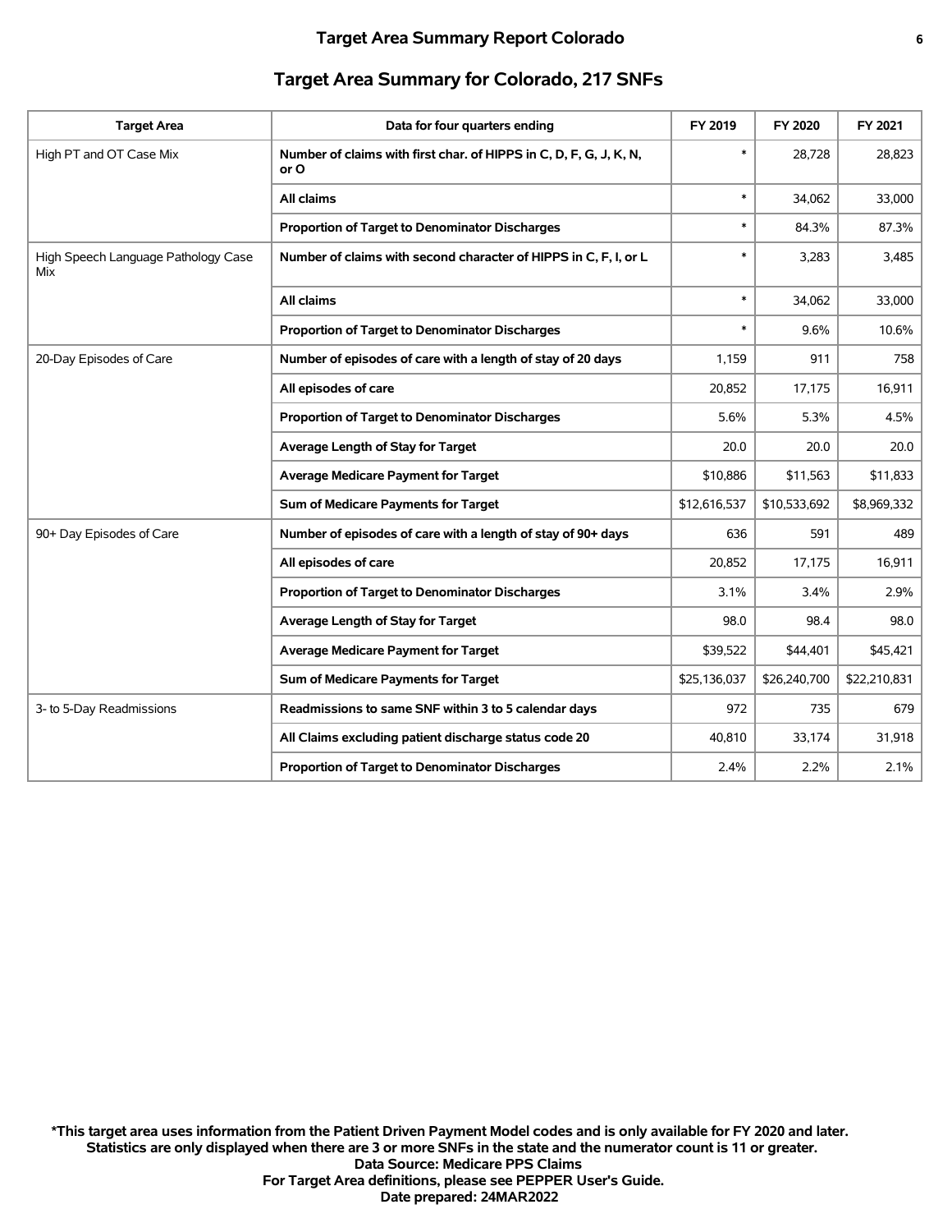## Target Area Summary for Colorado, 217 SNFs

| Target Area | Data for four quarters ending | FY 2019 | FY 2020 | FY 2021 |
|---|---|---|---|---|
| High PT and OT Case Mix | Number of claims with first char. of HIPPS in C, D, F, G, J, K, N, or O | * | 28,728 | 28,823 |
| | All claims | * | 34,062 | 33,000 |
| | Proportion of Target to Denominator Discharges | * | 84.3% | 87.3% |
| High Speech Language Pathology Case Mix | Number of claims with second character of HIPPS in C, F, I, or L | * | 3,283 | 3,485 |
| | All claims | * | 34,062 | 33,000 |
| | Proportion of Target to Denominator Discharges | * | 9.6% | 10.6% |
| 20-Day Episodes of Care | Number of episodes of care with a length of stay of 20 days | 1,159 | 911 | 758 |
| | All episodes of care | 20,852 | 17,175 | 16,911 |
| | Proportion of Target to Denominator Discharges | 5.6% | 5.3% | 4.5% |
| | Average Length of Stay for Target | 20.0 | 20.0 | 20.0 |
| | Average Medicare Payment for Target | $10,886 | $11,563 | $11,833 |
| | Sum of Medicare Payments for Target | $12,616,537 | $10,533,692 | $8,969,332 |
| 90+ Day Episodes of Care | Number of episodes of care with a length of stay of 90+ days | 636 | 591 | 489 |
| | All episodes of care | 20,852 | 17,175 | 16,911 |
| | Proportion of Target to Denominator Discharges | 3.1% | 3.4% | 2.9% |
| | Average Length of Stay for Target | 98.0 | 98.4 | 98.0 |
| | Average Medicare Payment for Target | $39,522 | $44,401 | $45,421 |
| | Sum of Medicare Payments for Target | $25,136,037 | $26,240,700 | $22,210,831 |
| 3- to 5-Day Readmissions | Readmissions to same SNF within 3 to 5 calendar days | 972 | 735 | 679 |
| | All Claims excluding patient discharge status code 20 | 40,810 | 33,174 | 31,918 |
| | Proportion of Target to Denominator Discharges | 2.4% | 2.2% | 2.1% |

**\*This target area uses information from the Patient Driven Payment Model codes and is only available for FY 2020 and later.**
**Statistics are only displayed when there are 3 or more SNFs in the state and the numerator count is 11 or greater.**
**Data Source: Medicare PPS Claims**
**For Target Area definitions, please see PEPPER User's Guide.**
**Date prepared: 24MAR2022**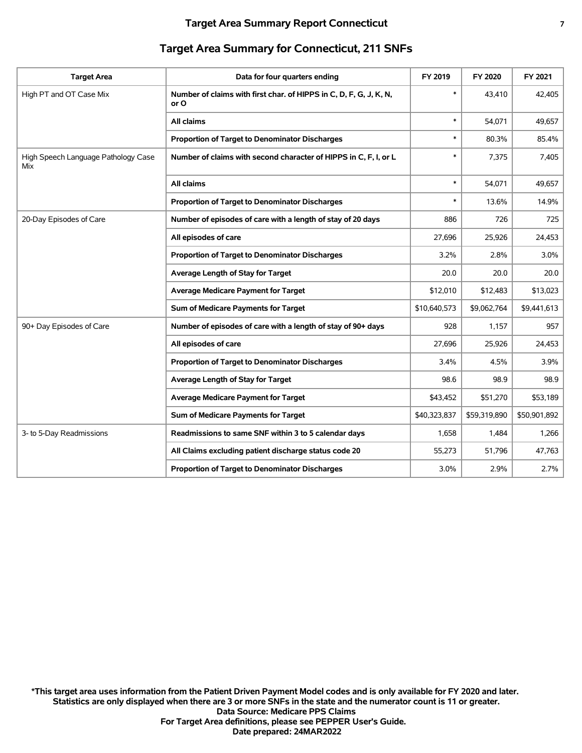## Target Area Summary for Connecticut, 211 SNFs

| Target Area | Data for four quarters ending | FY 2019 | FY 2020 | FY 2021 |
|---|---|---|---|---|
| High PT and OT Case Mix | Number of claims with first char. of HIPPS in C, D, F, G, J, K, N, or O | * | 43,410 | 42,405 |
| | All claims | * | 54,071 | 49,657 |
| | Proportion of Target to Denominator Discharges | * | 80.3% | 85.4% |
| High Speech Language Pathology Case Mix | Number of claims with second character of HIPPS in C, F, I, or L | * | 7,375 | 7,405 |
| | All claims | * | 54,071 | 49,657 |
| | Proportion of Target to Denominator Discharges | * | 13.6% | 14.9% |
| 20-Day Episodes of Care | Number of episodes of care with a length of stay of 20 days | 886 | 726 | 725 |
| | All episodes of care | 27,696 | 25,926 | 24,453 |
| | Proportion of Target to Denominator Discharges | 3.2% | 2.8% | 3.0% |
| | Average Length of Stay for Target | 20.0 | 20.0 | 20.0 |
| | Average Medicare Payment for Target | $12,010 | $12,483 | $13,023 |
| | Sum of Medicare Payments for Target | $10,640,573 | $9,062,764 | $9,441,613 |
| 90+ Day Episodes of Care | Number of episodes of care with a length of stay of 90+ days | 928 | 1,157 | 957 |
| | All episodes of care | 27,696 | 25,926 | 24,453 |
| | Proportion of Target to Denominator Discharges | 3.4% | 4.5% | 3.9% |
| | Average Length of Stay for Target | 98.6 | 98.9 | 98.9 |
| | Average Medicare Payment for Target | $43,452 | $51,270 | $53,189 |
| | Sum of Medicare Payments for Target | $40,323,837 | $59,319,890 | $50,901,892 |
| 3- to 5-Day Readmissions | Readmissions to same SNF within 3 to 5 calendar days | 1,658 | 1,484 | 1,266 |
| | All Claims excluding patient discharge status code 20 | 55,273 | 51,796 | 47,763 |
| | Proportion of Target to Denominator Discharges | 3.0% | 2.9% | 2.7% |

**\*This target area uses information from the Patient Driven Payment Model codes and is only available for FY 2020 and later.**
**Statistics are only displayed when there are 3 or more SNFs in the state and the numerator count is 11 or greater.**
**Data Source: Medicare PPS Claims**
**For Target Area definitions, please see PEPPER User's Guide.**
**Date prepared: 24MAR2022**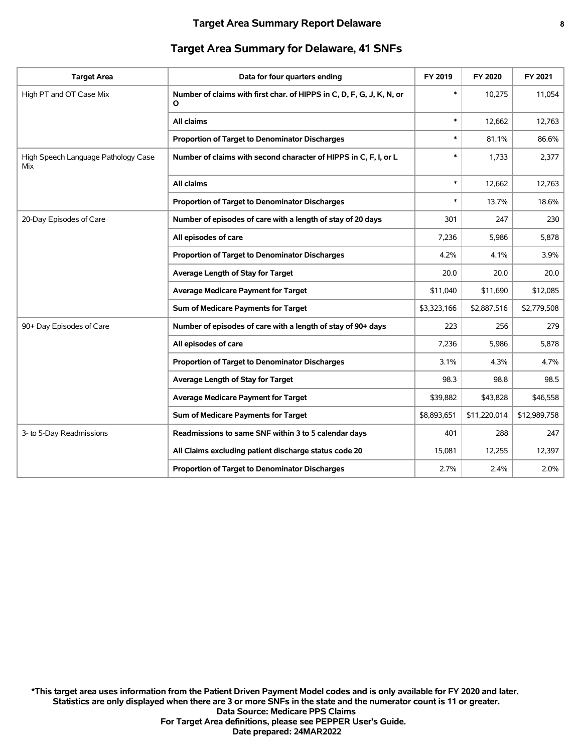## Target Area Summary for Delaware, 41 SNFs

| Target Area | Data for four quarters ending | FY 2019 | FY 2020 | FY 2021 |
|---|---|---|---|---|
| High PT and OT Case Mix | **Number of claims with first char. of HIPPS in C, D, F, G, J, K, N, or O** | * | 10,275 | 11,054 |
| | **All claims** | * | 12,662 | 12,763 |
| | **Proportion of Target to Denominator Discharges** | * | 81.1% | 86.6% |
| High Speech Language Pathology Case Mix | **Number of claims with second character of HIPPS in C, F, I, or L** | * | 1,733 | 2,377 |
| | **All claims** | * | 12,662 | 12,763 |
| | **Proportion of Target to Denominator Discharges** | * | 13.7% | 18.6% |
| 20-Day Episodes of Care | **Number of episodes of care with a length of stay of 20 days** | 301 | 247 | 230 |
| | **All episodes of care** | 7,236 | 5,986 | 5,878 |
| | **Proportion of Target to Denominator Discharges** | 4.2% | 4.1% | 3.9% |
| | **Average Length of Stay for Target** | 20.0 | 20.0 | 20.0 |
| | **Average Medicare Payment for Target** | $11,040 | $11,690 | $12,085 |
| | **Sum of Medicare Payments for Target** | $3,323,166 | $2,887,516 | $2,779,508 |
| 90+ Day Episodes of Care | **Number of episodes of care with a length of stay of 90+ days** | 223 | 256 | 279 |
| | **All episodes of care** | 7,236 | 5,986 | 5,878 |
| | **Proportion of Target to Denominator Discharges** | 3.1% | 4.3% | 4.7% |
| | **Average Length of Stay for Target** | 98.3 | 98.8 | 98.5 |
| | **Average Medicare Payment for Target** | $39,882 | $43,828 | $46,558 |
| | **Sum of Medicare Payments for Target** | $8,893,651 | $11,220,014 | $12,989,758 |
| 3- to 5-Day Readmissions | **Readmissions to same SNF within 3 to 5 calendar days** | 401 | 288 | 247 |
| | **All Claims excluding patient discharge status code 20** | 15,081 | 12,255 | 12,397 |
| | **Proportion of Target to Denominator Discharges** | 2.7% | 2.4% | 2.0% |

**\*This target area uses information from the Patient Driven Payment Model codes and is only available for FY 2020 and later.**
**Statistics are only displayed when there are 3 or more SNFs in the state and the numerator count is 11 or greater.**
**Data Source: Medicare PPS Claims**
**For Target Area definitions, please see PEPPER User's Guide.**
**Date prepared: 24MAR2022**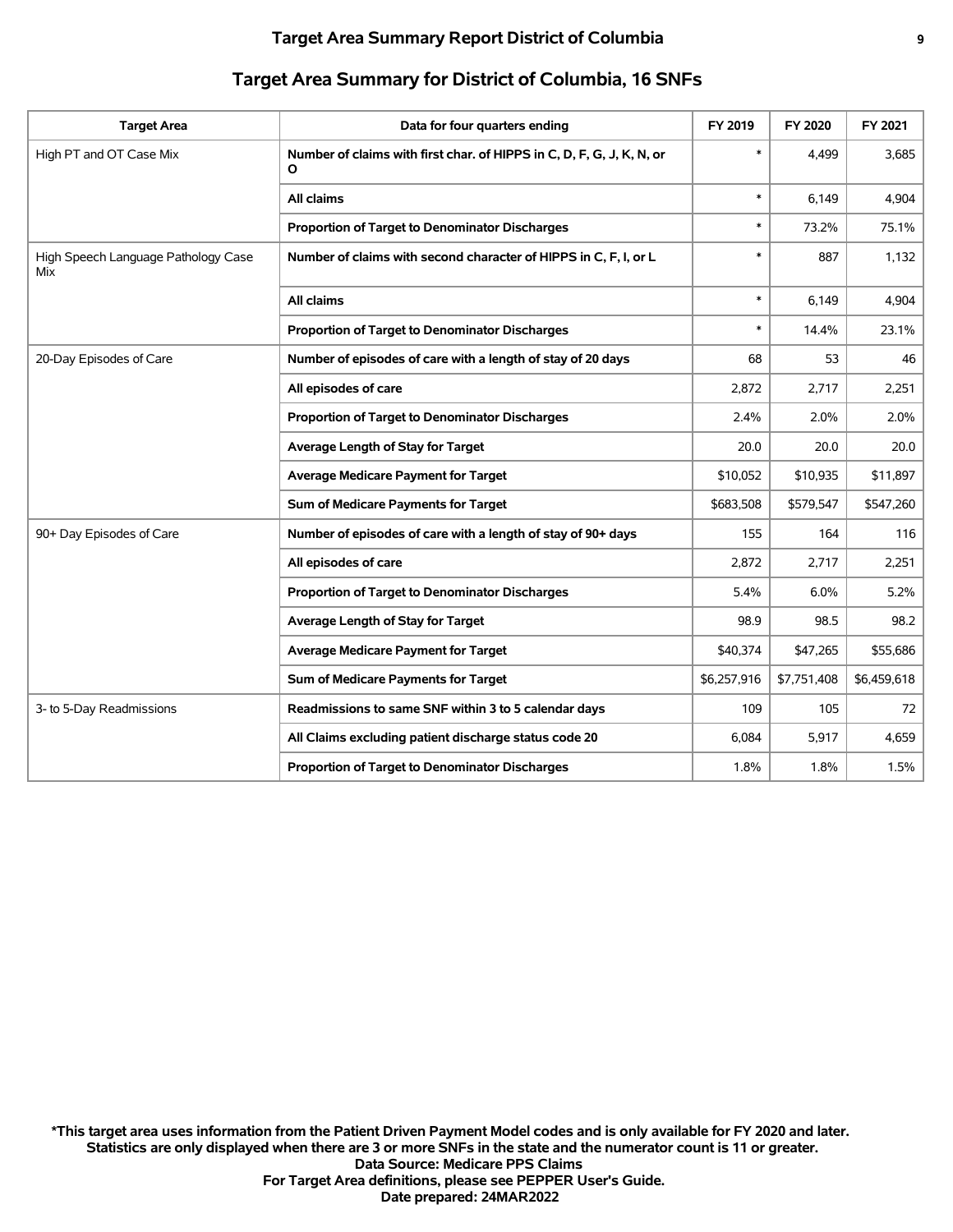## Target Area Summary for District of Columbia, 16 SNFs

| Target Area | Data for four quarters ending | FY 2019 | FY 2020 | FY 2021 |
|---|---|---|---|---|
| High PT and OT Case Mix | **Number of claims with first char. of HIPPS in C, D, F, G, J, K, N, or O** | * | 4,499 | 3,685 |
| | **All claims** | * | 6,149 | 4,904 |
| | **Proportion of Target to Denominator Discharges** | * | 73.2% | 75.1% |
| High Speech Language Pathology Case Mix | **Number of claims with second character of HIPPS in C, F, I, or L** | * | 887 | 1,132 |
| | **All claims** | * | 6,149 | 4,904 |
| | **Proportion of Target to Denominator Discharges** | * | 14.4% | 23.1% |
| 20-Day Episodes of Care | **Number of episodes of care with a length of stay of 20 days** | 68 | 53 | 46 |
| | **All episodes of care** | 2,872 | 2,717 | 2,251 |
| | **Proportion of Target to Denominator Discharges** | 2.4% | 2.0% | 2.0% |
| | **Average Length of Stay for Target** | 20.0 | 20.0 | 20.0 |
| | **Average Medicare Payment for Target** | $10,052 | $10,935 | $11,897 |
| | **Sum of Medicare Payments for Target** | $683,508 | $579,547 | $547,260 |
| 90+ Day Episodes of Care | **Number of episodes of care with a length of stay of 90+ days** | 155 | 164 | 116 |
| | **All episodes of care** | 2,872 | 2,717 | 2,251 |
| | **Proportion of Target to Denominator Discharges** | 5.4% | 6.0% | 5.2% |
| | **Average Length of Stay for Target** | 98.9 | 98.5 | 98.2 |
| | **Average Medicare Payment for Target** | $40,374 | $47,265 | $55,686 |
| | **Sum of Medicare Payments for Target** | $6,257,916 | $7,751,408 | $6,459,618 |
| 3- to 5-Day Readmissions | **Readmissions to same SNF within 3 to 5 calendar days** | 109 | 105 | 72 |
| | **All Claims excluding patient discharge status code 20** | 6,084 | 5,917 | 4,659 |
| | **Proportion of Target to Denominator Discharges** | 1.8% | 1.8% | 1.5% |

**\*This target area uses information from the Patient Driven Payment Model codes and is only available for FY 2020 and later.**
**Statistics are only displayed when there are 3 or more SNFs in the state and the numerator count is 11 or greater.**
**Data Source: Medicare PPS Claims**
**For Target Area definitions, please see PEPPER User's Guide.**
**Date prepared: 24MAR2022**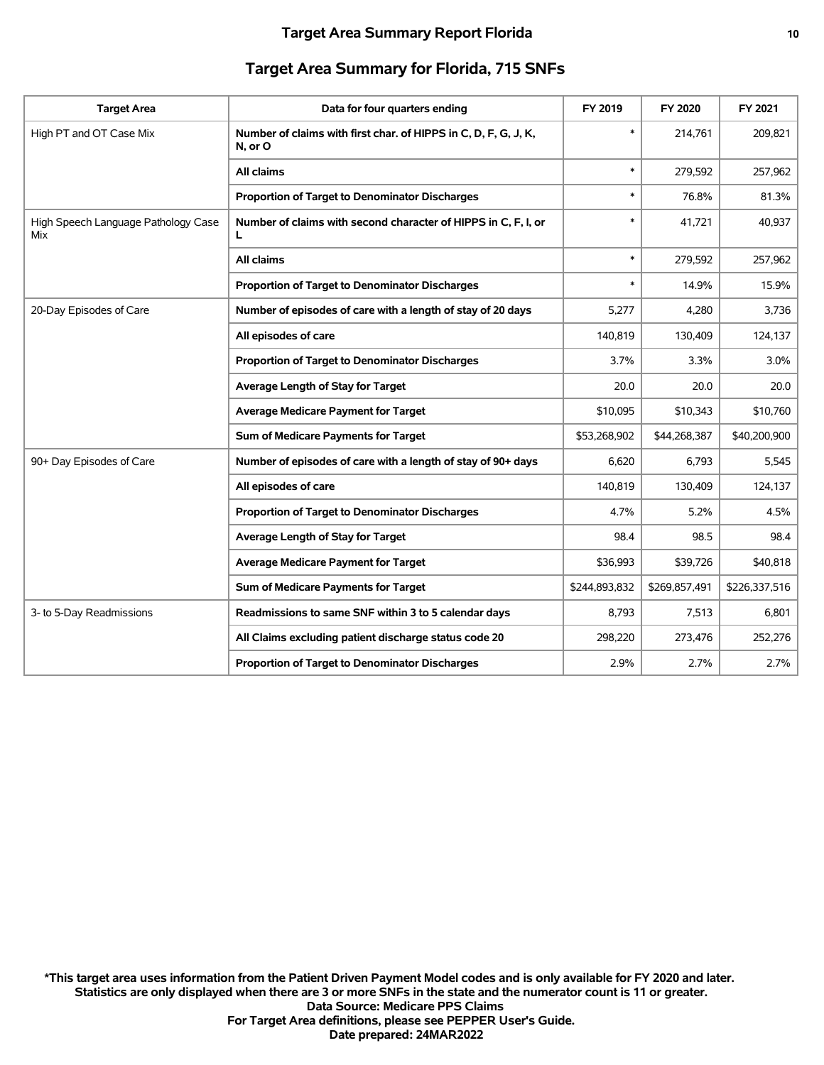## Target Area Summary for Florida, 715 SNFs

| Target Area | Data for four quarters ending | FY 2019 | FY 2020 | FY 2021 |
|---|---|---|---|---|
| High PT and OT Case Mix | **Number of claims with first char. of HIPPS in C, D, F, G, J, K, N, or O** | * | 214,761 | 209,821 |
| | **All claims** | * | 279,592 | 257,962 |
| | **Proportion of Target to Denominator Discharges** | * | 76.8% | 81.3% |
| High Speech Language Pathology Case Mix | **Number of claims with second character of HIPPS in C, F, I, or L** | * | 41,721 | 40,937 |
| | **All claims** | * | 279,592 | 257,962 |
| | **Proportion of Target to Denominator Discharges** | * | 14.9% | 15.9% |
| 20-Day Episodes of Care | **Number of episodes of care with a length of stay of 20 days** | 5,277 | 4,280 | 3,736 |
| | **All episodes of care** | 140,819 | 130,409 | 124,137 |
| | **Proportion of Target to Denominator Discharges** | 3.7% | 3.3% | 3.0% |
| | **Average Length of Stay for Target** | 20.0 | 20.0 | 20.0 |
| | **Average Medicare Payment for Target** | $10,095 | $10,343 | $10,760 |
| | **Sum of Medicare Payments for Target** | $53,268,902 | $44,268,387 | $40,200,900 |
| 90+ Day Episodes of Care | **Number of episodes of care with a length of stay of 90+ days** | 6,620 | 6,793 | 5,545 |
| | **All episodes of care** | 140,819 | 130,409 | 124,137 |
| | **Proportion of Target to Denominator Discharges** | 4.7% | 5.2% | 4.5% |
| | **Average Length of Stay for Target** | 98.4 | 98.5 | 98.4 |
| | **Average Medicare Payment for Target** | $36,993 | $39,726 | $40,818 |
| | **Sum of Medicare Payments for Target** | $244,893,832 | $269,857,491 | $226,337,516 |
| 3- to 5-Day Readmissions | **Readmissions to same SNF within 3 to 5 calendar days** | 8,793 | 7,513 | 6,801 |
| | **All Claims excluding patient discharge status code 20** | 298,220 | 273,476 | 252,276 |
| | **Proportion of Target to Denominator Discharges** | 2.9% | 2.7% | 2.7% |

**\*This target area uses information from the Patient Driven Payment Model codes and is only available for FY 2020 and later.**
**Statistics are only displayed when there are 3 or more SNFs in the state and the numerator count is 11 or greater.**
**Data Source: Medicare PPS Claims**
**For Target Area definitions, please see PEPPER User's Guide.**
**Date prepared: 24MAR2022**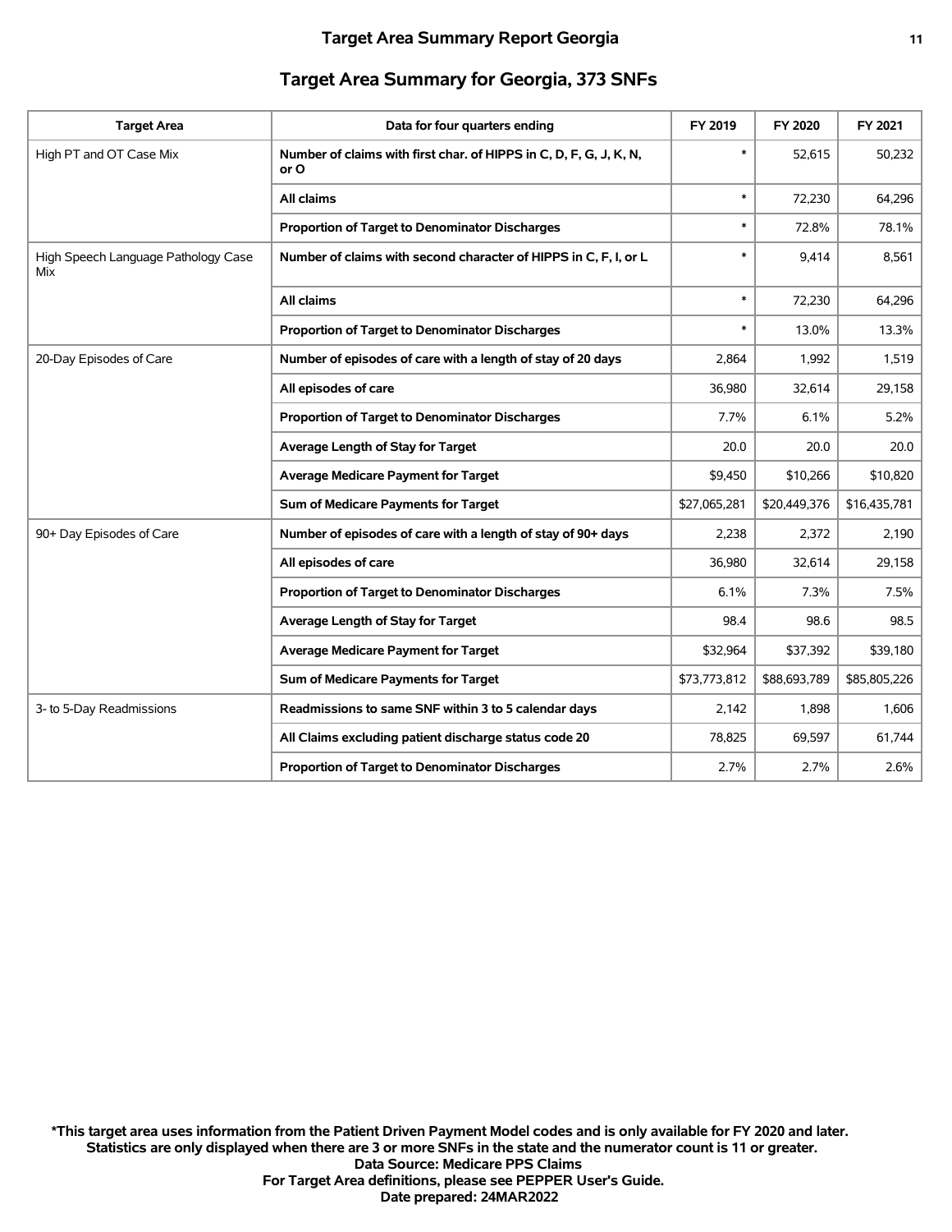## Target Area Summary for Georgia, 373 SNFs

| Target Area | Data for four quarters ending | FY 2019 | FY 2020 | FY 2021 |
|---|---|---|---|---|
| High PT and OT Case Mix | **Number of claims with first char. of HIPPS in C, D, F, G, J, K, N, or O** | * | 52,615 | 50,232 |
| | **All claims** | * | 72,230 | 64,296 |
| | **Proportion of Target to Denominator Discharges** | * | 72.8% | 78.1% |
| High Speech Language Pathology Case Mix | **Number of claims with second character of HIPPS in C, F, I, or L** | * | 9,414 | 8,561 |
| | **All claims** | * | 72,230 | 64,296 |
| | **Proportion of Target to Denominator Discharges** | * | 13.0% | 13.3% |
| 20-Day Episodes of Care | **Number of episodes of care with a length of stay of 20 days** | 2,864 | 1,992 | 1,519 |
| | **All episodes of care** | 36,980 | 32,614 | 29,158 |
| | **Proportion of Target to Denominator Discharges** | 7.7% | 6.1% | 5.2% |
| | **Average Length of Stay for Target** | 20.0 | 20.0 | 20.0 |
| | **Average Medicare Payment for Target** | $9,450 | $10,266 | $10,820 |
| | **Sum of Medicare Payments for Target** | $27,065,281 | $20,449,376 | $16,435,781 |
| 90+ Day Episodes of Care | **Number of episodes of care with a length of stay of 90+ days** | 2,238 | 2,372 | 2,190 |
| | **All episodes of care** | 36,980 | 32,614 | 29,158 |
| | **Proportion of Target to Denominator Discharges** | 6.1% | 7.3% | 7.5% |
| | **Average Length of Stay for Target** | 98.4 | 98.6 | 98.5 |
| | **Average Medicare Payment for Target** | $32,964 | $37,392 | $39,180 |
| | **Sum of Medicare Payments for Target** | $73,773,812 | $88,693,789 | $85,805,226 |
| 3- to 5-Day Readmissions | **Readmissions to same SNF within 3 to 5 calendar days** | 2,142 | 1,898 | 1,606 |
| | **All Claims excluding patient discharge status code 20** | 78,825 | 69,597 | 61,744 |
| | **Proportion of Target to Denominator Discharges** | 2.7% | 2.7% | 2.6% |

**\*This target area uses information from the Patient Driven Payment Model codes and is only available for FY 2020 and later.**
**Statistics are only displayed when there are 3 or more SNFs in the state and the numerator count is 11 or greater.**
**Data Source: Medicare PPS Claims**
**For Target Area definitions, please see PEPPER User's Guide.**
**Date prepared: 24MAR2022**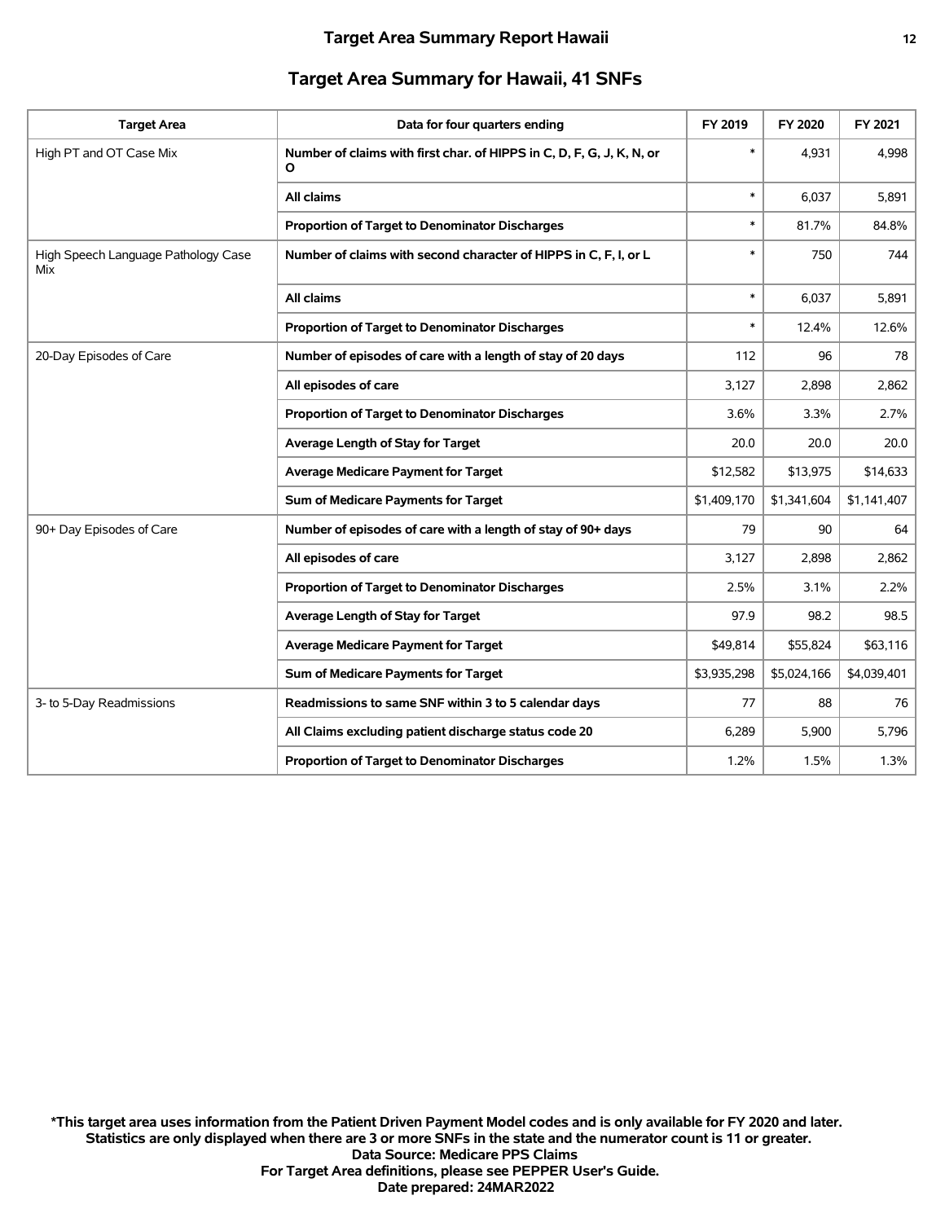## Target Area Summary for Hawaii, 41 SNFs

| Target Area | Data for four quarters ending | FY 2019 | FY 2020 | FY 2021 |
|---|---|---|---|---|
| High PT and OT Case Mix | **Number of claims with first char. of HIPPS in C, D, F, G, J, K, N, or O** | * | 4,931 | 4,998 |
| | **All claims** | * | 6,037 | 5,891 |
| | **Proportion of Target to Denominator Discharges** | * | 81.7% | 84.8% |
| High Speech Language Pathology Case Mix | **Number of claims with second character of HIPPS in C, F, I, or L** | * | 750 | 744 |
| | **All claims** | * | 6,037 | 5,891 |
| | **Proportion of Target to Denominator Discharges** | * | 12.4% | 12.6% |
| 20-Day Episodes of Care | **Number of episodes of care with a length of stay of 20 days** | 112 | 96 | 78 |
| | **All episodes of care** | 3,127 | 2,898 | 2,862 |
| | **Proportion of Target to Denominator Discharges** | 3.6% | 3.3% | 2.7% |
| | **Average Length of Stay for Target** | 20.0 | 20.0 | 20.0 |
| | **Average Medicare Payment for Target** | $12,582 | $13,975 | $14,633 |
| | **Sum of Medicare Payments for Target** | $1,409,170 | $1,341,604 | $1,141,407 |
| 90+ Day Episodes of Care | **Number of episodes of care with a length of stay of 90+ days** | 79 | 90 | 64 |
| | **All episodes of care** | 3,127 | 2,898 | 2,862 |
| | **Proportion of Target to Denominator Discharges** | 2.5% | 3.1% | 2.2% |
| | **Average Length of Stay for Target** | 97.9 | 98.2 | 98.5 |
| | **Average Medicare Payment for Target** | $49,814 | $55,824 | $63,116 |
| | **Sum of Medicare Payments for Target** | $3,935,298 | $5,024,166 | $4,039,401 |
| 3- to 5-Day Readmissions | **Readmissions to same SNF within 3 to 5 calendar days** | 77 | 88 | 76 |
| | **All Claims excluding patient discharge status code 20** | 6,289 | 5,900 | 5,796 |
| | **Proportion of Target to Denominator Discharges** | 1.2% | 1.5% | 1.3% |

**\*This target area uses information from the Patient Driven Payment Model codes and is only available for FY 2020 and later.**
**Statistics are only displayed when there are 3 or more SNFs in the state and the numerator count is 11 or greater.**
**Data Source: Medicare PPS Claims**
**For Target Area definitions, please see PEPPER User's Guide.**
**Date prepared: 24MAR2022**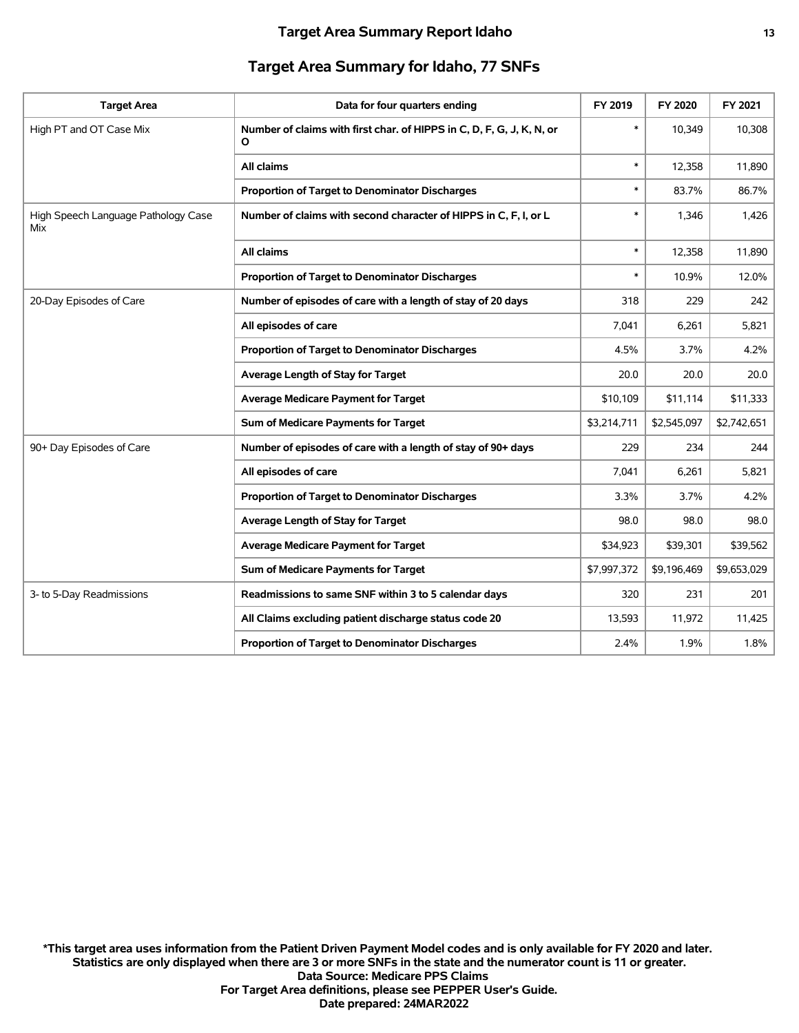## Target Area Summary for Idaho, 77 SNFs

| Target Area | Data for four quarters ending | FY 2019 | FY 2020 | FY 2021 |
|---|---|---|---|---|
| High PT and OT Case Mix | **Number of claims with first char. of HIPPS in C, D, F, G, J, K, N, or O** | * | 10,349 | 10,308 |
| | **All claims** | * | 12,358 | 11,890 |
| | **Proportion of Target to Denominator Discharges** | * | 83.7% | 86.7% |
| High Speech Language Pathology Case Mix | **Number of claims with second character of HIPPS in C, F, I, or L** | * | 1,346 | 1,426 |
| | **All claims** | * | 12,358 | 11,890 |
| | **Proportion of Target to Denominator Discharges** | * | 10.9% | 12.0% |
| 20-Day Episodes of Care | **Number of episodes of care with a length of stay of 20 days** | 318 | 229 | 242 |
| | **All episodes of care** | 7,041 | 6,261 | 5,821 |
| | **Proportion of Target to Denominator Discharges** | 4.5% | 3.7% | 4.2% |
| | **Average Length of Stay for Target** | 20.0 | 20.0 | 20.0 |
| | **Average Medicare Payment for Target** | $10,109 | $11,114 | $11,333 |
| | **Sum of Medicare Payments for Target** | $3,214,711 | $2,545,097 | $2,742,651 |
| 90+ Day Episodes of Care | **Number of episodes of care with a length of stay of 90+ days** | 229 | 234 | 244 |
| | **All episodes of care** | 7,041 | 6,261 | 5,821 |
| | **Proportion of Target to Denominator Discharges** | 3.3% | 3.7% | 4.2% |
| | **Average Length of Stay for Target** | 98.0 | 98.0 | 98.0 |
| | **Average Medicare Payment for Target** | $34,923 | $39,301 | $39,562 |
| | **Sum of Medicare Payments for Target** | $7,997,372 | $9,196,469 | $9,653,029 |
| 3- to 5-Day Readmissions | **Readmissions to same SNF within 3 to 5 calendar days** | 320 | 231 | 201 |
| | **All Claims excluding patient discharge status code 20** | 13,593 | 11,972 | 11,425 |
| | **Proportion of Target to Denominator Discharges** | 2.4% | 1.9% | 1.8% |

**\*This target area uses information from the Patient Driven Payment Model codes and is only available for FY 2020 and later.**
**Statistics are only displayed when there are 3 or more SNFs in the state and the numerator count is 11 or greater.**
**Data Source: Medicare PPS Claims**
**For Target Area definitions, please see PEPPER User's Guide.**
**Date prepared: 24MAR2022**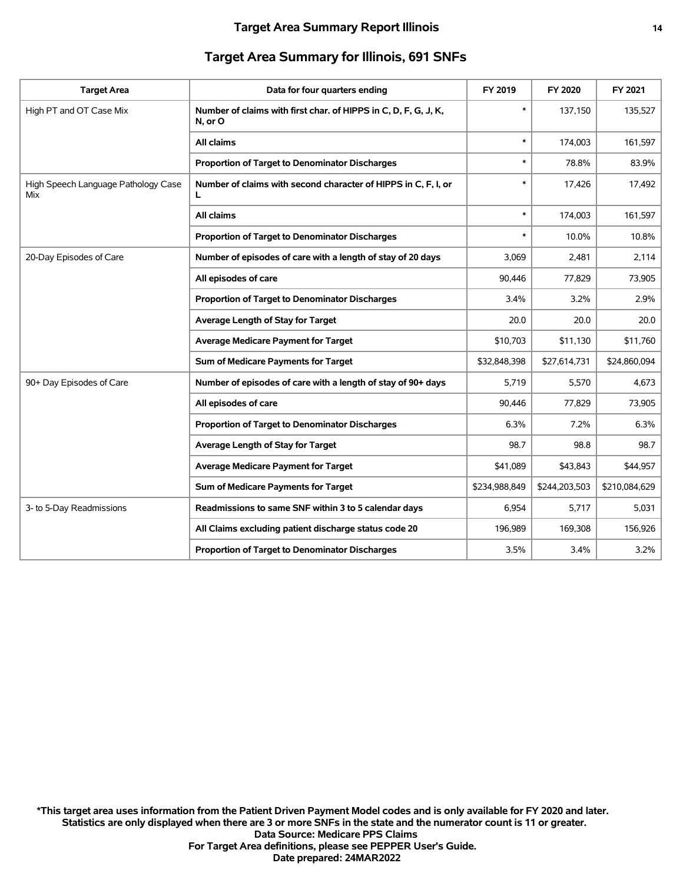## Target Area Summary for Illinois, 691 SNFs

| Target Area | Data for four quarters ending | FY 2019 | FY 2020 | FY 2021 |
|---|---|---|---|---|
| High PT and OT Case Mix | **Number of claims with first char. of HIPPS in C, D, F, G, J, K, N, or O** | * | 137,150 | 135,527 |
| | **All claims** | * | 174,003 | 161,597 |
| | **Proportion of Target to Denominator Discharges** | * | 78.8% | 83.9% |
| High Speech Language Pathology Case Mix | **Number of claims with second character of HIPPS in C, F, I, or L** | * | 17,426 | 17,492 |
| | **All claims** | * | 174,003 | 161,597 |
| | **Proportion of Target to Denominator Discharges** | * | 10.0% | 10.8% |
| 20-Day Episodes of Care | **Number of episodes of care with a length of stay of 20 days** | 3,069 | 2,481 | 2,114 |
| | **All episodes of care** | 90,446 | 77,829 | 73,905 |
| | **Proportion of Target to Denominator Discharges** | 3.4% | 3.2% | 2.9% |
| | **Average Length of Stay for Target** | 20.0 | 20.0 | 20.0 |
| | **Average Medicare Payment for Target** | $10,703 | $11,130 | $11,760 |
| | **Sum of Medicare Payments for Target** | $32,848,398 | $27,614,731 | $24,860,094 |
| 90+ Day Episodes of Care | **Number of episodes of care with a length of stay of 90+ days** | 5,719 | 5,570 | 4,673 |
| | **All episodes of care** | 90,446 | 77,829 | 73,905 |
| | **Proportion of Target to Denominator Discharges** | 6.3% | 7.2% | 6.3% |
| | **Average Length of Stay for Target** | 98.7 | 98.8 | 98.7 |
| | **Average Medicare Payment for Target** | $41,089 | $43,843 | $44,957 |
| | **Sum of Medicare Payments for Target** | $234,988,849 | $244,203,503 | $210,084,629 |
| 3- to 5-Day Readmissions | **Readmissions to same SNF within 3 to 5 calendar days** | 6,954 | 5,717 | 5,031 |
| | **All Claims excluding patient discharge status code 20** | 196,989 | 169,308 | 156,926 |
| | **Proportion of Target to Denominator Discharges** | 3.5% | 3.4% | 3.2% |

**\*This target area uses information from the Patient Driven Payment Model codes and is only available for FY 2020 and later.**
**Statistics are only displayed when there are 3 or more SNFs in the state and the numerator count is 11 or greater.**
**Data Source: Medicare PPS Claims**
**For Target Area definitions, please see PEPPER User's Guide.**
**Date prepared: 24MAR2022**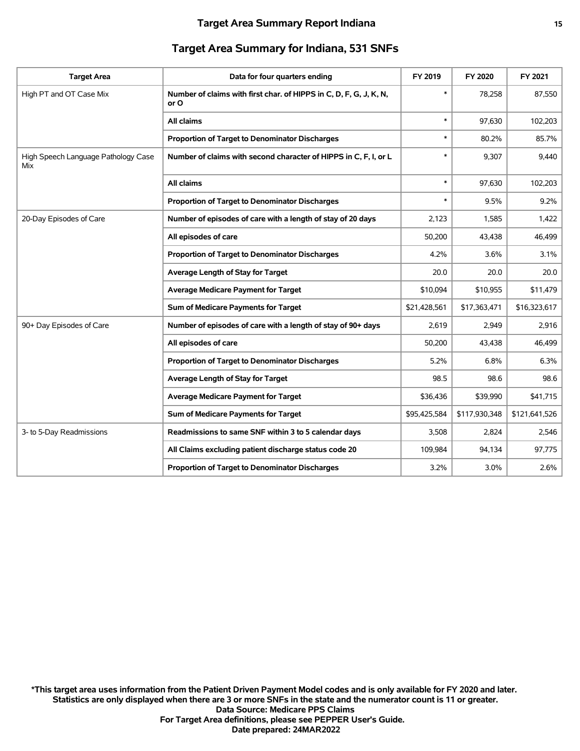## Target Area Summary for Indiana, 531 SNFs

| Target Area | Data for four quarters ending | FY 2019 | FY 2020 | FY 2021 |
|---|---|---|---|---|
| High PT and OT Case Mix | **Number of claims with first char. of HIPPS in C, D, F, G, J, K, N, or O** | * | 78,258 | 87,550 |
| | **All claims** | * | 97,630 | 102,203 |
| | **Proportion of Target to Denominator Discharges** | * | 80.2% | 85.7% |
| High Speech Language Pathology Case Mix | **Number of claims with second character of HIPPS in C, F, I, or L** | * | 9,307 | 9,440 |
| | **All claims** | * | 97,630 | 102,203 |
| | **Proportion of Target to Denominator Discharges** | * | 9.5% | 9.2% |
| 20-Day Episodes of Care | **Number of episodes of care with a length of stay of 20 days** | 2,123 | 1,585 | 1,422 |
| | **All episodes of care** | 50,200 | 43,438 | 46,499 |
| | **Proportion of Target to Denominator Discharges** | 4.2% | 3.6% | 3.1% |
| | **Average Length of Stay for Target** | 20.0 | 20.0 | 20.0 |
| | **Average Medicare Payment for Target** | $10,094 | $10,955 | $11,479 |
| | **Sum of Medicare Payments for Target** | $21,428,561 | $17,363,471 | $16,323,617 |
| 90+ Day Episodes of Care | **Number of episodes of care with a length of stay of 90+ days** | 2,619 | 2,949 | 2,916 |
| | **All episodes of care** | 50,200 | 43,438 | 46,499 |
| | **Proportion of Target to Denominator Discharges** | 5.2% | 6.8% | 6.3% |
| | **Average Length of Stay for Target** | 98.5 | 98.6 | 98.6 |
| | **Average Medicare Payment for Target** | $36,436 | $39,990 | $41,715 |
| | **Sum of Medicare Payments for Target** | $95,425,584 | $117,930,348 | $121,641,526 |
| 3- to 5-Day Readmissions | **Readmissions to same SNF within 3 to 5 calendar days** | 3,508 | 2,824 | 2,546 |
| | **All Claims excluding patient discharge status code 20** | 109,984 | 94,134 | 97,775 |
| | **Proportion of Target to Denominator Discharges** | 3.2% | 3.0% | 2.6% |

**\*This target area uses information from the Patient Driven Payment Model codes and is only available for FY 2020 and later.**
**Statistics are only displayed when there are 3 or more SNFs in the state and the numerator count is 11 or greater.**
**Data Source: Medicare PPS Claims**
**For Target Area definitions, please see PEPPER User's Guide.**
**Date prepared: 24MAR2022**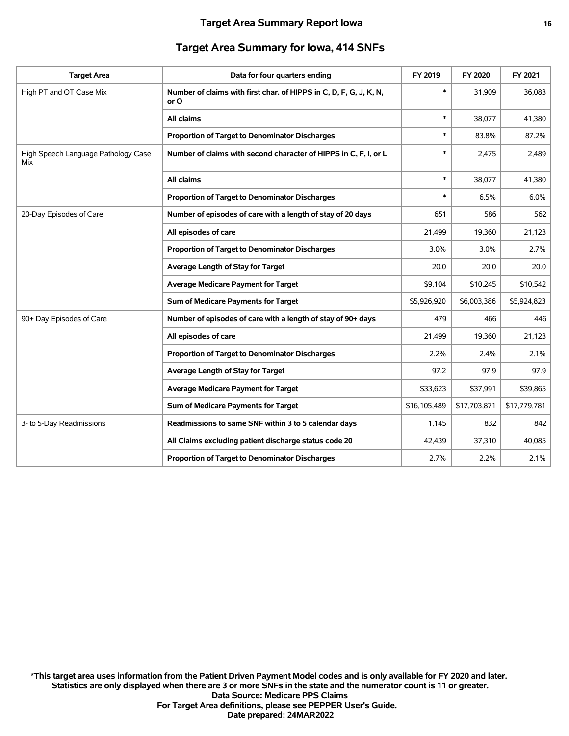## Target Area Summary for Iowa, 414 SNFs

| Target Area | Data for four quarters ending | FY 2019 | FY 2020 | FY 2021 |
|---|---|---|---|---|
| High PT and OT Case Mix | Number of claims with first char. of HIPPS in C, D, F, G, J, K, N, or O | * | 31,909 | 36,083 |
| | All claims | * | 38,077 | 41,380 |
| | Proportion of Target to Denominator Discharges | * | 83.8% | 87.2% |
| High Speech Language Pathology Case Mix | Number of claims with second character of HIPPS in C, F, I, or L | * | 2,475 | 2,489 |
| | All claims | * | 38,077 | 41,380 |
| | Proportion of Target to Denominator Discharges | * | 6.5% | 6.0% |
| 20-Day Episodes of Care | Number of episodes of care with a length of stay of 20 days | 651 | 586 | 562 |
| | All episodes of care | 21,499 | 19,360 | 21,123 |
| | Proportion of Target to Denominator Discharges | 3.0% | 3.0% | 2.7% |
| | Average Length of Stay for Target | 20.0 | 20.0 | 20.0 |
| | Average Medicare Payment for Target | $9,104 | $10,245 | $10,542 |
| | Sum of Medicare Payments for Target | $5,926,920 | $6,003,386 | $5,924,823 |
| 90+ Day Episodes of Care | Number of episodes of care with a length of stay of 90+ days | 479 | 466 | 446 |
| | All episodes of care | 21,499 | 19,360 | 21,123 |
| | Proportion of Target to Denominator Discharges | 2.2% | 2.4% | 2.1% |
| | Average Length of Stay for Target | 97.2 | 97.9 | 97.9 |
| | Average Medicare Payment for Target | $33,623 | $37,991 | $39,865 |
| | Sum of Medicare Payments for Target | $16,105,489 | $17,703,871 | $17,779,781 |
| 3- to 5-Day Readmissions | Readmissions to same SNF within 3 to 5 calendar days | 1,145 | 832 | 842 |
| | All Claims excluding patient discharge status code 20 | 42,439 | 37,310 | 40,085 |
| | Proportion of Target to Denominator Discharges | 2.7% | 2.2% | 2.1% |

**\*This target area uses information from the Patient Driven Payment Model codes and is only available for FY 2020 and later.**
**Statistics are only displayed when there are 3 or more SNFs in the state and the numerator count is 11 or greater.**
**Data Source: Medicare PPS Claims**
**For Target Area definitions, please see PEPPER User's Guide.**
**Date prepared: 24MAR2022**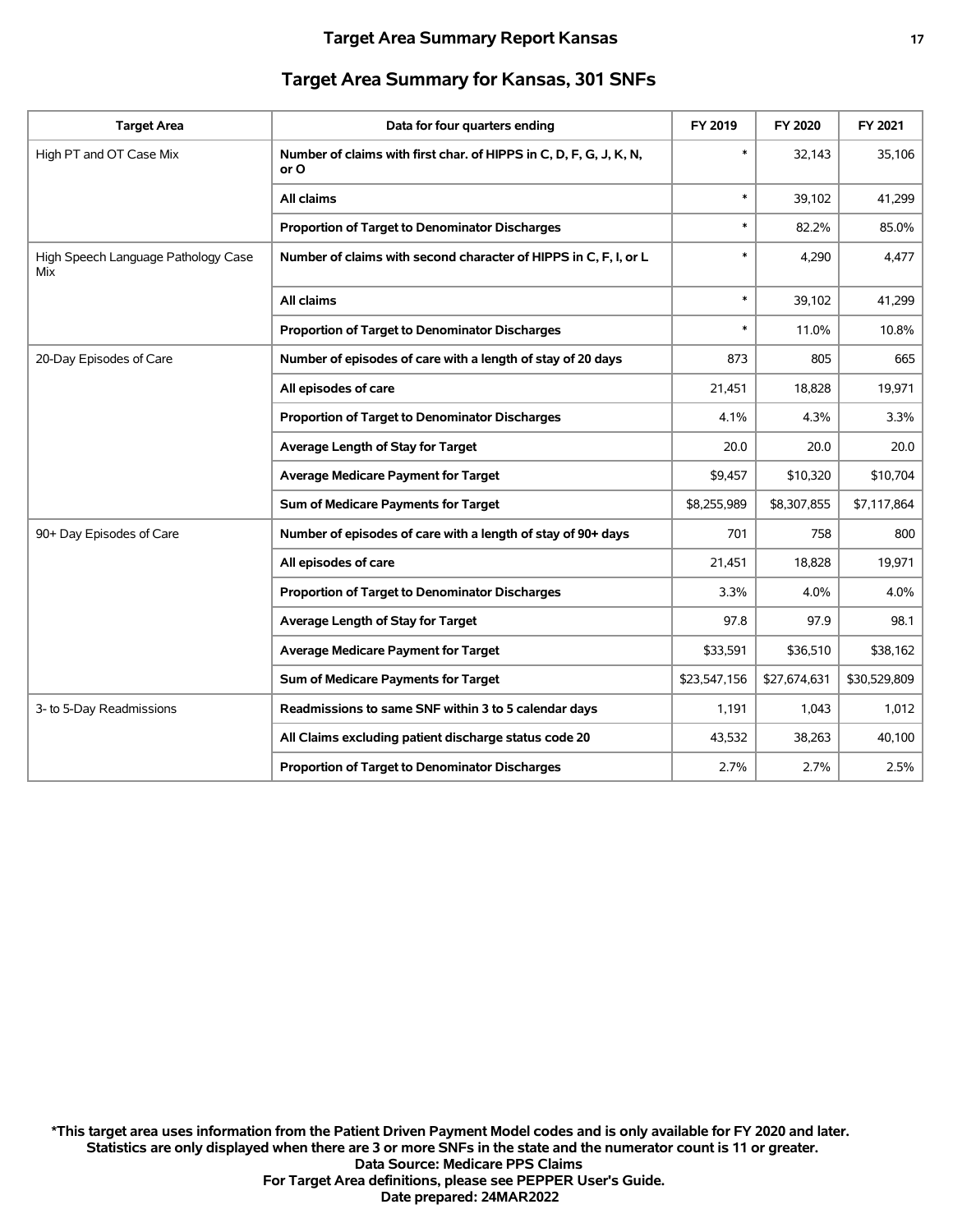## Target Area Summary for Kansas, 301 SNFs

| Target Area | Data for four quarters ending | FY 2019 | FY 2020 | FY 2021 |
|---|---|---|---|---|
| High PT and OT Case Mix | **Number of claims with first char. of HIPPS in C, D, F, G, J, K, N, or O** | * | 32,143 | 35,106 |
| | **All claims** | * | 39,102 | 41,299 |
| | **Proportion of Target to Denominator Discharges** | * | 82.2% | 85.0% |
| High Speech Language Pathology Case Mix | **Number of claims with second character of HIPPS in C, F, I, or L** | * | 4,290 | 4,477 |
| | **All claims** | * | 39,102 | 41,299 |
| | **Proportion of Target to Denominator Discharges** | * | 11.0% | 10.8% |
| 20-Day Episodes of Care | **Number of episodes of care with a length of stay of 20 days** | 873 | 805 | 665 |
| | **All episodes of care** | 21,451 | 18,828 | 19,971 |
| | **Proportion of Target to Denominator Discharges** | 4.1% | 4.3% | 3.3% |
| | **Average Length of Stay for Target** | 20.0 | 20.0 | 20.0 |
| | **Average Medicare Payment for Target** | $9,457 | $10,320 | $10,704 |
| | **Sum of Medicare Payments for Target** | $8,255,989 | $8,307,855 | $7,117,864 |
| 90+ Day Episodes of Care | **Number of episodes of care with a length of stay of 90+ days** | 701 | 758 | 800 |
| | **All episodes of care** | 21,451 | 18,828 | 19,971 |
| | **Proportion of Target to Denominator Discharges** | 3.3% | 4.0% | 4.0% |
| | **Average Length of Stay for Target** | 97.8 | 97.9 | 98.1 |
| | **Average Medicare Payment for Target** | $33,591 | $36,510 | $38,162 |
| | **Sum of Medicare Payments for Target** | $23,547,156 | $27,674,631 | $30,529,809 |
| 3- to 5-Day Readmissions | **Readmissions to same SNF within 3 to 5 calendar days** | 1,191 | 1,043 | 1,012 |
| | **All Claims excluding patient discharge status code 20** | 43,532 | 38,263 | 40,100 |
| | **Proportion of Target to Denominator Discharges** | 2.7% | 2.7% | 2.5% |

**\*This target area uses information from the Patient Driven Payment Model codes and is only available for FY 2020 and later.**
**Statistics are only displayed when there are 3 or more SNFs in the state and the numerator count is 11 or greater.**
**Data Source: Medicare PPS Claims**
**For Target Area definitions, please see PEPPER User's Guide.**
**Date prepared: 24MAR2022**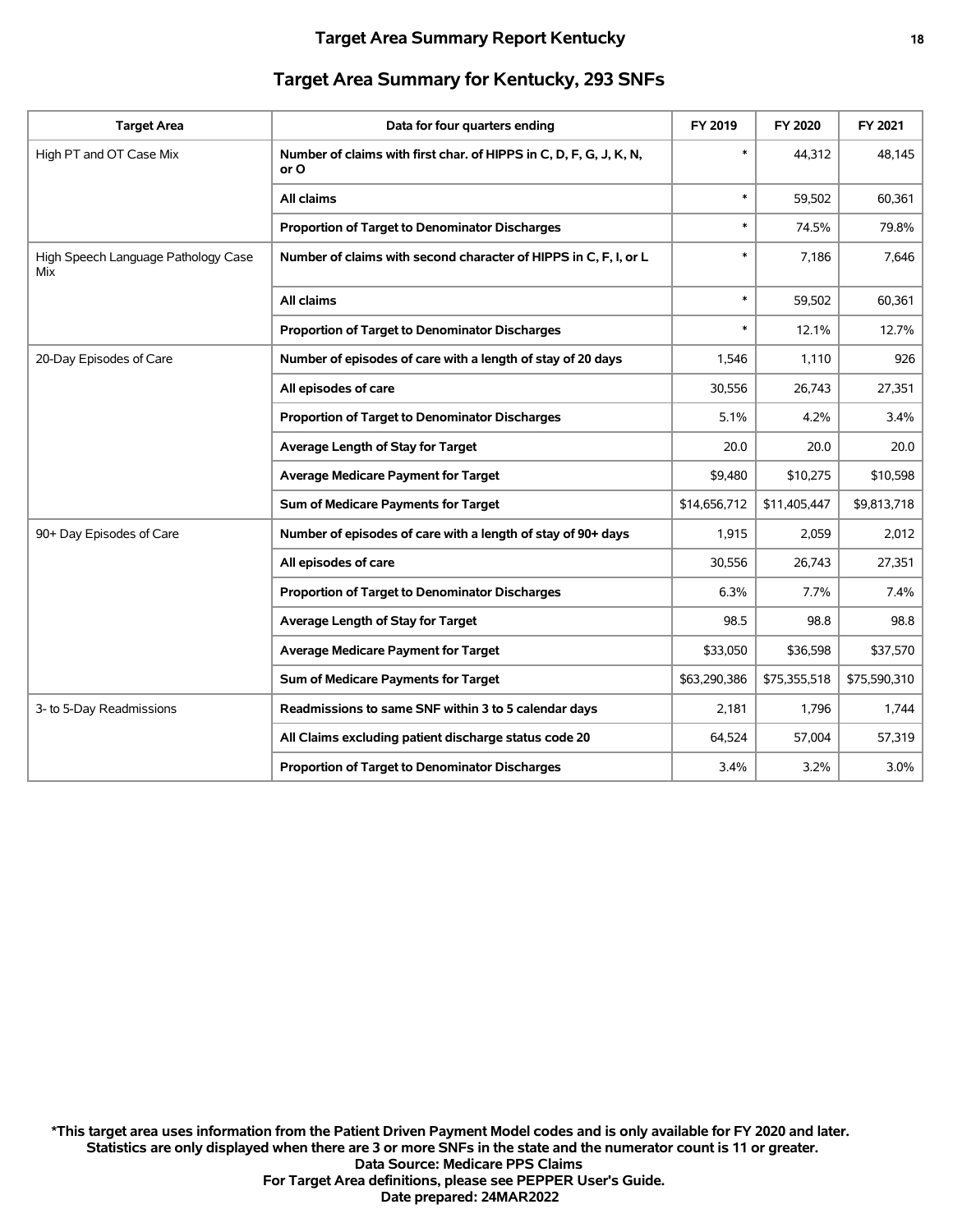## Target Area Summary for Kentucky, 293 SNFs

| Target Area | Data for four quarters ending | FY 2019 | FY 2020 | FY 2021 |
|---|---|---|---|---|
| High PT and OT Case Mix | Number of claims with first char. of HIPPS in C, D, F, G, J, K, N, or O | * | 44,312 | 48,145 |
| | All claims | * | 59,502 | 60,361 |
| | Proportion of Target to Denominator Discharges | * | 74.5% | 79.8% |
| High Speech Language Pathology Case Mix | Number of claims with second character of HIPPS in C, F, I, or L | * | 7,186 | 7,646 |
| | All claims | * | 59,502 | 60,361 |
| | Proportion of Target to Denominator Discharges | * | 12.1% | 12.7% |
| 20-Day Episodes of Care | Number of episodes of care with a length of stay of 20 days | 1,546 | 1,110 | 926 |
| | All episodes of care | 30,556 | 26,743 | 27,351 |
| | Proportion of Target to Denominator Discharges | 5.1% | 4.2% | 3.4% |
| | Average Length of Stay for Target | 20.0 | 20.0 | 20.0 |
| | Average Medicare Payment for Target | $9,480 | $10,275 | $10,598 |
| | Sum of Medicare Payments for Target | $14,656,712 | $11,405,447 | $9,813,718 |
| 90+ Day Episodes of Care | Number of episodes of care with a length of stay of 90+ days | 1,915 | 2,059 | 2,012 |
| | All episodes of care | 30,556 | 26,743 | 27,351 |
| | Proportion of Target to Denominator Discharges | 6.3% | 7.7% | 7.4% |
| | Average Length of Stay for Target | 98.5 | 98.8 | 98.8 |
| | Average Medicare Payment for Target | $33,050 | $36,598 | $37,570 |
| | Sum of Medicare Payments for Target | $63,290,386 | $75,355,518 | $75,590,310 |
| 3- to 5-Day Readmissions | Readmissions to same SNF within 3 to 5 calendar days | 2,181 | 1,796 | 1,744 |
| | All Claims excluding patient discharge status code 20 | 64,524 | 57,004 | 57,319 |
| | Proportion of Target to Denominator Discharges | 3.4% | 3.2% | 3.0% |

**\*This target area uses information from the Patient Driven Payment Model codes and is only available for FY 2020 and later.**
**Statistics are only displayed when there are 3 or more SNFs in the state and the numerator count is 11 or greater.**
**Data Source: Medicare PPS Claims**
**For Target Area definitions, please see PEPPER User's Guide.**
**Date prepared: 24MAR2022**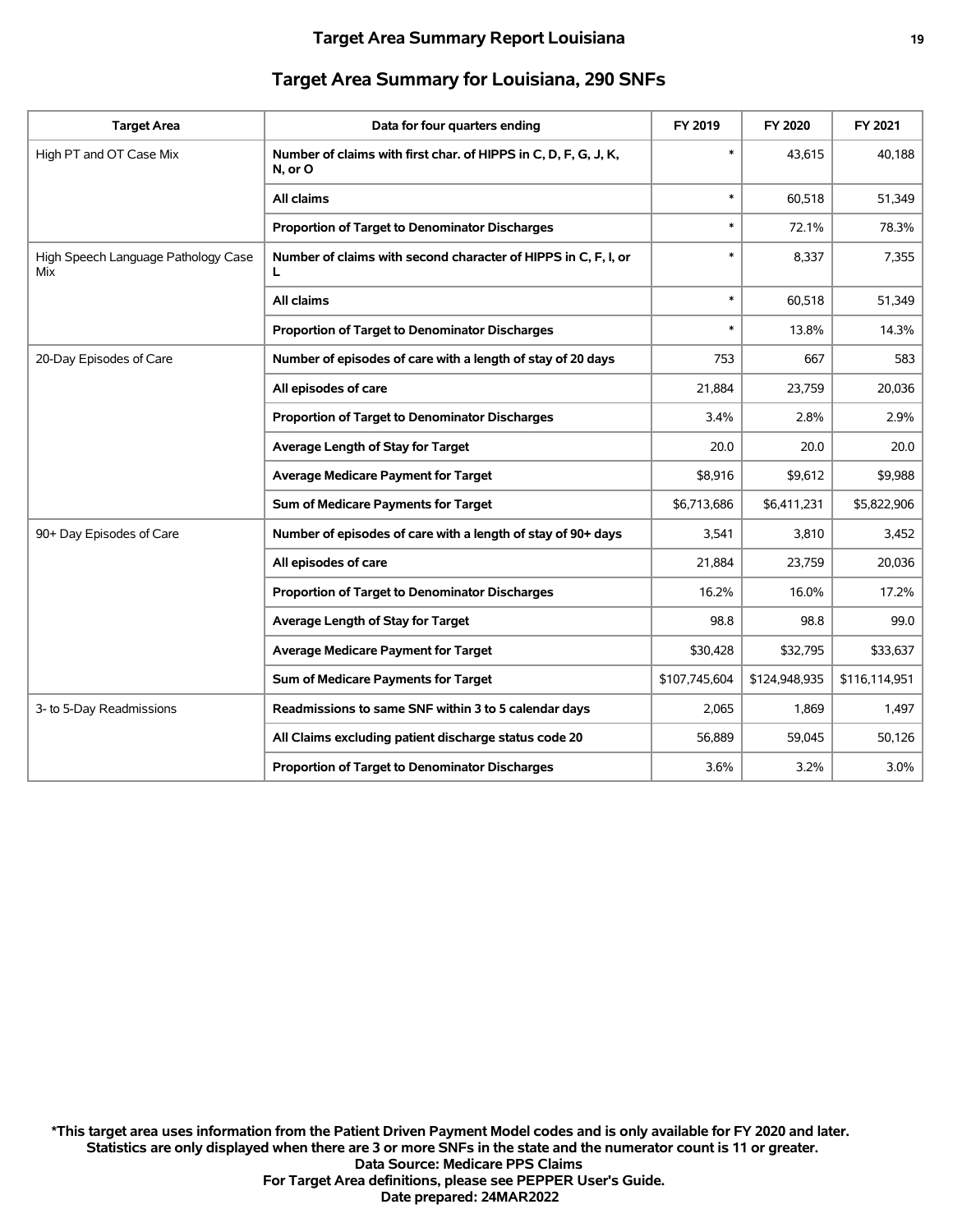## Target Area Summary for Louisiana, 290 SNFs

| Target Area | Data for four quarters ending | FY 2019 | FY 2020 | FY 2021 |
|---|---|---|---|---|
| High PT and OT Case Mix | **Number of claims with first char. of HIPPS in C, D, F, G, J, K, N, or O** | * | 43,615 | 40,188 |
| | **All claims** | * | 60,518 | 51,349 |
| | **Proportion of Target to Denominator Discharges** | * | 72.1% | 78.3% |
| High Speech Language Pathology Case Mix | **Number of claims with second character of HIPPS in C, F, I, or L** | * | 8,337 | 7,355 |
| | **All claims** | * | 60,518 | 51,349 |
| | **Proportion of Target to Denominator Discharges** | * | 13.8% | 14.3% |
| 20-Day Episodes of Care | **Number of episodes of care with a length of stay of 20 days** | 753 | 667 | 583 |
| | **All episodes of care** | 21,884 | 23,759 | 20,036 |
| | **Proportion of Target to Denominator Discharges** | 3.4% | 2.8% | 2.9% |
| | **Average Length of Stay for Target** | 20.0 | 20.0 | 20.0 |
| | **Average Medicare Payment for Target** | $8,916 | $9,612 | $9,988 |
| | **Sum of Medicare Payments for Target** | $6,713,686 | $6,411,231 | $5,822,906 |
| 90+ Day Episodes of Care | **Number of episodes of care with a length of stay of 90+ days** | 3,541 | 3,810 | 3,452 |
| | **All episodes of care** | 21,884 | 23,759 | 20,036 |
| | **Proportion of Target to Denominator Discharges** | 16.2% | 16.0% | 17.2% |
| | **Average Length of Stay for Target** | 98.8 | 98.8 | 99.0 |
| | **Average Medicare Payment for Target** | $30,428 | $32,795 | $33,637 |
| | **Sum of Medicare Payments for Target** | $107,745,604 | $124,948,935 | $116,114,951 |
| 3- to 5-Day Readmissions | **Readmissions to same SNF within 3 to 5 calendar days** | 2,065 | 1,869 | 1,497 |
| | **All Claims excluding patient discharge status code 20** | 56,889 | 59,045 | 50,126 |
| | **Proportion of Target to Denominator Discharges** | 3.6% | 3.2% | 3.0% |

**\*This target area uses information from the Patient Driven Payment Model codes and is only available for FY 2020 and later.**
**Statistics are only displayed when there are 3 or more SNFs in the state and the numerator count is 11 or greater.**
**Data Source: Medicare PPS Claims**
**For Target Area definitions, please see PEPPER User's Guide.**
**Date prepared: 24MAR2022**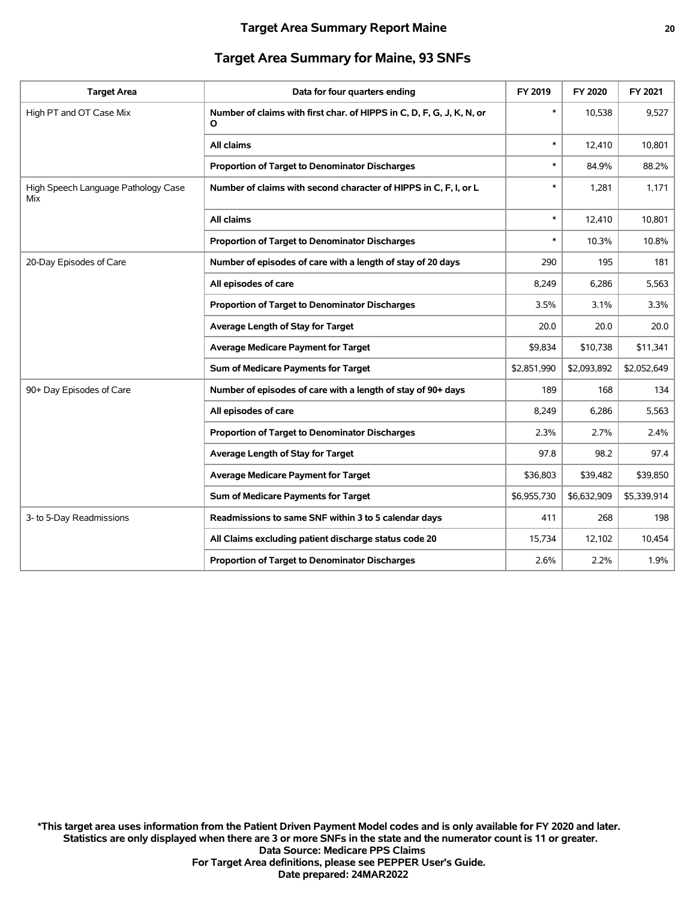## Target Area Summary for Maine, 93 SNFs

| Target Area | Data for four quarters ending | FY 2019 | FY 2020 | FY 2021 |
|---|---|---|---|---|
| High PT and OT Case Mix | **Number of claims with first char. of HIPPS in C, D, F, G, J, K, N, or O** | * | 10,538 | 9,527 |
| | **All claims** | * | 12,410 | 10,801 |
| | **Proportion of Target to Denominator Discharges** | * | 84.9% | 88.2% |
| High Speech Language Pathology Case Mix | **Number of claims with second character of HIPPS in C, F, I, or L** | * | 1,281 | 1,171 |
| | **All claims** | * | 12,410 | 10,801 |
| | **Proportion of Target to Denominator Discharges** | * | 10.3% | 10.8% |
| 20-Day Episodes of Care | **Number of episodes of care with a length of stay of 20 days** | 290 | 195 | 181 |
| | **All episodes of care** | 8,249 | 6,286 | 5,563 |
| | **Proportion of Target to Denominator Discharges** | 3.5% | 3.1% | 3.3% |
| | **Average Length of Stay for Target** | 20.0 | 20.0 | 20.0 |
| | **Average Medicare Payment for Target** | $9,834 | $10,738 | $11,341 |
| | **Sum of Medicare Payments for Target** | $2,851,990 | $2,093,892 | $2,052,649 |
| 90+ Day Episodes of Care | **Number of episodes of care with a length of stay of 90+ days** | 189 | 168 | 134 |
| | **All episodes of care** | 8,249 | 6,286 | 5,563 |
| | **Proportion of Target to Denominator Discharges** | 2.3% | 2.7% | 2.4% |
| | **Average Length of Stay for Target** | 97.8 | 98.2 | 97.4 |
| | **Average Medicare Payment for Target** | $36,803 | $39,482 | $39,850 |
| | **Sum of Medicare Payments for Target** | $6,955,730 | $6,632,909 | $5,339,914 |
| 3- to 5-Day Readmissions | **Readmissions to same SNF within 3 to 5 calendar days** | 411 | 268 | 198 |
| | **All Claims excluding patient discharge status code 20** | 15,734 | 12,102 | 10,454 |
| | **Proportion of Target to Denominator Discharges** | 2.6% | 2.2% | 1.9% |

**\*This target area uses information from the Patient Driven Payment Model codes and is only available for FY 2020 and later.**
**Statistics are only displayed when there are 3 or more SNFs in the state and the numerator count is 11 or greater.**
**Data Source: Medicare PPS Claims**
**For Target Area definitions, please see PEPPER User's Guide.**
**Date prepared: 24MAR2022**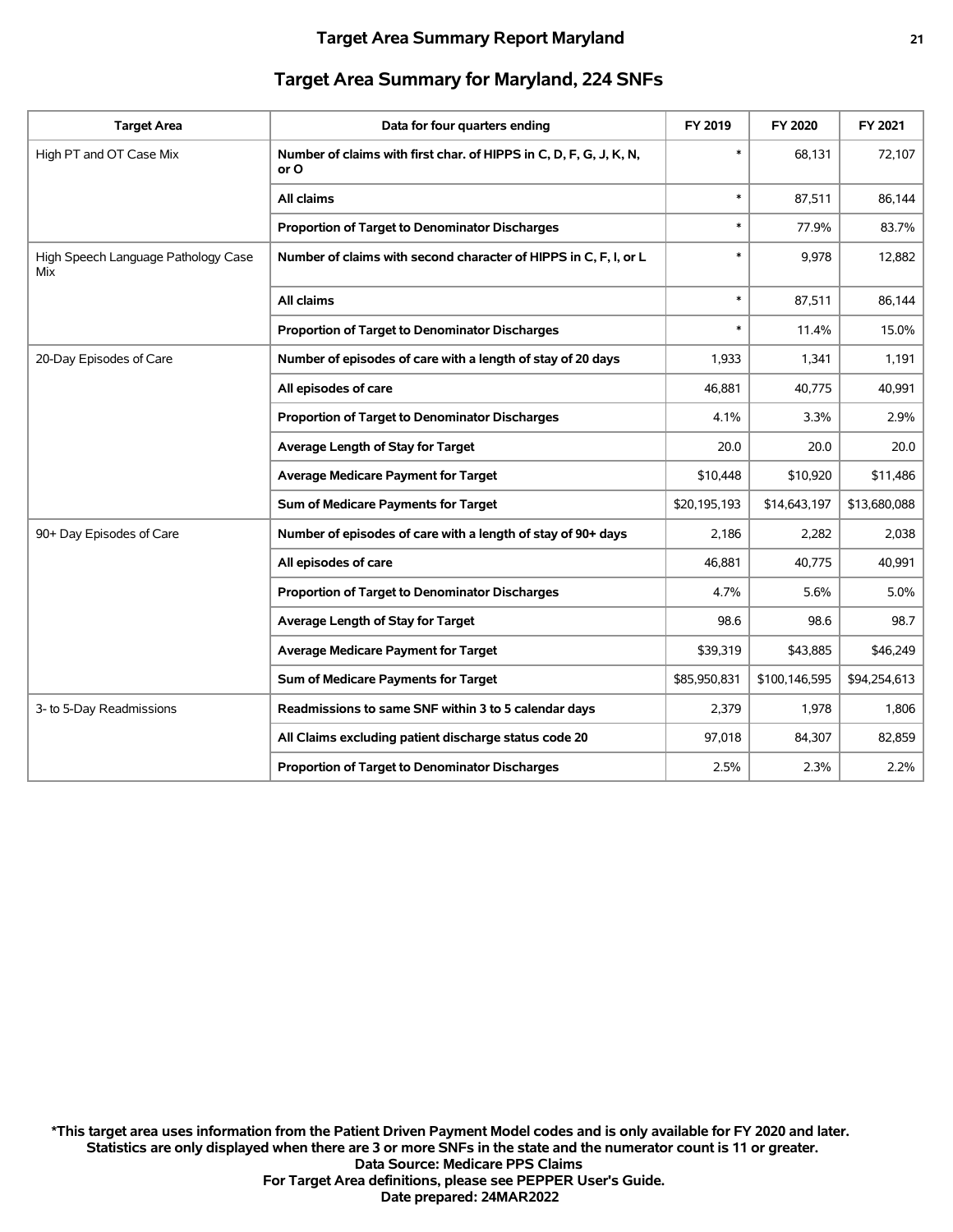## Target Area Summary for Maryland, 224 SNFs

| Target Area | Data for four quarters ending | FY 2019 | FY 2020 | FY 2021 |
|---|---|---|---|---|
| High PT and OT Case Mix | **Number of claims with first char. of HIPPS in C, D, F, G, J, K, N, or O** | * | 68,131 | 72,107 |
| | **All claims** | * | 87,511 | 86,144 |
| | **Proportion of Target to Denominator Discharges** | * | 77.9% | 83.7% |
| High Speech Language Pathology Case Mix | **Number of claims with second character of HIPPS in C, F, I, or L** | * | 9,978 | 12,882 |
| | **All claims** | * | 87,511 | 86,144 |
| | **Proportion of Target to Denominator Discharges** | * | 11.4% | 15.0% |
| 20-Day Episodes of Care | **Number of episodes of care with a length of stay of 20 days** | 1,933 | 1,341 | 1,191 |
| | **All episodes of care** | 46,881 | 40,775 | 40,991 |
| | **Proportion of Target to Denominator Discharges** | 4.1% | 3.3% | 2.9% |
| | **Average Length of Stay for Target** | 20.0 | 20.0 | 20.0 |
| | **Average Medicare Payment for Target** | $10,448 | $10,920 | $11,486 |
| | **Sum of Medicare Payments for Target** | $20,195,193 | $14,643,197 | $13,680,088 |
| 90+ Day Episodes of Care | **Number of episodes of care with a length of stay of 90+ days** | 2,186 | 2,282 | 2,038 |
| | **All episodes of care** | 46,881 | 40,775 | 40,991 |
| | **Proportion of Target to Denominator Discharges** | 4.7% | 5.6% | 5.0% |
| | **Average Length of Stay for Target** | 98.6 | 98.6 | 98.7 |
| | **Average Medicare Payment for Target** | $39,319 | $43,885 | $46,249 |
| | **Sum of Medicare Payments for Target** | $85,950,831 | $100,146,595 | $94,254,613 |
| 3- to 5-Day Readmissions | **Readmissions to same SNF within 3 to 5 calendar days** | 2,379 | 1,978 | 1,806 |
| | **All Claims excluding patient discharge status code 20** | 97,018 | 84,307 | 82,859 |
| | **Proportion of Target to Denominator Discharges** | 2.5% | 2.3% | 2.2% |

**\*This target area uses information from the Patient Driven Payment Model codes and is only available for FY 2020 and later.**
**Statistics are only displayed when there are 3 or more SNFs in the state and the numerator count is 11 or greater.**
**Data Source: Medicare PPS Claims**
**For Target Area definitions, please see PEPPER User's Guide.**
**Date prepared: 24MAR2022**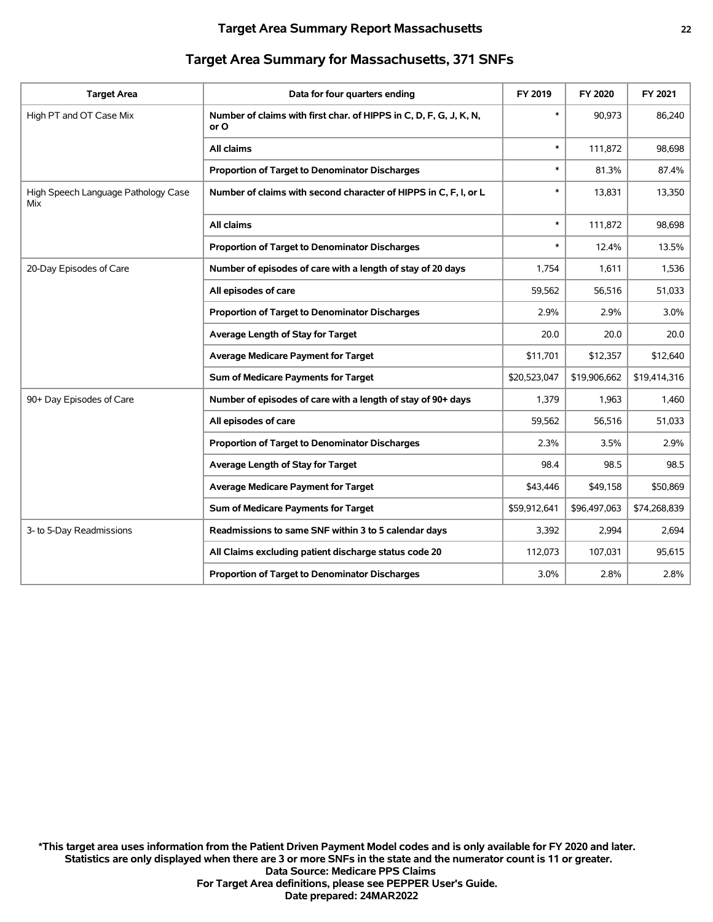## Target Area Summary for Massachusetts, 371 SNFs

| Target Area | Data for four quarters ending | FY 2019 | FY 2020 | FY 2021 |
|---|---|---|---|---|
| High PT and OT Case Mix | Number of claims with first char. of HIPPS in C, D, F, G, J, K, N, or O | * | 90,973 | 86,240 |
| | All claims | * | 111,872 | 98,698 |
| | Proportion of Target to Denominator Discharges | * | 81.3% | 87.4% |
| High Speech Language Pathology Case Mix | Number of claims with second character of HIPPS in C, F, I, or L | * | 13,831 | 13,350 |
| | All claims | * | 111,872 | 98,698 |
| | Proportion of Target to Denominator Discharges | * | 12.4% | 13.5% |
| 20-Day Episodes of Care | Number of episodes of care with a length of stay of 20 days | 1,754 | 1,611 | 1,536 |
| | All episodes of care | 59,562 | 56,516 | 51,033 |
| | Proportion of Target to Denominator Discharges | 2.9% | 2.9% | 3.0% |
| | Average Length of Stay for Target | 20.0 | 20.0 | 20.0 |
| | Average Medicare Payment for Target | $11,701 | $12,357 | $12,640 |
| | Sum of Medicare Payments for Target | $20,523,047 | $19,906,662 | $19,414,316 |
| 90+ Day Episodes of Care | Number of episodes of care with a length of stay of 90+ days | 1,379 | 1,963 | 1,460 |
| | All episodes of care | 59,562 | 56,516 | 51,033 |
| | Proportion of Target to Denominator Discharges | 2.3% | 3.5% | 2.9% |
| | Average Length of Stay for Target | 98.4 | 98.5 | 98.5 |
| | Average Medicare Payment for Target | $43,446 | $49,158 | $50,869 |
| | Sum of Medicare Payments for Target | $59,912,641 | $96,497,063 | $74,268,839 |
| 3- to 5-Day Readmissions | Readmissions to same SNF within 3 to 5 calendar days | 3,392 | 2,994 | 2,694 |
| | All Claims excluding patient discharge status code 20 | 112,073 | 107,031 | 95,615 |
| | Proportion of Target to Denominator Discharges | 3.0% | 2.8% | 2.8% |

**\*This target area uses information from the Patient Driven Payment Model codes and is only available for FY 2020 and later.**
**Statistics are only displayed when there are 3 or more SNFs in the state and the numerator count is 11 or greater.**
**Data Source: Medicare PPS Claims**
**For Target Area definitions, please see PEPPER User's Guide.**
**Date prepared: 24MAR2022**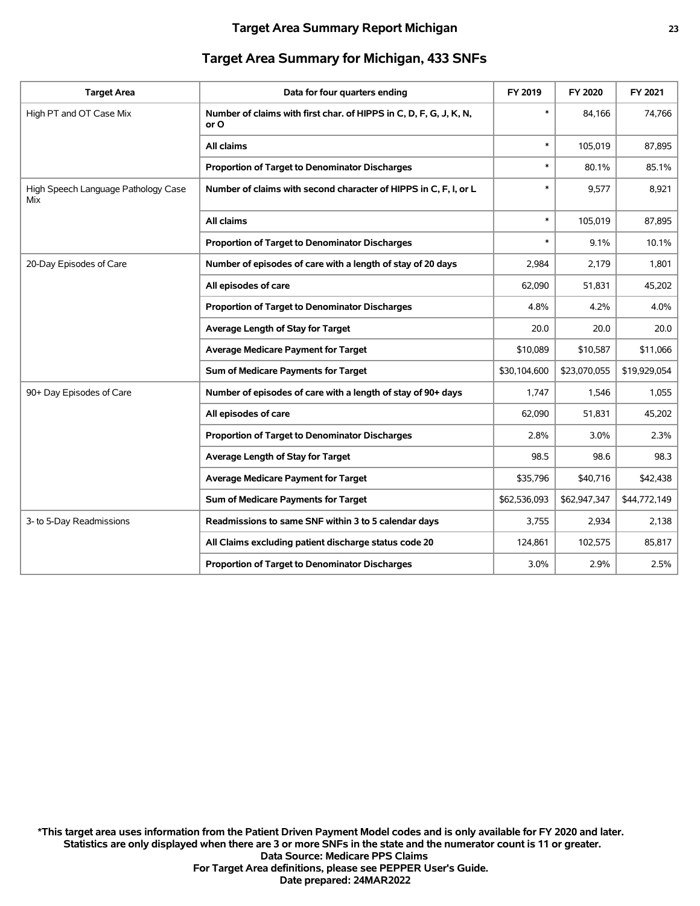## Target Area Summary for Michigan, 433 SNFs

| Target Area | Data for four quarters ending | FY 2019 | FY 2020 | FY 2021 |
|---|---|---|---|---|
| High PT and OT Case Mix | Number of claims with first char. of HIPPS in C, D, F, G, J, K, N, or O | * | 84,166 | 74,766 |
| | All claims | * | 105,019 | 87,895 |
| | Proportion of Target to Denominator Discharges | * | 80.1% | 85.1% |
| High Speech Language Pathology Case Mix | Number of claims with second character of HIPPS in C, F, I, or L | * | 9,577 | 8,921 |
| | All claims | * | 105,019 | 87,895 |
| | Proportion of Target to Denominator Discharges | * | 9.1% | 10.1% |
| 20-Day Episodes of Care | Number of episodes of care with a length of stay of 20 days | 2,984 | 2,179 | 1,801 |
| | All episodes of care | 62,090 | 51,831 | 45,202 |
| | Proportion of Target to Denominator Discharges | 4.8% | 4.2% | 4.0% |
| | Average Length of Stay for Target | 20.0 | 20.0 | 20.0 |
| | Average Medicare Payment for Target | $10,089 | $10,587 | $11,066 |
| | Sum of Medicare Payments for Target | $30,104,600 | $23,070,055 | $19,929,054 |
| 90+ Day Episodes of Care | Number of episodes of care with a length of stay of 90+ days | 1,747 | 1,546 | 1,055 |
| | All episodes of care | 62,090 | 51,831 | 45,202 |
| | Proportion of Target to Denominator Discharges | 2.8% | 3.0% | 2.3% |
| | Average Length of Stay for Target | 98.5 | 98.6 | 98.3 |
| | Average Medicare Payment for Target | $35,796 | $40,716 | $42,438 |
| | Sum of Medicare Payments for Target | $62,536,093 | $62,947,347 | $44,772,149 |
| 3- to 5-Day Readmissions | Readmissions to same SNF within 3 to 5 calendar days | 3,755 | 2,934 | 2,138 |
| | All Claims excluding patient discharge status code 20 | 124,861 | 102,575 | 85,817 |
| | Proportion of Target to Denominator Discharges | 3.0% | 2.9% | 2.5% |

**\*This target area uses information from the Patient Driven Payment Model codes and is only available for FY 2020 and later.**
**Statistics are only displayed when there are 3 or more SNFs in the state and the numerator count is 11 or greater.**
**Data Source: Medicare PPS Claims**
**For Target Area definitions, please see PEPPER User's Guide.**
**Date prepared: 24MAR2022**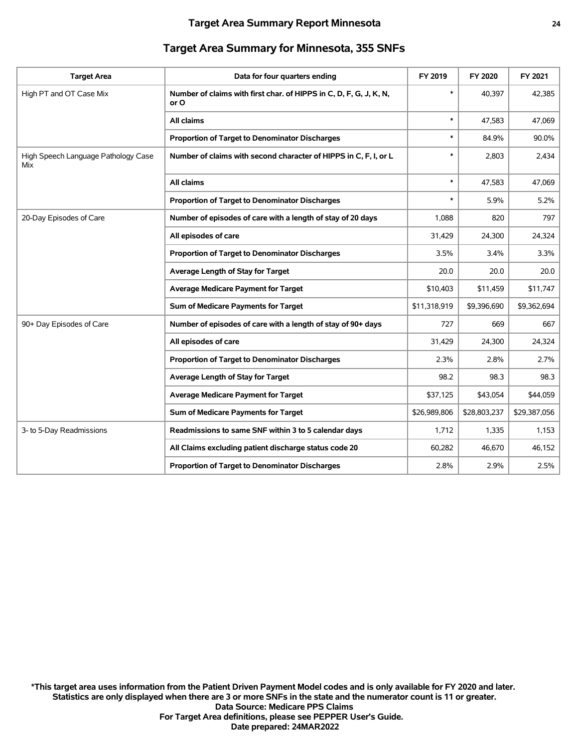# Target Area Summary Report Minnesota

## Target Area Summary for Minnesota, 355 SNFs

| Target Area | Data for four quarters ending | FY 2019 | FY 2020 | FY 2021 |
|---|---|---|---|---|
| High PT and OT Case Mix | Number of claims with first char. of HIPPS in C, D, F, G, J, K, N, or O | * | 40,397 | 42,385 |
| | All claims | * | 47,583 | 47,069 |
| | Proportion of Target to Denominator Discharges | * | 84.9% | 90.0% |
| High Speech Language Pathology Case Mix | Number of claims with second character of HIPPS in C, F, I, or L | * | 2,803 | 2,434 |
| | All claims | * | 47,583 | 47,069 |
| | Proportion of Target to Denominator Discharges | * | 5.9% | 5.2% |
| 20-Day Episodes of Care | Number of episodes of care with a length of stay of 20 days | 1,088 | 820 | 797 |
| | All episodes of care | 31,429 | 24,300 | 24,324 |
| | Proportion of Target to Denominator Discharges | 3.5% | 3.4% | 3.3% |
| | Average Length of Stay for Target | 20.0 | 20.0 | 20.0 |
| | Average Medicare Payment for Target | $10,403 | $11,459 | $11,747 |
| | Sum of Medicare Payments for Target | $11,318,919 | $9,396,690 | $9,362,694 |
| 90+ Day Episodes of Care | Number of episodes of care with a length of stay of 90+ days | 727 | 669 | 667 |
| | All episodes of care | 31,429 | 24,300 | 24,324 |
| | Proportion of Target to Denominator Discharges | 2.3% | 2.8% | 2.7% |
| | Average Length of Stay for Target | 98.2 | 98.3 | 98.3 |
| | Average Medicare Payment for Target | $37,125 | $43,054 | $44,059 |
| | Sum of Medicare Payments for Target | $26,989,806 | $28,803,237 | $29,387,056 |
| 3- to 5-Day Readmissions | Readmissions to same SNF within 3 to 5 calendar days | 1,712 | 1,335 | 1,153 |
| | All Claims excluding patient discharge status code 20 | 60,282 | 46,670 | 46,152 |
| | Proportion of Target to Denominator Discharges | 2.8% | 2.9% | 2.5% |

**\*This target area uses information from the Patient Driven Payment Model codes and is only available for FY 2020 and later.**
**Statistics are only displayed when there are 3 or more SNFs in the state and the numerator count is 11 or greater.**
**Data Source: Medicare PPS Claims**
**For Target Area definitions, please see PEPPER User's Guide.**
**Date prepared: 24MAR2022**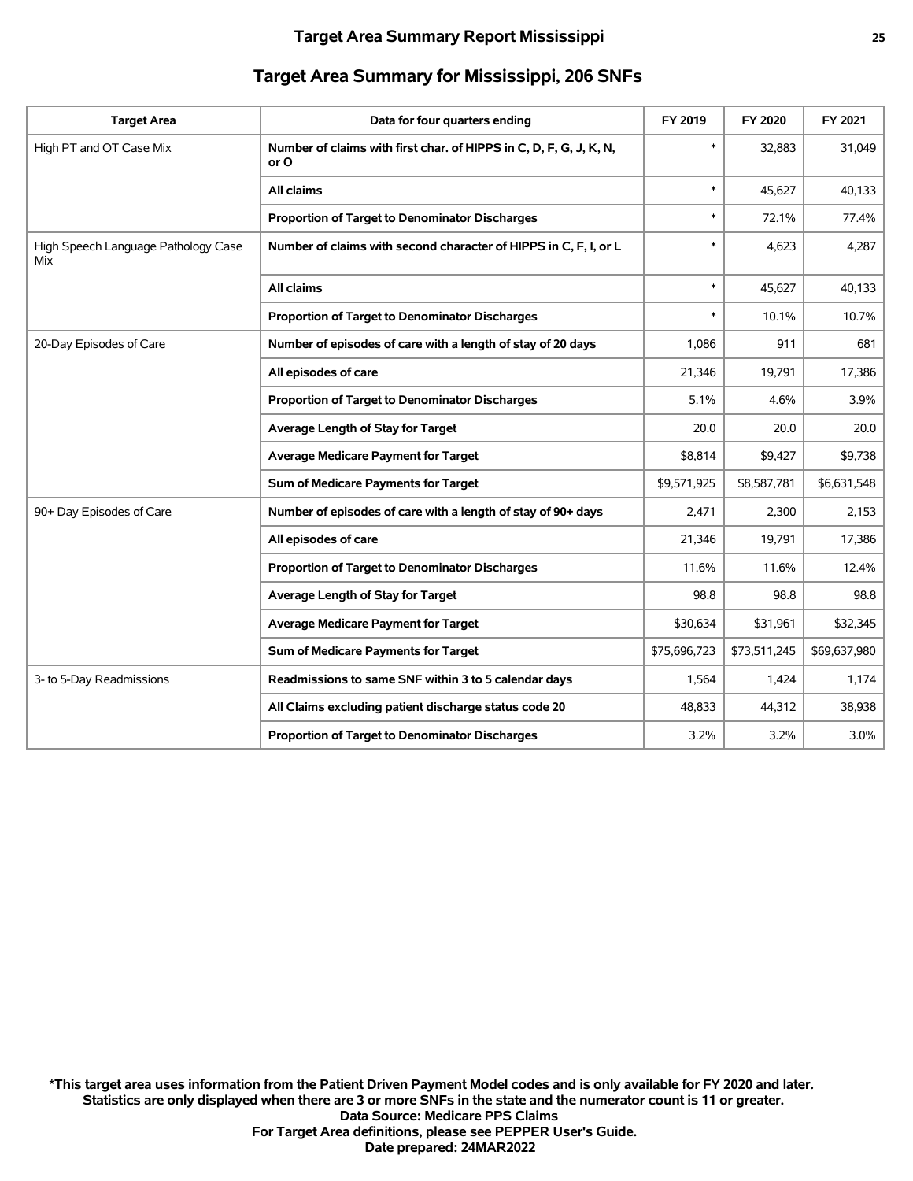## Target Area Summary for Mississippi, 206 SNFs

| Target Area | Data for four quarters ending | FY 2019 | FY 2020 | FY 2021 |
|---|---|---|---|---|
| High PT and OT Case Mix | **Number of claims with first char. of HIPPS in C, D, F, G, J, K, N, or O** | * | 32,883 | 31,049 |
| | **All claims** | * | 45,627 | 40,133 |
| | **Proportion of Target to Denominator Discharges** | * | 72.1% | 77.4% |
| High Speech Language Pathology Case Mix | **Number of claims with second character of HIPPS in C, F, I, or L** | * | 4,623 | 4,287 |
| | **All claims** | * | 45,627 | 40,133 |
| | **Proportion of Target to Denominator Discharges** | * | 10.1% | 10.7% |
| 20-Day Episodes of Care | **Number of episodes of care with a length of stay of 20 days** | 1,086 | 911 | 681 |
| | **All episodes of care** | 21,346 | 19,791 | 17,386 |
| | **Proportion of Target to Denominator Discharges** | 5.1% | 4.6% | 3.9% |
| | **Average Length of Stay for Target** | 20.0 | 20.0 | 20.0 |
| | **Average Medicare Payment for Target** | $8,814 | $9,427 | $9,738 |
| | **Sum of Medicare Payments for Target** | $9,571,925 | $8,587,781 | $6,631,548 |
| 90+ Day Episodes of Care | **Number of episodes of care with a length of stay of 90+ days** | 2,471 | 2,300 | 2,153 |
| | **All episodes of care** | 21,346 | 19,791 | 17,386 |
| | **Proportion of Target to Denominator Discharges** | 11.6% | 11.6% | 12.4% |
| | **Average Length of Stay for Target** | 98.8 | 98.8 | 98.8 |
| | **Average Medicare Payment for Target** | $30,634 | $31,961 | $32,345 |
| | **Sum of Medicare Payments for Target** | $75,696,723 | $73,511,245 | $69,637,980 |
| 3- to 5-Day Readmissions | **Readmissions to same SNF within 3 to 5 calendar days** | 1,564 | 1,424 | 1,174 |
| | **All Claims excluding patient discharge status code 20** | 48,833 | 44,312 | 38,938 |
| | **Proportion of Target to Denominator Discharges** | 3.2% | 3.2% | 3.0% |

**\*This target area uses information from the Patient Driven Payment Model codes and is only available for FY 2020 and later.**
**Statistics are only displayed when there are 3 or more SNFs in the state and the numerator count is 11 or greater.**
**Data Source: Medicare PPS Claims**
**For Target Area definitions, please see PEPPER User's Guide.**
**Date prepared: 24MAR2022**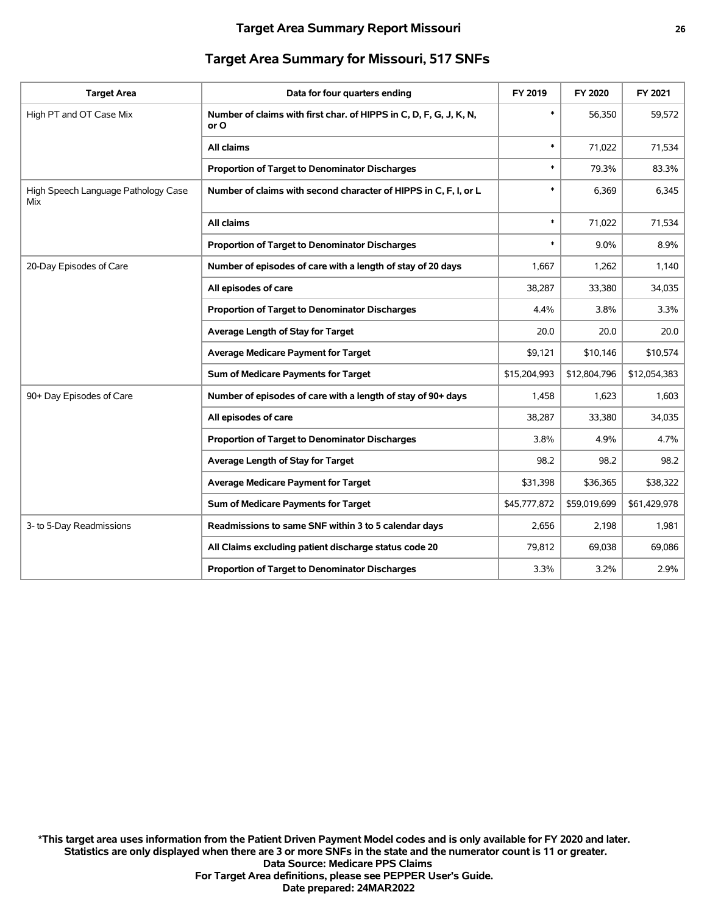# Target Area Summary Report Missouri

## Target Area Summary for Missouri, 517 SNFs

| Target Area | Data for four quarters ending | FY 2019 | FY 2020 | FY 2021 |
|---|---|---|---|---|
| High PT and OT Case Mix | **Number of claims with first char. of HIPPS in C, D, F, G, J, K, N, or O** | * | 56,350 | 59,572 |
| | **All claims** | * | 71,022 | 71,534 |
| | **Proportion of Target to Denominator Discharges** | * | 79.3% | 83.3% |
| High Speech Language Pathology Case Mix | **Number of claims with second character of HIPPS in C, F, I, or L** | * | 6,369 | 6,345 |
| | **All claims** | * | 71,022 | 71,534 |
| | **Proportion of Target to Denominator Discharges** | * | 9.0% | 8.9% |
| 20-Day Episodes of Care | **Number of episodes of care with a length of stay of 20 days** | 1,667 | 1,262 | 1,140 |
| | **All episodes of care** | 38,287 | 33,380 | 34,035 |
| | **Proportion of Target to Denominator Discharges** | 4.4% | 3.8% | 3.3% |
| | **Average Length of Stay for Target** | 20.0 | 20.0 | 20.0 |
| | **Average Medicare Payment for Target** | $9,121 | $10,146 | $10,574 |
| | **Sum of Medicare Payments for Target** | $15,204,993 | $12,804,796 | $12,054,383 |
| 90+ Day Episodes of Care | **Number of episodes of care with a length of stay of 90+ days** | 1,458 | 1,623 | 1,603 |
| | **All episodes of care** | 38,287 | 33,380 | 34,035 |
| | **Proportion of Target to Denominator Discharges** | 3.8% | 4.9% | 4.7% |
| | **Average Length of Stay for Target** | 98.2 | 98.2 | 98.2 |
| | **Average Medicare Payment for Target** | $31,398 | $36,365 | $38,322 |
| | **Sum of Medicare Payments for Target** | $45,777,872 | $59,019,699 | $61,429,978 |
| 3- to 5-Day Readmissions | **Readmissions to same SNF within 3 to 5 calendar days** | 2,656 | 2,198 | 1,981 |
| | **All Claims excluding patient discharge status code 20** | 79,812 | 69,038 | 69,086 |
| | **Proportion of Target to Denominator Discharges** | 3.3% | 3.2% | 2.9% |

**\*This target area uses information from the Patient Driven Payment Model codes and is only available for FY 2020 and later.**
**Statistics are only displayed when there are 3 or more SNFs in the state and the numerator count is 11 or greater.**
**Data Source: Medicare PPS Claims**
**For Target Area definitions, please see PEPPER User's Guide.**
**Date prepared: 24MAR2022**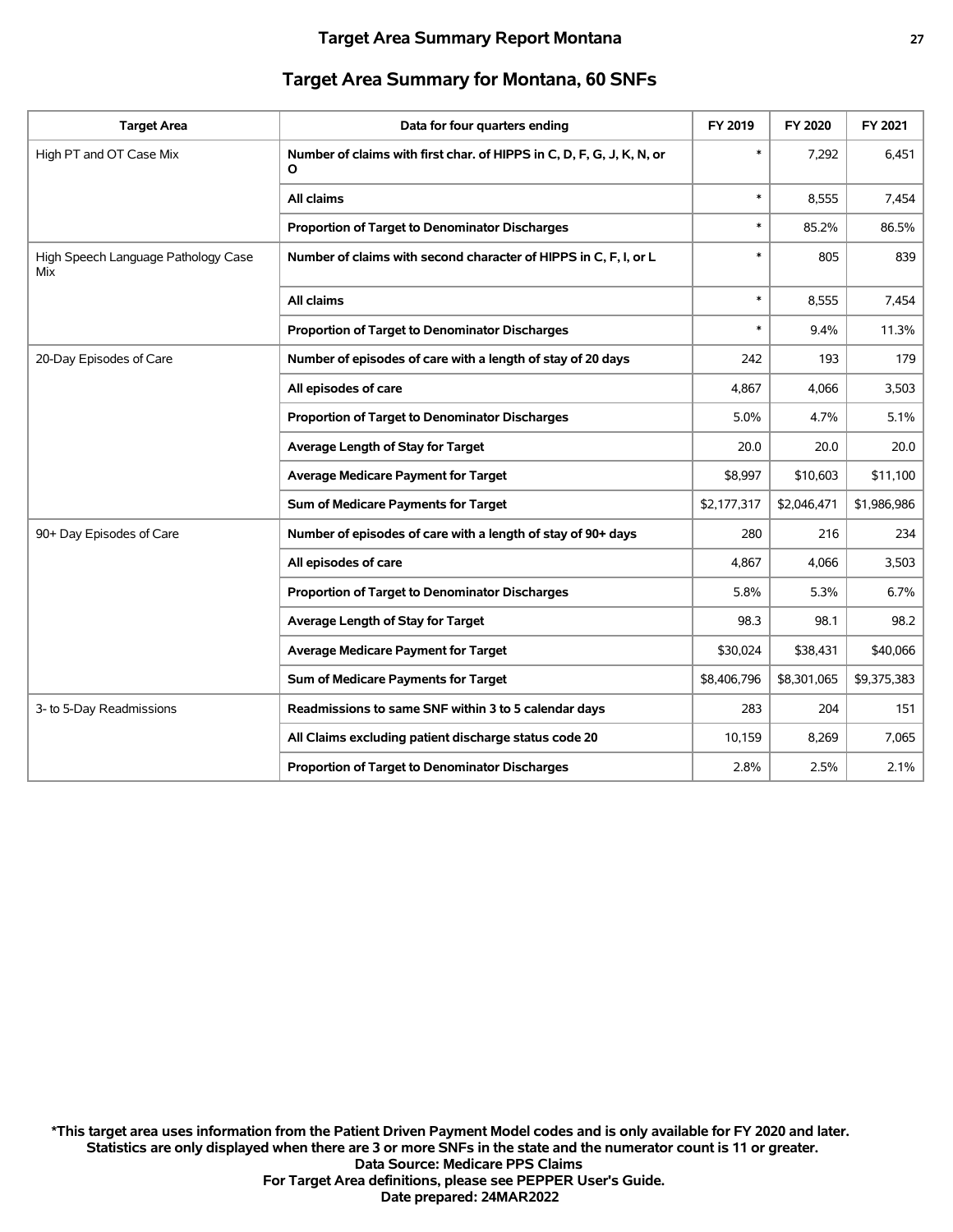## Target Area Summary for Montana, 60 SNFs

| Target Area | Data for four quarters ending | FY 2019 | FY 2020 | FY 2021 |
|---|---|---|---|---|
| High PT and OT Case Mix | **Number of claims with first char. of HIPPS in C, D, F, G, J, K, N, or O** | * | 7,292 | 6,451 |
| | **All claims** | * | 8,555 | 7,454 |
| | **Proportion of Target to Denominator Discharges** | * | 85.2% | 86.5% |
| High Speech Language Pathology Case Mix | **Number of claims with second character of HIPPS in C, F, I, or L** | * | 805 | 839 |
| | **All claims** | * | 8,555 | 7,454 |
| | **Proportion of Target to Denominator Discharges** | * | 9.4% | 11.3% |
| 20-Day Episodes of Care | **Number of episodes of care with a length of stay of 20 days** | 242 | 193 | 179 |
| | **All episodes of care** | 4,867 | 4,066 | 3,503 |
| | **Proportion of Target to Denominator Discharges** | 5.0% | 4.7% | 5.1% |
| | **Average Length of Stay for Target** | 20.0 | 20.0 | 20.0 |
| | **Average Medicare Payment for Target** | $8,997 | $10,603 | $11,100 |
| | **Sum of Medicare Payments for Target** | $2,177,317 | $2,046,471 | $1,986,986 |
| 90+ Day Episodes of Care | **Number of episodes of care with a length of stay of 90+ days** | 280 | 216 | 234 |
| | **All episodes of care** | 4,867 | 4,066 | 3,503 |
| | **Proportion of Target to Denominator Discharges** | 5.8% | 5.3% | 6.7% |
| | **Average Length of Stay for Target** | 98.3 | 98.1 | 98.2 |
| | **Average Medicare Payment for Target** | $30,024 | $38,431 | $40,066 |
| | **Sum of Medicare Payments for Target** | $8,406,796 | $8,301,065 | $9,375,383 |
| 3- to 5-Day Readmissions | **Readmissions to same SNF within 3 to 5 calendar days** | 283 | 204 | 151 |
| | **All Claims excluding patient discharge status code 20** | 10,159 | 8,269 | 7,065 |
| | **Proportion of Target to Denominator Discharges** | 2.8% | 2.5% | 2.1% |

**\*This target area uses information from the Patient Driven Payment Model codes and is only available for FY 2020 and later.**
**Statistics are only displayed when there are 3 or more SNFs in the state and the numerator count is 11 or greater.**
**Data Source: Medicare PPS Claims**
**For Target Area definitions, please see PEPPER User's Guide.**
**Date prepared: 24MAR2022**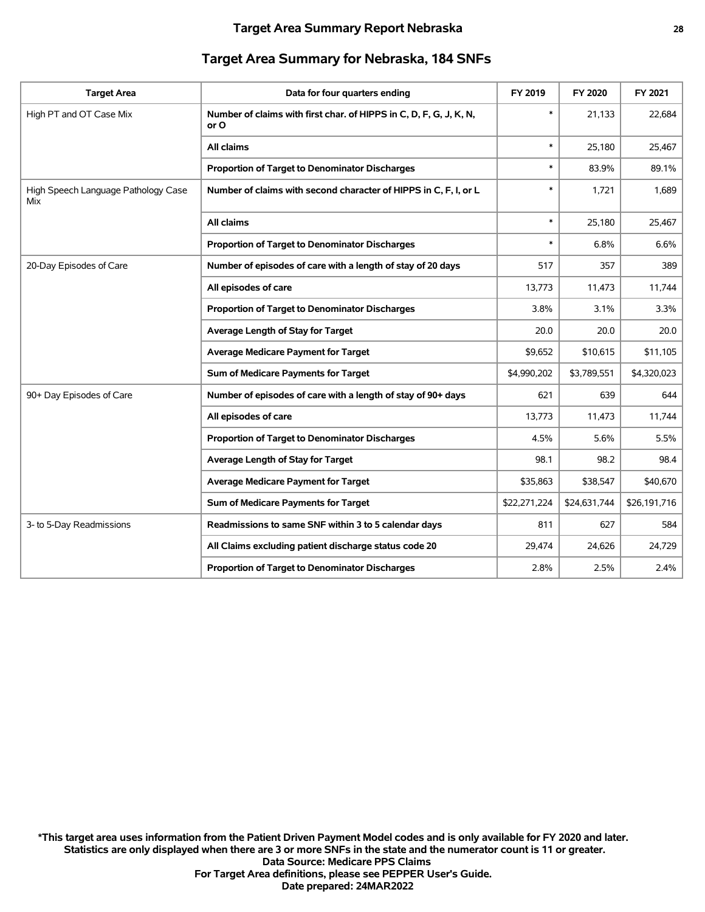## Target Area Summary for Nebraska, 184 SNFs

| Target Area | Data for four quarters ending | FY 2019 | FY 2020 | FY 2021 |
|---|---|---|---|---|
| High PT and OT Case Mix | **Number of claims with first char. of HIPPS in C, D, F, G, J, K, N, or O** | * | 21,133 | 22,684 |
| | **All claims** | * | 25,180 | 25,467 |
| | **Proportion of Target to Denominator Discharges** | * | 83.9% | 89.1% |
| High Speech Language Pathology Case Mix | **Number of claims with second character of HIPPS in C, F, I, or L** | * | 1,721 | 1,689 |
| | **All claims** | * | 25,180 | 25,467 |
| | **Proportion of Target to Denominator Discharges** | * | 6.8% | 6.6% |
| 20-Day Episodes of Care | **Number of episodes of care with a length of stay of 20 days** | 517 | 357 | 389 |
| | **All episodes of care** | 13,773 | 11,473 | 11,744 |
| | **Proportion of Target to Denominator Discharges** | 3.8% | 3.1% | 3.3% |
| | **Average Length of Stay for Target** | 20.0 | 20.0 | 20.0 |
| | **Average Medicare Payment for Target** | $9,652 | $10,615 | $11,105 |
| | **Sum of Medicare Payments for Target** | $4,990,202 | $3,789,551 | $4,320,023 |
| 90+ Day Episodes of Care | **Number of episodes of care with a length of stay of 90+ days** | 621 | 639 | 644 |
| | **All episodes of care** | 13,773 | 11,473 | 11,744 |
| | **Proportion of Target to Denominator Discharges** | 4.5% | 5.6% | 5.5% |
| | **Average Length of Stay for Target** | 98.1 | 98.2 | 98.4 |
| | **Average Medicare Payment for Target** | $35,863 | $38,547 | $40,670 |
| | **Sum of Medicare Payments for Target** | $22,271,224 | $24,631,744 | $26,191,716 |
| 3- to 5-Day Readmissions | **Readmissions to same SNF within 3 to 5 calendar days** | 811 | 627 | 584 |
| | **All Claims excluding patient discharge status code 20** | 29,474 | 24,626 | 24,729 |
| | **Proportion of Target to Denominator Discharges** | 2.8% | 2.5% | 2.4% |

**\*This target area uses information from the Patient Driven Payment Model codes and is only available for FY 2020 and later.**
**Statistics are only displayed when there are 3 or more SNFs in the state and the numerator count is 11 or greater.**
**Data Source: Medicare PPS Claims**
**For Target Area definitions, please see PEPPER User's Guide.**
**Date prepared: 24MAR2022**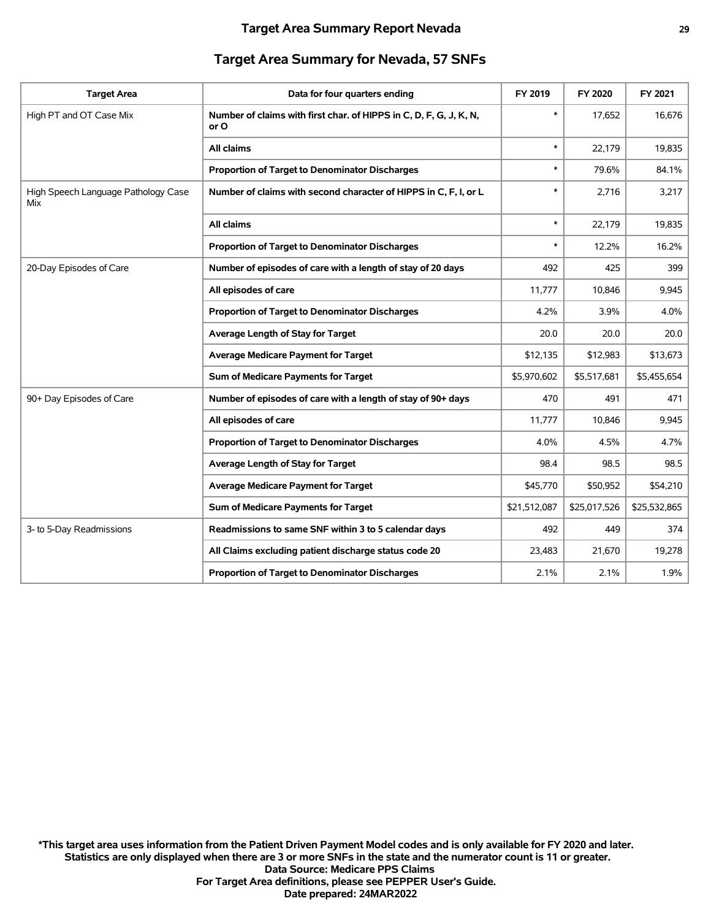# Target Area Summary Report Nevada

## Target Area Summary for Nevada, 57 SNFs

| Target Area | Data for four quarters ending | FY 2019 | FY 2020 | FY 2021 |
|---|---|---|---|---|
| High PT and OT Case Mix | Number of claims with first char. of HIPPS in C, D, F, G, J, K, N, or O | * | 17,652 | 16,676 |
| | All claims | * | 22,179 | 19,835 |
| | Proportion of Target to Denominator Discharges | * | 79.6% | 84.1% |
| High Speech Language Pathology Case Mix | Number of claims with second character of HIPPS in C, F, I, or L | * | 2,716 | 3,217 |
| | All claims | * | 22,179 | 19,835 |
| | Proportion of Target to Denominator Discharges | * | 12.2% | 16.2% |
| 20-Day Episodes of Care | Number of episodes of care with a length of stay of 20 days | 492 | 425 | 399 |
| | All episodes of care | 11,777 | 10,846 | 9,945 |
| | Proportion of Target to Denominator Discharges | 4.2% | 3.9% | 4.0% |
| | Average Length of Stay for Target | 20.0 | 20.0 | 20.0 |
| | Average Medicare Payment for Target | $12,135 | $12,983 | $13,673 |
| | Sum of Medicare Payments for Target | $5,970,602 | $5,517,681 | $5,455,654 |
| 90+ Day Episodes of Care | Number of episodes of care with a length of stay of 90+ days | 470 | 491 | 471 |
| | All episodes of care | 11,777 | 10,846 | 9,945 |
| | Proportion of Target to Denominator Discharges | 4.0% | 4.5% | 4.7% |
| | Average Length of Stay for Target | 98.4 | 98.5 | 98.5 |
| | Average Medicare Payment for Target | $45,770 | $50,952 | $54,210 |
| | Sum of Medicare Payments for Target | $21,512,087 | $25,017,526 | $25,532,865 |
| 3- to 5-Day Readmissions | Readmissions to same SNF within 3 to 5 calendar days | 492 | 449 | 374 |
| | All Claims excluding patient discharge status code 20 | 23,483 | 21,670 | 19,278 |
| | Proportion of Target to Denominator Discharges | 2.1% | 2.1% | 1.9% |

**\*This target area uses information from the Patient Driven Payment Model codes and is only available for FY 2020 and later.**
**Statistics are only displayed when there are 3 or more SNFs in the state and the numerator count is 11 or greater.**
**Data Source: Medicare PPS Claims**
**For Target Area definitions, please see PEPPER User's Guide.**
**Date prepared: 24MAR2022**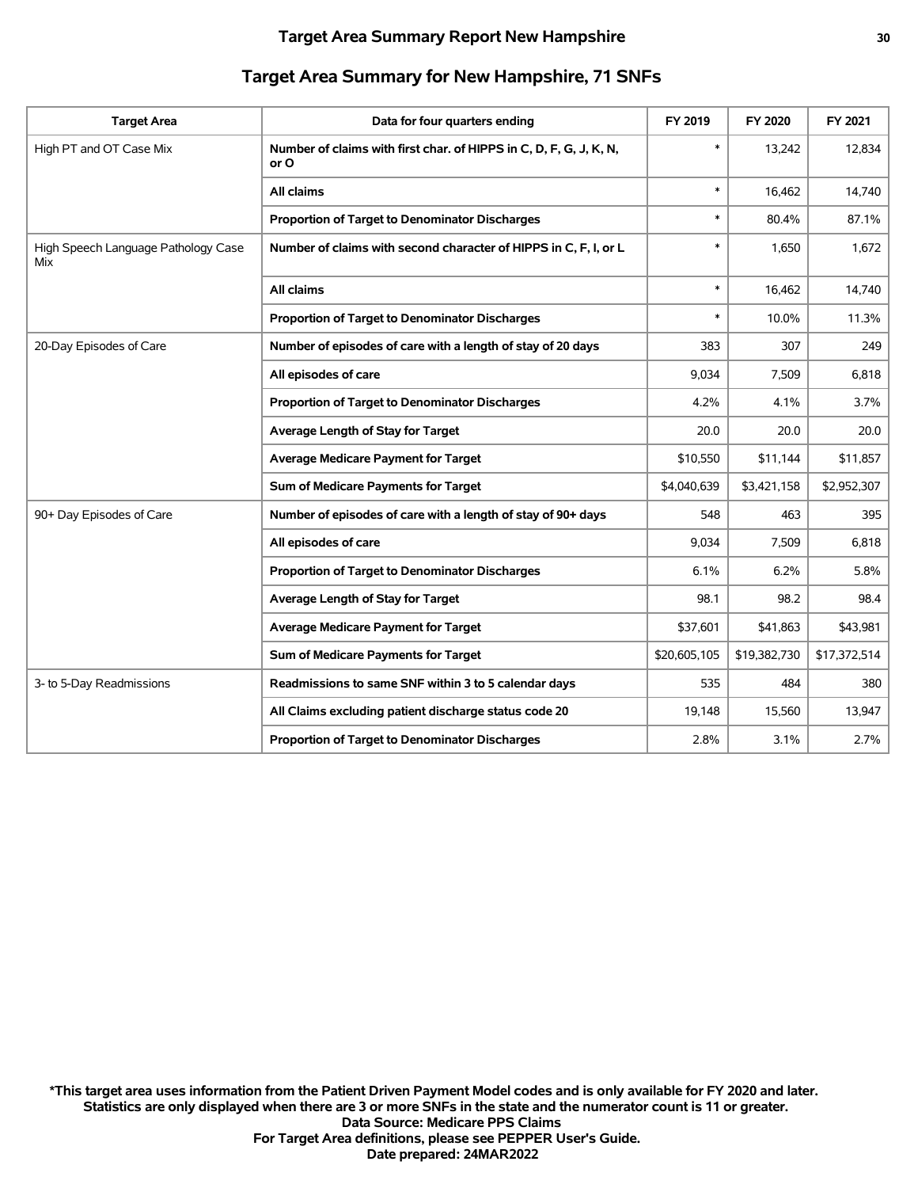## Target Area Summary for New Hampshire, 71 SNFs

| Target Area | Data for four quarters ending | FY 2019 | FY 2020 | FY 2021 |
|---|---|---|---|---|
| High PT and OT Case Mix | **Number of claims with first char. of HIPPS in C, D, F, G, J, K, N, or O** | * | 13,242 | 12,834 |
| | **All claims** | * | 16,462 | 14,740 |
| | **Proportion of Target to Denominator Discharges** | * | 80.4% | 87.1% |
| High Speech Language Pathology Case Mix | **Number of claims with second character of HIPPS in C, F, I, or L** | * | 1,650 | 1,672 |
| | **All claims** | * | 16,462 | 14,740 |
| | **Proportion of Target to Denominator Discharges** | * | 10.0% | 11.3% |
| 20-Day Episodes of Care | **Number of episodes of care with a length of stay of 20 days** | 383 | 307 | 249 |
| | **All episodes of care** | 9,034 | 7,509 | 6,818 |
| | **Proportion of Target to Denominator Discharges** | 4.2% | 4.1% | 3.7% |
| | **Average Length of Stay for Target** | 20.0 | 20.0 | 20.0 |
| | **Average Medicare Payment for Target** | $10,550 | $11,144 | $11,857 |
| | **Sum of Medicare Payments for Target** | $4,040,639 | $3,421,158 | $2,952,307 |
| 90+ Day Episodes of Care | **Number of episodes of care with a length of stay of 90+ days** | 548 | 463 | 395 |
| | **All episodes of care** | 9,034 | 7,509 | 6,818 |
| | **Proportion of Target to Denominator Discharges** | 6.1% | 6.2% | 5.8% |
| | **Average Length of Stay for Target** | 98.1 | 98.2 | 98.4 |
| | **Average Medicare Payment for Target** | $37,601 | $41,863 | $43,981 |
| | **Sum of Medicare Payments for Target** | $20,605,105 | $19,382,730 | $17,372,514 |
| 3- to 5-Day Readmissions | **Readmissions to same SNF within 3 to 5 calendar days** | 535 | 484 | 380 |
| | **All Claims excluding patient discharge status code 20** | 19,148 | 15,560 | 13,947 |
| | **Proportion of Target to Denominator Discharges** | 2.8% | 3.1% | 2.7% |

**\*This target area uses information from the Patient Driven Payment Model codes and is only available for FY 2020 and later.**
**Statistics are only displayed when there are 3 or more SNFs in the state and the numerator count is 11 or greater.**
**Data Source: Medicare PPS Claims**
**For Target Area definitions, please see PEPPER User's Guide.**
**Date prepared: 24MAR2022**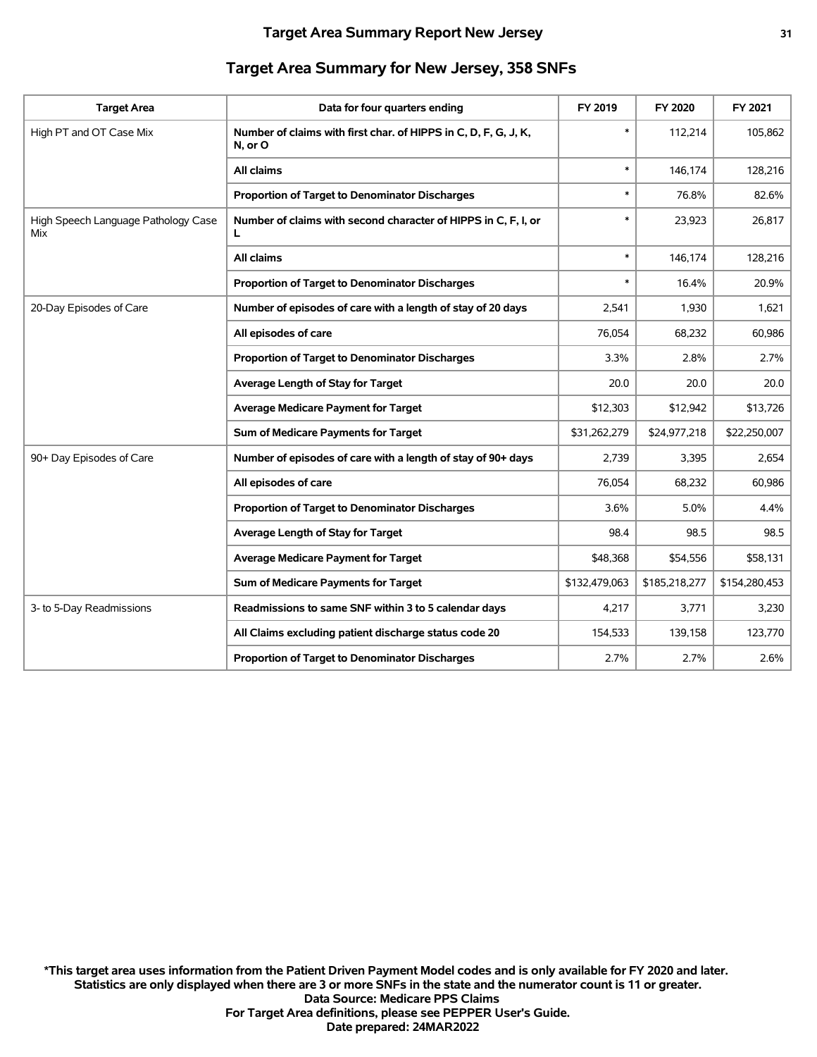## Target Area Summary for New Jersey, 358 SNFs

| Target Area | Data for four quarters ending | FY 2019 | FY 2020 | FY 2021 |
|---|---|---|---|---|
| High PT and OT Case Mix | **Number of claims with first char. of HIPPS in C, D, F, G, J, K, N, or O** | * | 112,214 | 105,862 |
| | **All claims** | * | 146,174 | 128,216 |
| | **Proportion of Target to Denominator Discharges** | * | 76.8% | 82.6% |
| High Speech Language Pathology Case Mix | **Number of claims with second character of HIPPS in C, F, I, or L** | * | 23,923 | 26,817 |
| | **All claims** | * | 146,174 | 128,216 |
| | **Proportion of Target to Denominator Discharges** | * | 16.4% | 20.9% |
| 20-Day Episodes of Care | **Number of episodes of care with a length of stay of 20 days** | 2,541 | 1,930 | 1,621 |
| | **All episodes of care** | 76,054 | 68,232 | 60,986 |
| | **Proportion of Target to Denominator Discharges** | 3.3% | 2.8% | 2.7% |
| | **Average Length of Stay for Target** | 20.0 | 20.0 | 20.0 |
| | **Average Medicare Payment for Target** | $12,303 | $12,942 | $13,726 |
| | **Sum of Medicare Payments for Target** | $31,262,279 | $24,977,218 | $22,250,007 |
| 90+ Day Episodes of Care | **Number of episodes of care with a length of stay of 90+ days** | 2,739 | 3,395 | 2,654 |
| | **All episodes of care** | 76,054 | 68,232 | 60,986 |
| | **Proportion of Target to Denominator Discharges** | 3.6% | 5.0% | 4.4% |
| | **Average Length of Stay for Target** | 98.4 | 98.5 | 98.5 |
| | **Average Medicare Payment for Target** | $48,368 | $54,556 | $58,131 |
| | **Sum of Medicare Payments for Target** | $132,479,063 | $185,218,277 | $154,280,453 |
| 3- to 5-Day Readmissions | **Readmissions to same SNF within 3 to 5 calendar days** | 4,217 | 3,771 | 3,230 |
| | **All Claims excluding patient discharge status code 20** | 154,533 | 139,158 | 123,770 |
| | **Proportion of Target to Denominator Discharges** | 2.7% | 2.7% | 2.6% |

**\*This target area uses information from the Patient Driven Payment Model codes and is only available for FY 2020 and later.**
**Statistics are only displayed when there are 3 or more SNFs in the state and the numerator count is 11 or greater.**
**Data Source: Medicare PPS Claims**
**For Target Area definitions, please see PEPPER User's Guide.**
**Date prepared: 24MAR2022**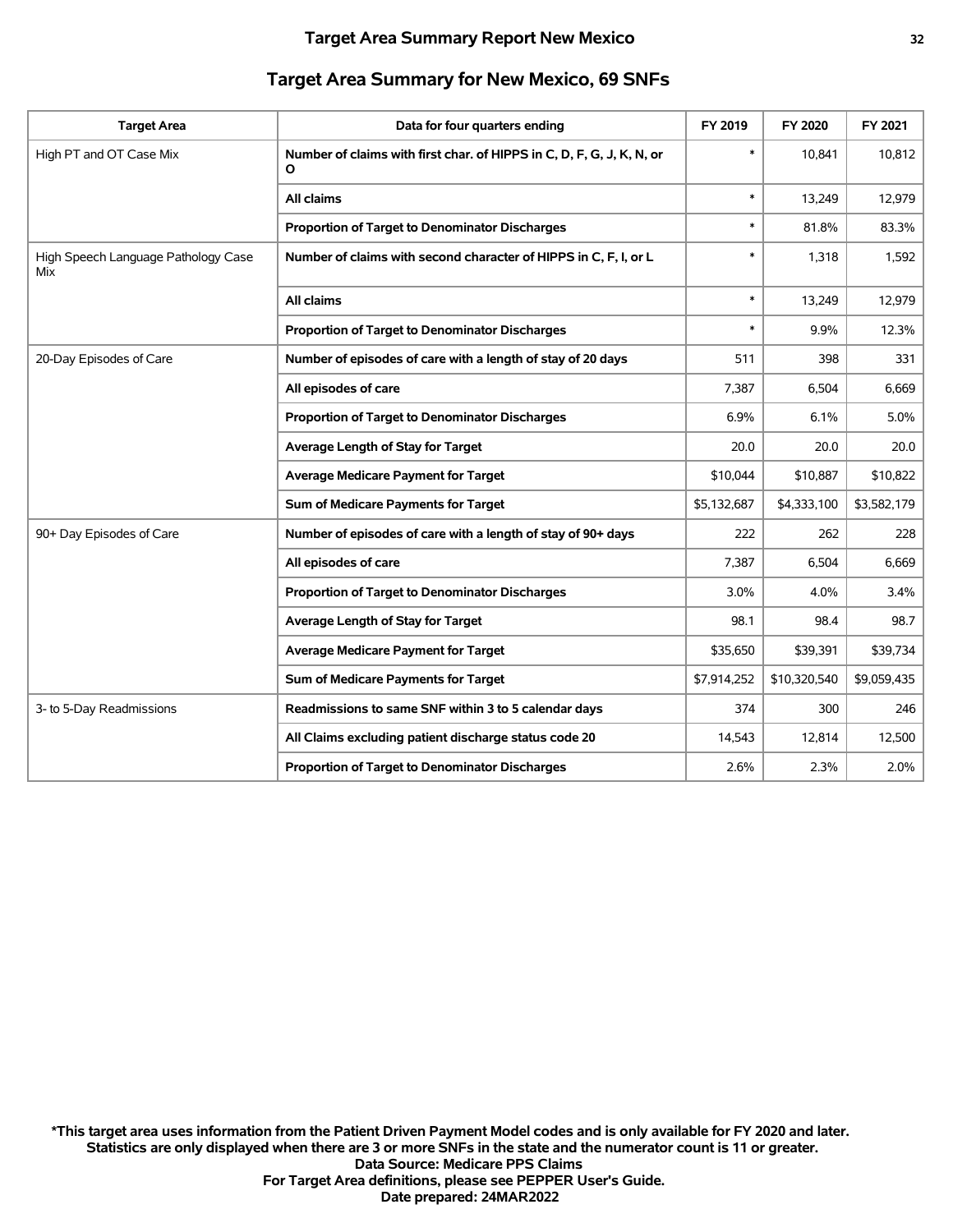# Target Area Summary Report New Mexico

## Target Area Summary for New Mexico, 69 SNFs

| Target Area | Data for four quarters ending | FY 2019 | FY 2020 | FY 2021 |
|---|---|---|---|---|
| High PT and OT Case Mix | **Number of claims with first char. of HIPPS in C, D, F, G, J, K, N, or O** | * | 10,841 | 10,812 |
| | **All claims** | * | 13,249 | 12,979 |
| | **Proportion of Target to Denominator Discharges** | * | 81.8% | 83.3% |
| High Speech Language Pathology Case Mix | **Number of claims with second character of HIPPS in C, F, I, or L** | * | 1,318 | 1,592 |
| | **All claims** | * | 13,249 | 12,979 |
| | **Proportion of Target to Denominator Discharges** | * | 9.9% | 12.3% |
| 20-Day Episodes of Care | **Number of episodes of care with a length of stay of 20 days** | 511 | 398 | 331 |
| | **All episodes of care** | 7,387 | 6,504 | 6,669 |
| | **Proportion of Target to Denominator Discharges** | 6.9% | 6.1% | 5.0% |
| | **Average Length of Stay for Target** | 20.0 | 20.0 | 20.0 |
| | **Average Medicare Payment for Target** | $10,044 | $10,887 | $10,822 |
| | **Sum of Medicare Payments for Target** | $5,132,687 | $4,333,100 | $3,582,179 |
| 90+ Day Episodes of Care | **Number of episodes of care with a length of stay of 90+ days** | 222 | 262 | 228 |
| | **All episodes of care** | 7,387 | 6,504 | 6,669 |
| | **Proportion of Target to Denominator Discharges** | 3.0% | 4.0% | 3.4% |
| | **Average Length of Stay for Target** | 98.1 | 98.4 | 98.7 |
| | **Average Medicare Payment for Target** | $35,650 | $39,391 | $39,734 |
| | **Sum of Medicare Payments for Target** | $7,914,252 | $10,320,540 | $9,059,435 |
| 3- to 5-Day Readmissions | **Readmissions to same SNF within 3 to 5 calendar days** | 374 | 300 | 246 |
| | **All Claims excluding patient discharge status code 20** | 14,543 | 12,814 | 12,500 |
| | **Proportion of Target to Denominator Discharges** | 2.6% | 2.3% | 2.0% |

**\*This target area uses information from the Patient Driven Payment Model codes and is only available for FY 2020 and later.**
**Statistics are only displayed when there are 3 or more SNFs in the state and the numerator count is 11 or greater.**
**Data Source: Medicare PPS Claims**
**For Target Area definitions, please see PEPPER User's Guide.**
**Date prepared: 24MAR2022**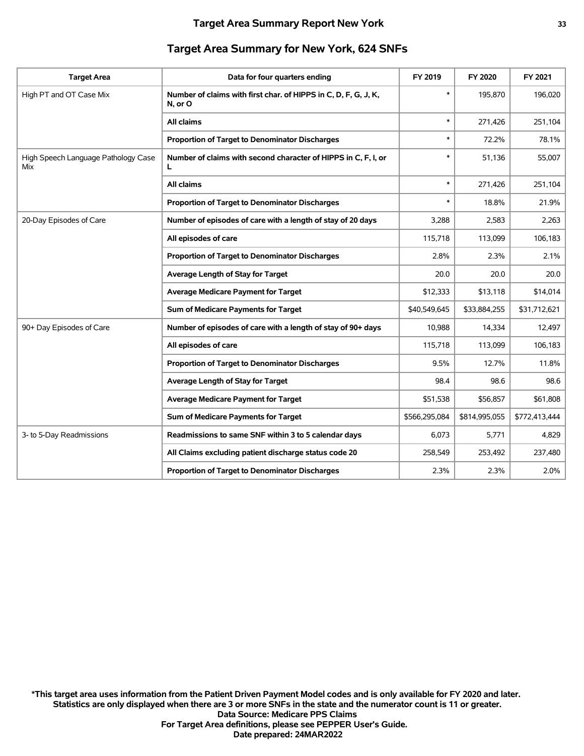## Target Area Summary for New York, 624 SNFs

| Target Area | Data for four quarters ending | FY 2019 | FY 2020 | FY 2021 |
|---|---|---|---|---|
| High PT and OT Case Mix | **Number of claims with first char. of HIPPS in C, D, F, G, J, K, N, or O** | * | 195,870 | 196,020 |
| | **All claims** | * | 271,426 | 251,104 |
| | **Proportion of Target to Denominator Discharges** | * | 72.2% | 78.1% |
| High Speech Language Pathology Case Mix | **Number of claims with second character of HIPPS in C, F, I, or L** | * | 51,136 | 55,007 |
| | **All claims** | * | 271,426 | 251,104 |
| | **Proportion of Target to Denominator Discharges** | * | 18.8% | 21.9% |
| 20-Day Episodes of Care | **Number of episodes of care with a length of stay of 20 days** | 3,288 | 2,583 | 2,263 |
| | **All episodes of care** | 115,718 | 113,099 | 106,183 |
| | **Proportion of Target to Denominator Discharges** | 2.8% | 2.3% | 2.1% |
| | **Average Length of Stay for Target** | 20.0 | 20.0 | 20.0 |
| | **Average Medicare Payment for Target** | $12,333 | $13,118 | $14,014 |
| | **Sum of Medicare Payments for Target** | $40,549,645 | $33,884,255 | $31,712,621 |
| 90+ Day Episodes of Care | **Number of episodes of care with a length of stay of 90+ days** | 10,988 | 14,334 | 12,497 |
| | **All episodes of care** | 115,718 | 113,099 | 106,183 |
| | **Proportion of Target to Denominator Discharges** | 9.5% | 12.7% | 11.8% |
| | **Average Length of Stay for Target** | 98.4 | 98.6 | 98.6 |
| | **Average Medicare Payment for Target** | $51,538 | $56,857 | $61,808 |
| | **Sum of Medicare Payments for Target** | $566,295,084 | $814,995,055 | $772,413,444 |
| 3- to 5-Day Readmissions | **Readmissions to same SNF within 3 to 5 calendar days** | 6,073 | 5,771 | 4,829 |
| | **All Claims excluding patient discharge status code 20** | 258,549 | 253,492 | 237,480 |
| | **Proportion of Target to Denominator Discharges** | 2.3% | 2.3% | 2.0% |

**\*This target area uses information from the Patient Driven Payment Model codes and is only available for FY 2020 and later.**
**Statistics are only displayed when there are 3 or more SNFs in the state and the numerator count is 11 or greater.**
**Data Source: Medicare PPS Claims**
**For Target Area definitions, please see PEPPER User's Guide.**
**Date prepared: 24MAR2022**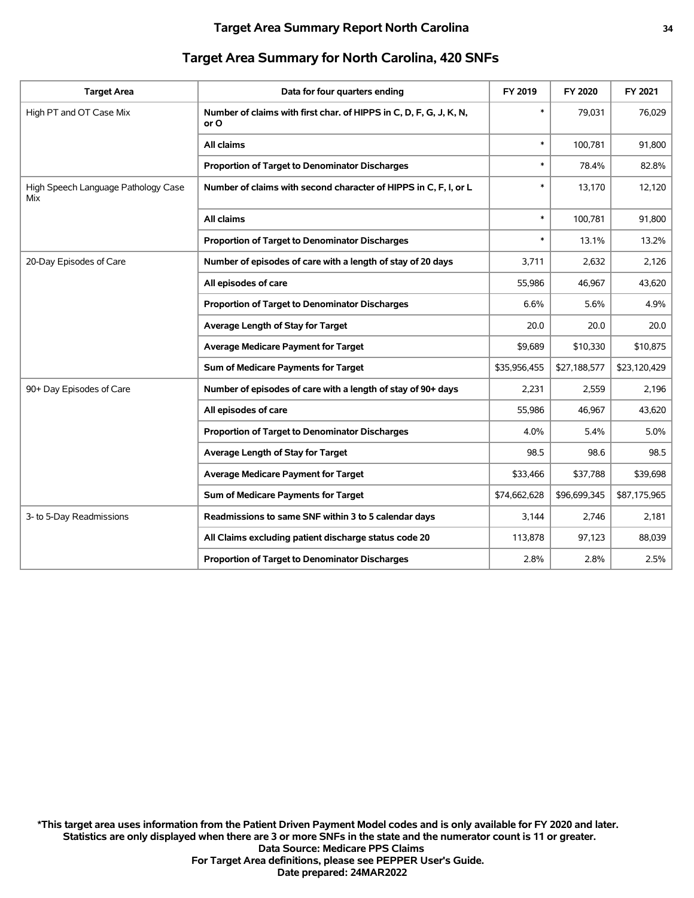## Target Area Summary for North Carolina, 420 SNFs

| Target Area | Data for four quarters ending | FY 2019 | FY 2020 | FY 2021 |
|---|---|---|---|---|
| High PT and OT Case Mix | Number of claims with first char. of HIPPS in C, D, F, G, J, K, N, or O | * | 79,031 | 76,029 |
| | All claims | * | 100,781 | 91,800 |
| | Proportion of Target to Denominator Discharges | * | 78.4% | 82.8% |
| High Speech Language Pathology Case Mix | Number of claims with second character of HIPPS in C, F, I, or L | * | 13,170 | 12,120 |
| | All claims | * | 100,781 | 91,800 |
| | Proportion of Target to Denominator Discharges | * | 13.1% | 13.2% |
| 20-Day Episodes of Care | Number of episodes of care with a length of stay of 20 days | 3,711 | 2,632 | 2,126 |
| | All episodes of care | 55,986 | 46,967 | 43,620 |
| | Proportion of Target to Denominator Discharges | 6.6% | 5.6% | 4.9% |
| | Average Length of Stay for Target | 20.0 | 20.0 | 20.0 |
| | Average Medicare Payment for Target | $9,689 | $10,330 | $10,875 |
| | Sum of Medicare Payments for Target | $35,956,455 | $27,188,577 | $23,120,429 |
| 90+ Day Episodes of Care | Number of episodes of care with a length of stay of 90+ days | 2,231 | 2,559 | 2,196 |
| | All episodes of care | 55,986 | 46,967 | 43,620 |
| | Proportion of Target to Denominator Discharges | 4.0% | 5.4% | 5.0% |
| | Average Length of Stay for Target | 98.5 | 98.6 | 98.5 |
| | Average Medicare Payment for Target | $33,466 | $37,788 | $39,698 |
| | Sum of Medicare Payments for Target | $74,662,628 | $96,699,345 | $87,175,965 |
| 3- to 5-Day Readmissions | Readmissions to same SNF within 3 to 5 calendar days | 3,144 | 2,746 | 2,181 |
| | All Claims excluding patient discharge status code 20 | 113,878 | 97,123 | 88,039 |
| | Proportion of Target to Denominator Discharges | 2.8% | 2.8% | 2.5% |

**\*This target area uses information from the Patient Driven Payment Model codes and is only available for FY 2020 and later.**
**Statistics are only displayed when there are 3 or more SNFs in the state and the numerator count is 11 or greater.**
**Data Source: Medicare PPS Claims**
**For Target Area definitions, please see PEPPER User's Guide.**
**Date prepared: 24MAR2022**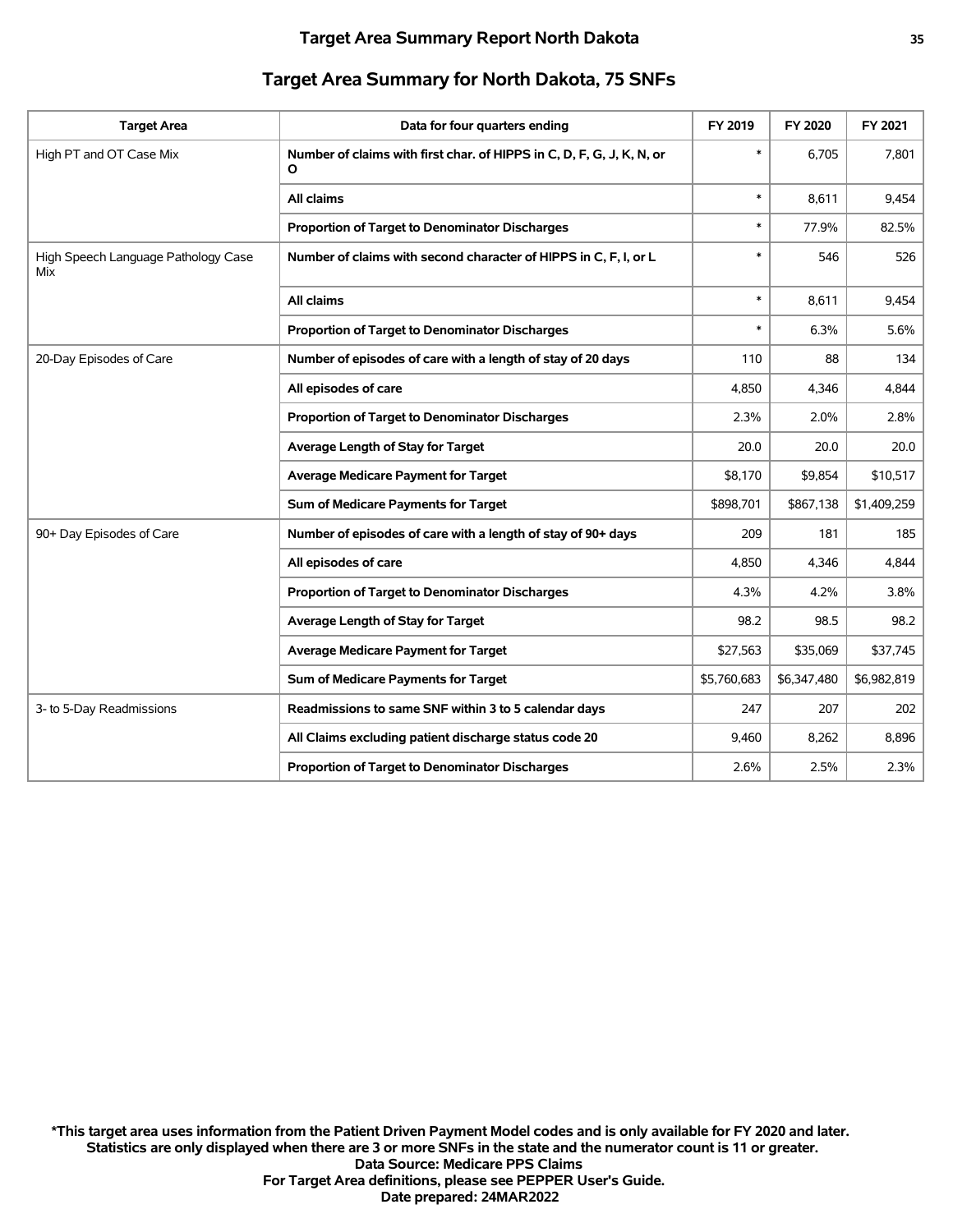## Target Area Summary for North Dakota, 75 SNFs

| Target Area | Data for four quarters ending | FY 2019 | FY 2020 | FY 2021 |
|---|---|---|---|---|
| High PT and OT Case Mix | **Number of claims with first char. of HIPPS in C, D, F, G, J, K, N, or O** | * | 6,705 | 7,801 |
| | **All claims** | * | 8,611 | 9,454 |
| | **Proportion of Target to Denominator Discharges** | * | 77.9% | 82.5% |
| High Speech Language Pathology Case Mix | **Number of claims with second character of HIPPS in C, F, I, or L** | * | 546 | 526 |
| | **All claims** | * | 8,611 | 9,454 |
| | **Proportion of Target to Denominator Discharges** | * | 6.3% | 5.6% |
| 20-Day Episodes of Care | **Number of episodes of care with a length of stay of 20 days** | 110 | 88 | 134 |
| | **All episodes of care** | 4,850 | 4,346 | 4,844 |
| | **Proportion of Target to Denominator Discharges** | 2.3% | 2.0% | 2.8% |
| | **Average Length of Stay for Target** | 20.0 | 20.0 | 20.0 |
| | **Average Medicare Payment for Target** | $8,170 | $9,854 | $10,517 |
| | **Sum of Medicare Payments for Target** | $898,701 | $867,138 | $1,409,259 |
| 90+ Day Episodes of Care | **Number of episodes of care with a length of stay of 90+ days** | 209 | 181 | 185 |
| | **All episodes of care** | 4,850 | 4,346 | 4,844 |
| | **Proportion of Target to Denominator Discharges** | 4.3% | 4.2% | 3.8% |
| | **Average Length of Stay for Target** | 98.2 | 98.5 | 98.2 |
| | **Average Medicare Payment for Target** | $27,563 | $35,069 | $37,745 |
| | **Sum of Medicare Payments for Target** | $5,760,683 | $6,347,480 | $6,982,819 |
| 3- to 5-Day Readmissions | **Readmissions to same SNF within 3 to 5 calendar days** | 247 | 207 | 202 |
| | **All Claims excluding patient discharge status code 20** | 9,460 | 8,262 | 8,896 |
| | **Proportion of Target to Denominator Discharges** | 2.6% | 2.5% | 2.3% |

**\*This target area uses information from the Patient Driven Payment Model codes and is only available for FY 2020 and later.**
**Statistics are only displayed when there are 3 or more SNFs in the state and the numerator count is 11 or greater.**
**Data Source: Medicare PPS Claims**
**For Target Area definitions, please see PEPPER User's Guide.**
**Date prepared: 24MAR2022**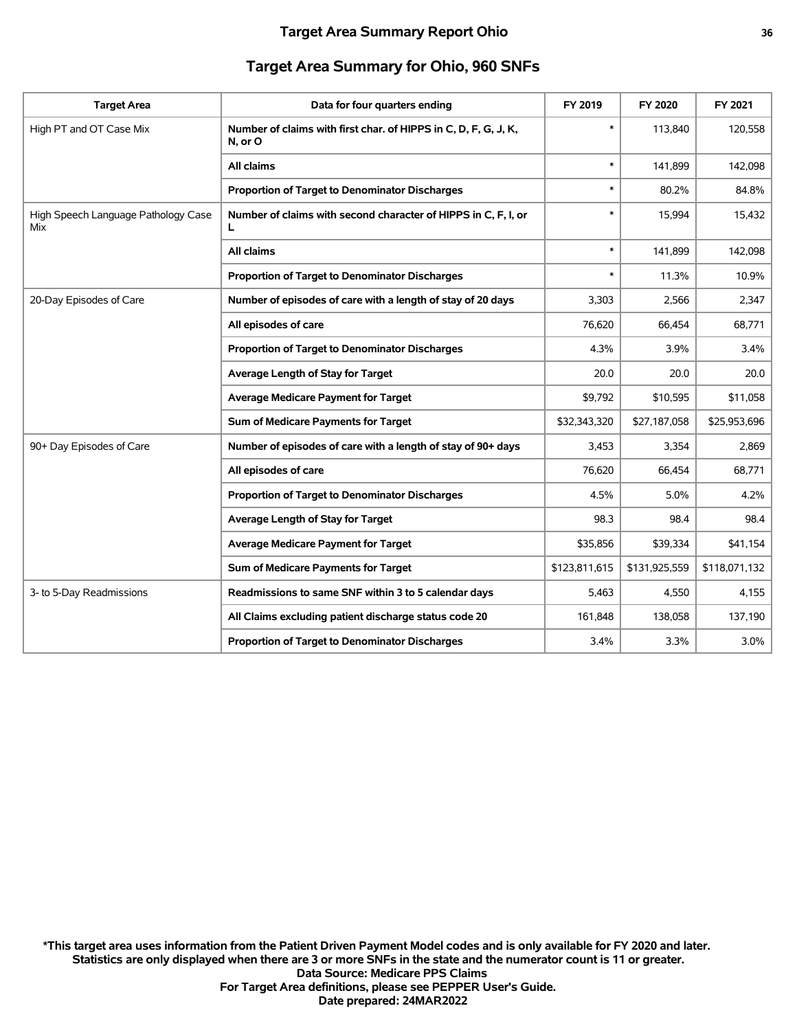# Target Area Summary Report Ohio

## Target Area Summary for Ohio, 960 SNFs

| Target Area | Data for four quarters ending | FY 2019 | FY 2020 | FY 2021 |
|---|---|---|---|---|
| High PT and OT Case Mix | **Number of claims with first char. of HIPPS in C, D, F, G, J, K, N, or O** | * | 113,840 | 120,558 |
| | **All claims** | * | 141,899 | 142,098 |
| | **Proportion of Target to Denominator Discharges** | * | 80.2% | 84.8% |
| High Speech Language Pathology Case Mix | **Number of claims with second character of HIPPS in C, F, I, or L** | * | 15,994 | 15,432 |
| | **All claims** | * | 141,899 | 142,098 |
| | **Proportion of Target to Denominator Discharges** | * | 11.3% | 10.9% |
| 20-Day Episodes of Care | **Number of episodes of care with a length of stay of 20 days** | 3,303 | 2,566 | 2,347 |
| | **All episodes of care** | 76,620 | 66,454 | 68,771 |
| | **Proportion of Target to Denominator Discharges** | 4.3% | 3.9% | 3.4% |
| | **Average Length of Stay for Target** | 20.0 | 20.0 | 20.0 |
| | **Average Medicare Payment for Target** | $9,792 | $10,595 | $11,058 |
| | **Sum of Medicare Payments for Target** | $32,343,320 | $27,187,058 | $25,953,696 |
| 90+ Day Episodes of Care | **Number of episodes of care with a length of stay of 90+ days** | 3,453 | 3,354 | 2,869 |
| | **All episodes of care** | 76,620 | 66,454 | 68,771 |
| | **Proportion of Target to Denominator Discharges** | 4.5% | 5.0% | 4.2% |
| | **Average Length of Stay for Target** | 98.3 | 98.4 | 98.4 |
| | **Average Medicare Payment for Target** | $35,856 | $39,334 | $41,154 |
| | **Sum of Medicare Payments for Target** | $123,811,615 | $131,925,559 | $118,071,132 |
| 3- to 5-Day Readmissions | **Readmissions to same SNF within 3 to 5 calendar days** | 5,463 | 4,550 | 4,155 |
| | **All Claims excluding patient discharge status code 20** | 161,848 | 138,058 | 137,190 |
| | **Proportion of Target to Denominator Discharges** | 3.4% | 3.3% | 3.0% |

**\*This target area uses information from the Patient Driven Payment Model codes and is only available for FY 2020 and later.**
**Statistics are only displayed when there are 3 or more SNFs in the state and the numerator count is 11 or greater.**
**Data Source: Medicare PPS Claims**
**For Target Area definitions, please see PEPPER User's Guide.**
**Date prepared: 24MAR2022**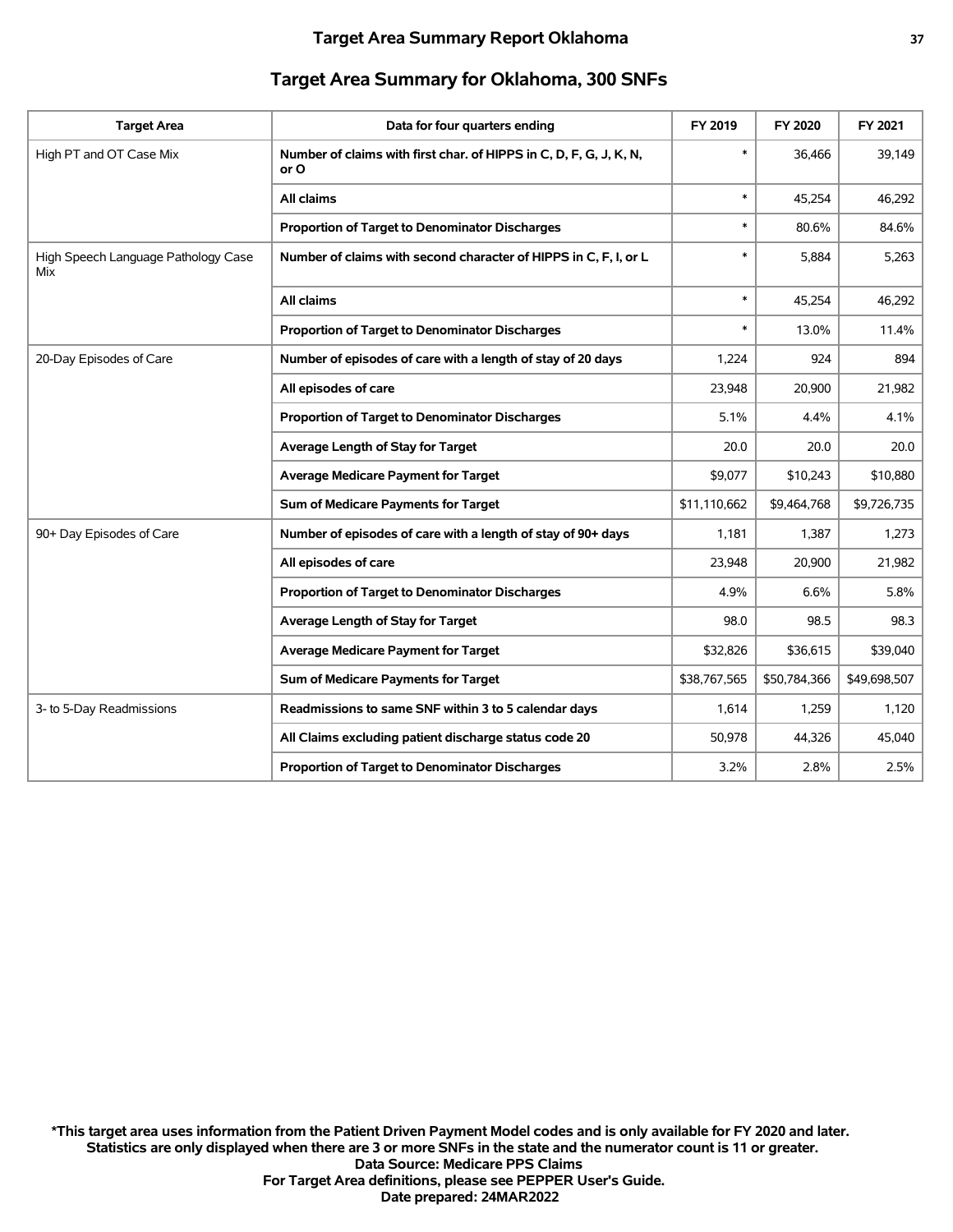## Target Area Summary for Oklahoma, 300 SNFs

| Target Area | Data for four quarters ending | FY 2019 | FY 2020 | FY 2021 |
|---|---|---|---|---|
| High PT and OT Case Mix | **Number of claims with first char. of HIPPS in C, D, F, G, J, K, N, or O** | * | 36,466 | 39,149 |
| | **All claims** | * | 45,254 | 46,292 |
| | **Proportion of Target to Denominator Discharges** | * | 80.6% | 84.6% |
| High Speech Language Pathology Case Mix | **Number of claims with second character of HIPPS in C, F, I, or L** | * | 5,884 | 5,263 |
| | **All claims** | * | 45,254 | 46,292 |
| | **Proportion of Target to Denominator Discharges** | * | 13.0% | 11.4% |
| 20-Day Episodes of Care | **Number of episodes of care with a length of stay of 20 days** | 1,224 | 924 | 894 |
| | **All episodes of care** | 23,948 | 20,900 | 21,982 |
| | **Proportion of Target to Denominator Discharges** | 5.1% | 4.4% | 4.1% |
| | **Average Length of Stay for Target** | 20.0 | 20.0 | 20.0 |
| | **Average Medicare Payment for Target** | $9,077 | $10,243 | $10,880 |
| | **Sum of Medicare Payments for Target** | $11,110,662 | $9,464,768 | $9,726,735 |
| 90+ Day Episodes of Care | **Number of episodes of care with a length of stay of 90+ days** | 1,181 | 1,387 | 1,273 |
| | **All episodes of care** | 23,948 | 20,900 | 21,982 |
| | **Proportion of Target to Denominator Discharges** | 4.9% | 6.6% | 5.8% |
| | **Average Length of Stay for Target** | 98.0 | 98.5 | 98.3 |
| | **Average Medicare Payment for Target** | $32,826 | $36,615 | $39,040 |
| | **Sum of Medicare Payments for Target** | $38,767,565 | $50,784,366 | $49,698,507 |
| 3- to 5-Day Readmissions | **Readmissions to same SNF within 3 to 5 calendar days** | 1,614 | 1,259 | 1,120 |
| | **All Claims excluding patient discharge status code 20** | 50,978 | 44,326 | 45,040 |
| | **Proportion of Target to Denominator Discharges** | 3.2% | 2.8% | 2.5% |

**\*This target area uses information from the Patient Driven Payment Model codes and is only available for FY 2020 and later.**
**Statistics are only displayed when there are 3 or more SNFs in the state and the numerator count is 11 or greater.**
**Data Source: Medicare PPS Claims**
**For Target Area definitions, please see PEPPER User's Guide.**
**Date prepared: 24MAR2022**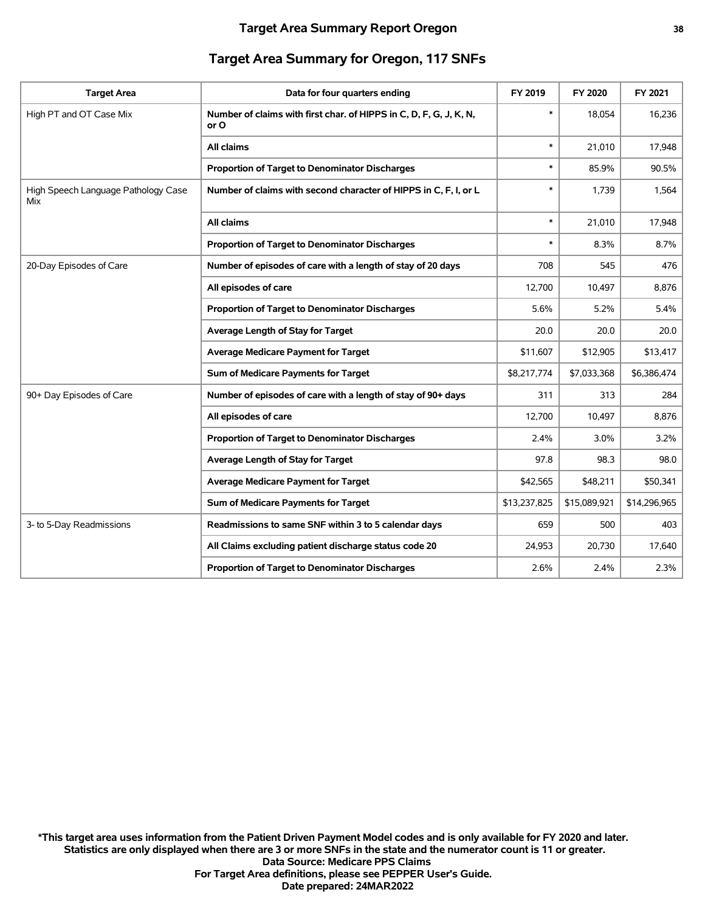## Target Area Summary for Oregon, 117 SNFs

| Target Area | Data for four quarters ending | FY 2019 | FY 2020 | FY 2021 |
|---|---|---|---|---|
| High PT and OT Case Mix | Number of claims with first char. of HIPPS in C, D, F, G, J, K, N, or O | * | 18,054 | 16,236 |
| | All claims | * | 21,010 | 17,948 |
| | Proportion of Target to Denominator Discharges | * | 85.9% | 90.5% |
| High Speech Language Pathology Case Mix | Number of claims with second character of HIPPS in C, F, I, or L | * | 1,739 | 1,564 |
| | All claims | * | 21,010 | 17,948 |
| | Proportion of Target to Denominator Discharges | * | 8.3% | 8.7% |
| 20-Day Episodes of Care | Number of episodes of care with a length of stay of 20 days | 708 | 545 | 476 |
| | All episodes of care | 12,700 | 10,497 | 8,876 |
| | Proportion of Target to Denominator Discharges | 5.6% | 5.2% | 5.4% |
| | Average Length of Stay for Target | 20.0 | 20.0 | 20.0 |
| | Average Medicare Payment for Target | $11,607 | $12,905 | $13,417 |
| | Sum of Medicare Payments for Target | $8,217,774 | $7,033,368 | $6,386,474 |
| 90+ Day Episodes of Care | Number of episodes of care with a length of stay of 90+ days | 311 | 313 | 284 |
| | All episodes of care | 12,700 | 10,497 | 8,876 |
| | Proportion of Target to Denominator Discharges | 2.4% | 3.0% | 3.2% |
| | Average Length of Stay for Target | 97.8 | 98.3 | 98.0 |
| | Average Medicare Payment for Target | $42,565 | $48,211 | $50,341 |
| | Sum of Medicare Payments for Target | $13,237,825 | $15,089,921 | $14,296,965 |
| 3- to 5-Day Readmissions | Readmissions to same SNF within 3 to 5 calendar days | 659 | 500 | 403 |
| | All Claims excluding patient discharge status code 20 | 24,953 | 20,730 | 17,640 |
| | Proportion of Target to Denominator Discharges | 2.6% | 2.4% | 2.3% |

**\*This target area uses information from the Patient Driven Payment Model codes and is only available for FY 2020 and later.**
**Statistics are only displayed when there are 3 or more SNFs in the state and the numerator count is 11 or greater.**
**Data Source: Medicare PPS Claims**
**For Target Area definitions, please see PEPPER User's Guide.**
**Date prepared: 24MAR2022**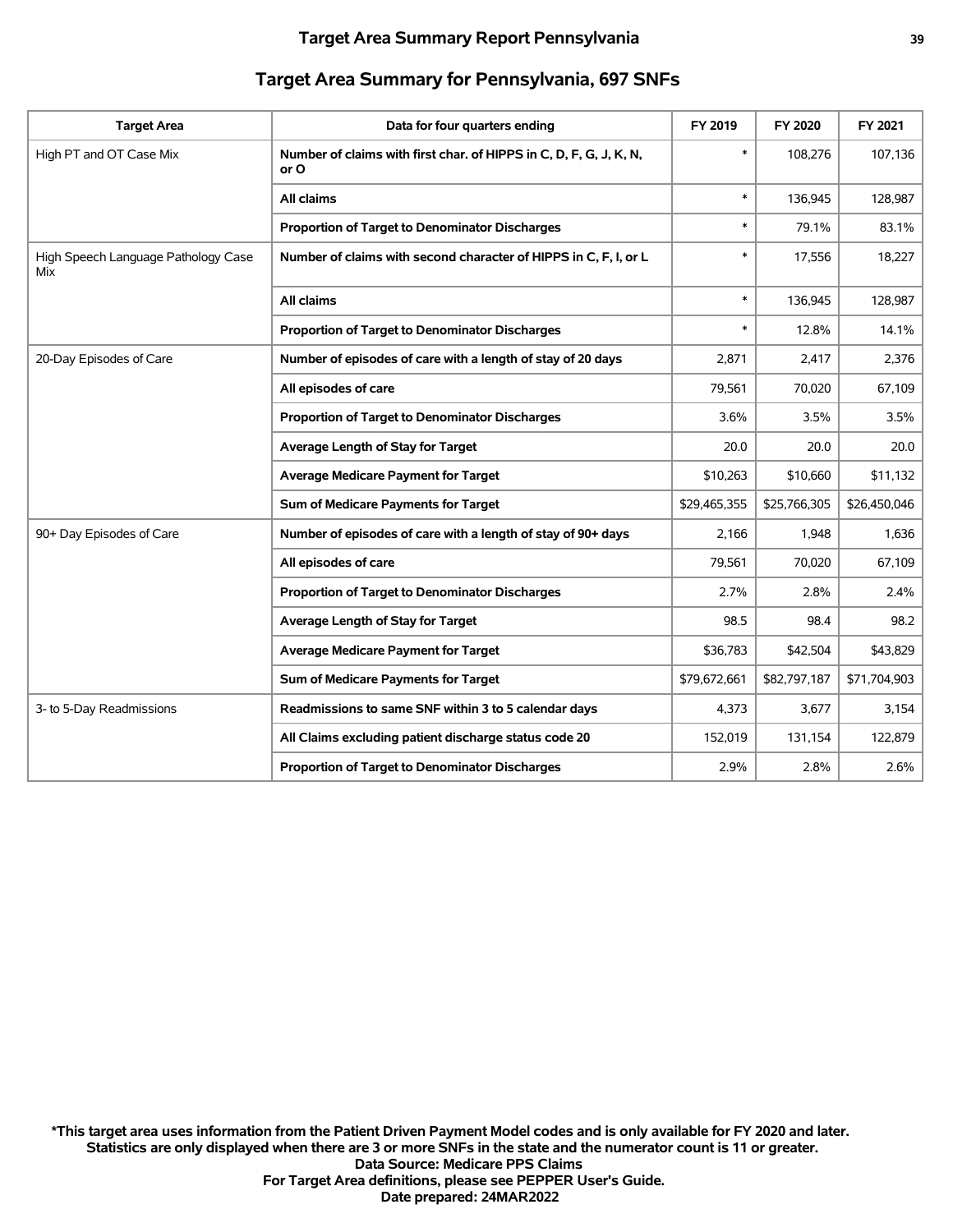## Target Area Summary for Pennsylvania, 697 SNFs

| Target Area | Data for four quarters ending | FY 2019 | FY 2020 | FY 2021 |
| --- | --- | --- | --- | --- |
| High PT and OT Case Mix | Number of claims with first char. of HIPPS in C, D, F, G, J, K, N, or O | * | 108,276 | 107,136 |
| | All claims | * | 136,945 | 128,987 |
| | Proportion of Target to Denominator Discharges | * | 79.1% | 83.1% |
| High Speech Language Pathology Case Mix | Number of claims with second character of HIPPS in C, F, I, or L | * | 17,556 | 18,227 |
| | All claims | * | 136,945 | 128,987 |
| | Proportion of Target to Denominator Discharges | * | 12.8% | 14.1% |
| 20-Day Episodes of Care | Number of episodes of care with a length of stay of 20 days | 2,871 | 2,417 | 2,376 |
| | All episodes of care | 79,561 | 70,020 | 67,109 |
| | Proportion of Target to Denominator Discharges | 3.6% | 3.5% | 3.5% |
| | Average Length of Stay for Target | 20.0 | 20.0 | 20.0 |
| | Average Medicare Payment for Target | $10,263 | $10,660 | $11,132 |
| | Sum of Medicare Payments for Target | $29,465,355 | $25,766,305 | $26,450,046 |
| 90+ Day Episodes of Care | Number of episodes of care with a length of stay of 90+ days | 2,166 | 1,948 | 1,636 |
| | All episodes of care | 79,561 | 70,020 | 67,109 |
| | Proportion of Target to Denominator Discharges | 2.7% | 2.8% | 2.4% |
| | Average Length of Stay for Target | 98.5 | 98.4 | 98.2 |
| | Average Medicare Payment for Target | $36,783 | $42,504 | $43,829 |
| | Sum of Medicare Payments for Target | $79,672,661 | $82,797,187 | $71,704,903 |
| 3- to 5-Day Readmissions | Readmissions to same SNF within 3 to 5 calendar days | 4,373 | 3,677 | 3,154 |
| | All Claims excluding patient discharge status code 20 | 152,019 | 131,154 | 122,879 |
| | Proportion of Target to Denominator Discharges | 2.9% | 2.8% | 2.6% |

**\*This target area uses information from the Patient Driven Payment Model codes and is only available for FY 2020 and later.**
**Statistics are only displayed when there are 3 or more SNFs in the state and the numerator count is 11 or greater.**
**Data Source: Medicare PPS Claims**
**For Target Area definitions, please see PEPPER User's Guide.**
**Date prepared: 24MAR2022**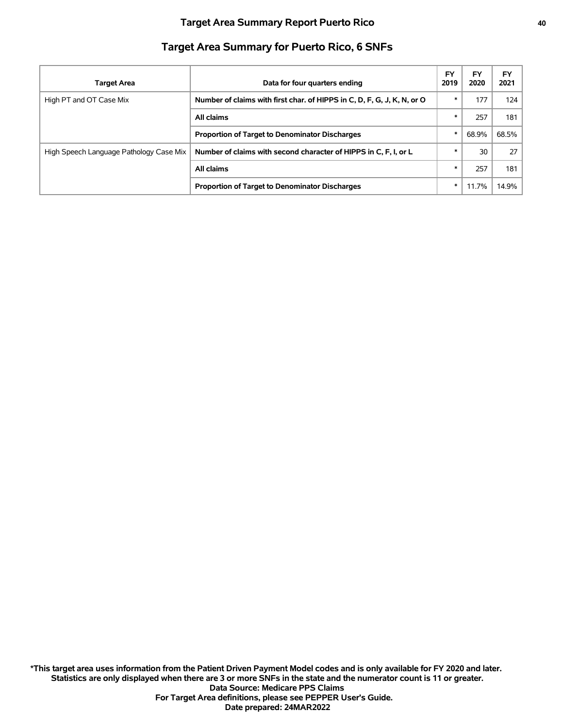## Target Area Summary for Puerto Rico, 6 SNFs

| Target Area | Data for four quarters ending | FY 2019 | FY 2020 | FY 2021 |
|---|---|---|---|---|
| High PT and OT Case Mix | **Number of claims with first char. of HIPPS in C, D, F, G, J, K, N, or O** | * | 177 | 124 |
| | **All claims** | * | 257 | 181 |
| | **Proportion of Target to Denominator Discharges** | * | 68.9% | 68.5% |
| High Speech Language Pathology Case Mix | **Number of claims with second character of HIPPS in C, F, I, or L** | * | 30 | 27 |
| | **All claims** | * | 257 | 181 |
| | **Proportion of Target to Denominator Discharges** | * | 11.7% | 14.9% |

**\*This target area uses information from the Patient Driven Payment Model codes and is only available for FY 2020 and later.**
**Statistics are only displayed when there are 3 or more SNFs in the state and the numerator count is 11 or greater.**
**Data Source: Medicare PPS Claims**
**For Target Area definitions, please see PEPPER User's Guide.**
**Date prepared: 24MAR2022**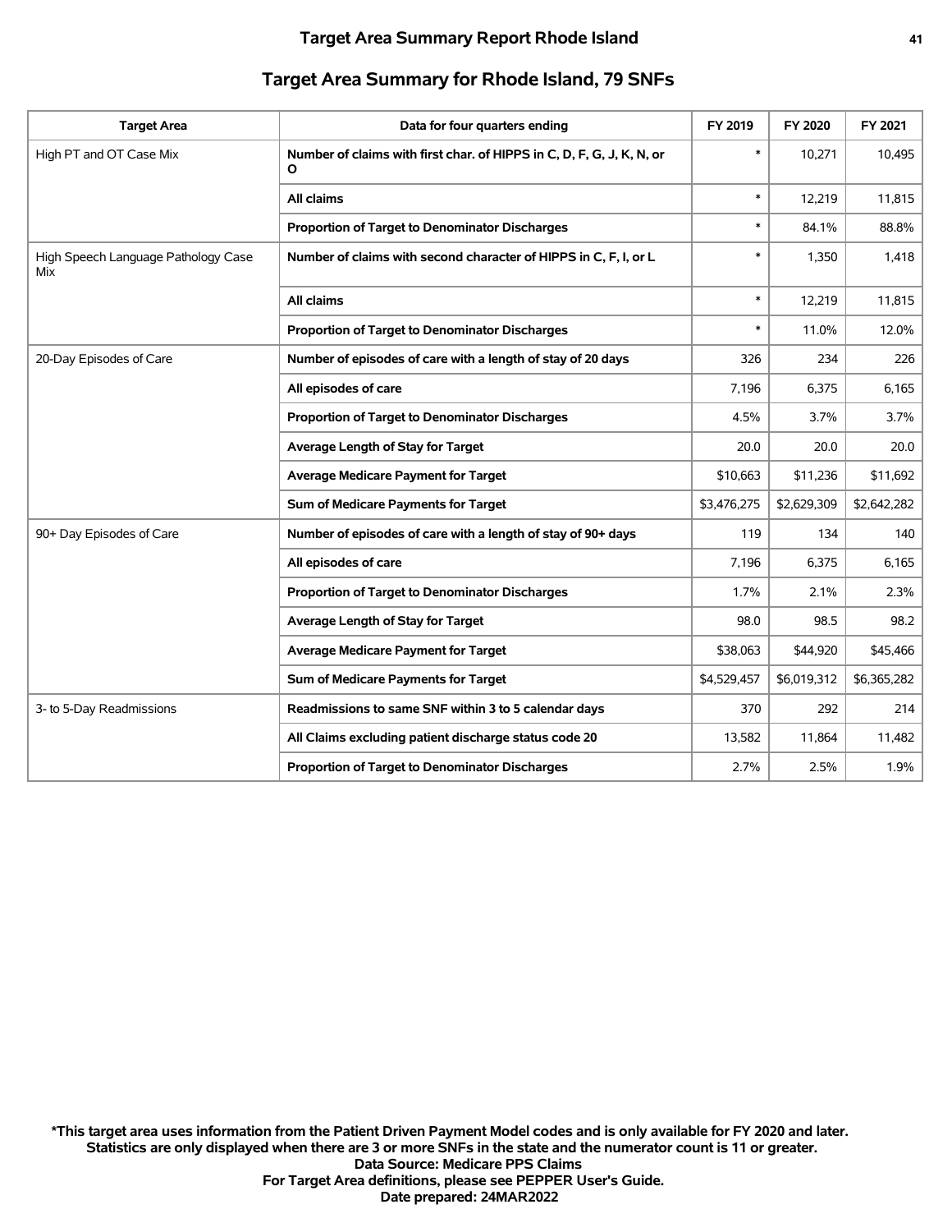## Target Area Summary for Rhode Island, 79 SNFs

| Target Area | Data for four quarters ending | FY 2019 | FY 2020 | FY 2021 |
|---|---|---|---|---|
| High PT and OT Case Mix | **Number of claims with first char. of HIPPS in C, D, F, G, J, K, N, or O** | * | 10,271 | 10,495 |
| | **All claims** | * | 12,219 | 11,815 |
| | **Proportion of Target to Denominator Discharges** | * | 84.1% | 88.8% |
| High Speech Language Pathology Case Mix | **Number of claims with second character of HIPPS in C, F, I, or L** | * | 1,350 | 1,418 |
| | **All claims** | * | 12,219 | 11,815 |
| | **Proportion of Target to Denominator Discharges** | * | 11.0% | 12.0% |
| 20-Day Episodes of Care | **Number of episodes of care with a length of stay of 20 days** | 326 | 234 | 226 |
| | **All episodes of care** | 7,196 | 6,375 | 6,165 |
| | **Proportion of Target to Denominator Discharges** | 4.5% | 3.7% | 3.7% |
| | **Average Length of Stay for Target** | 20.0 | 20.0 | 20.0 |
| | **Average Medicare Payment for Target** | $10,663 | $11,236 | $11,692 |
| | **Sum of Medicare Payments for Target** | $3,476,275 | $2,629,309 | $2,642,282 |
| 90+ Day Episodes of Care | **Number of episodes of care with a length of stay of 90+ days** | 119 | 134 | 140 |
| | **All episodes of care** | 7,196 | 6,375 | 6,165 |
| | **Proportion of Target to Denominator Discharges** | 1.7% | 2.1% | 2.3% |
| | **Average Length of Stay for Target** | 98.0 | 98.5 | 98.2 |
| | **Average Medicare Payment for Target** | $38,063 | $44,920 | $45,466 |
| | **Sum of Medicare Payments for Target** | $4,529,457 | $6,019,312 | $6,365,282 |
| 3- to 5-Day Readmissions | **Readmissions to same SNF within 3 to 5 calendar days** | 370 | 292 | 214 |
| | **All Claims excluding patient discharge status code 20** | 13,582 | 11,864 | 11,482 |
| | **Proportion of Target to Denominator Discharges** | 2.7% | 2.5% | 1.9% |

**\*This target area uses information from the Patient Driven Payment Model codes and is only available for FY 2020 and later.**
**Statistics are only displayed when there are 3 or more SNFs in the state and the numerator count is 11 or greater.**
**Data Source: Medicare PPS Claims**
**For Target Area definitions, please see PEPPER User's Guide.**
**Date prepared: 24MAR2022**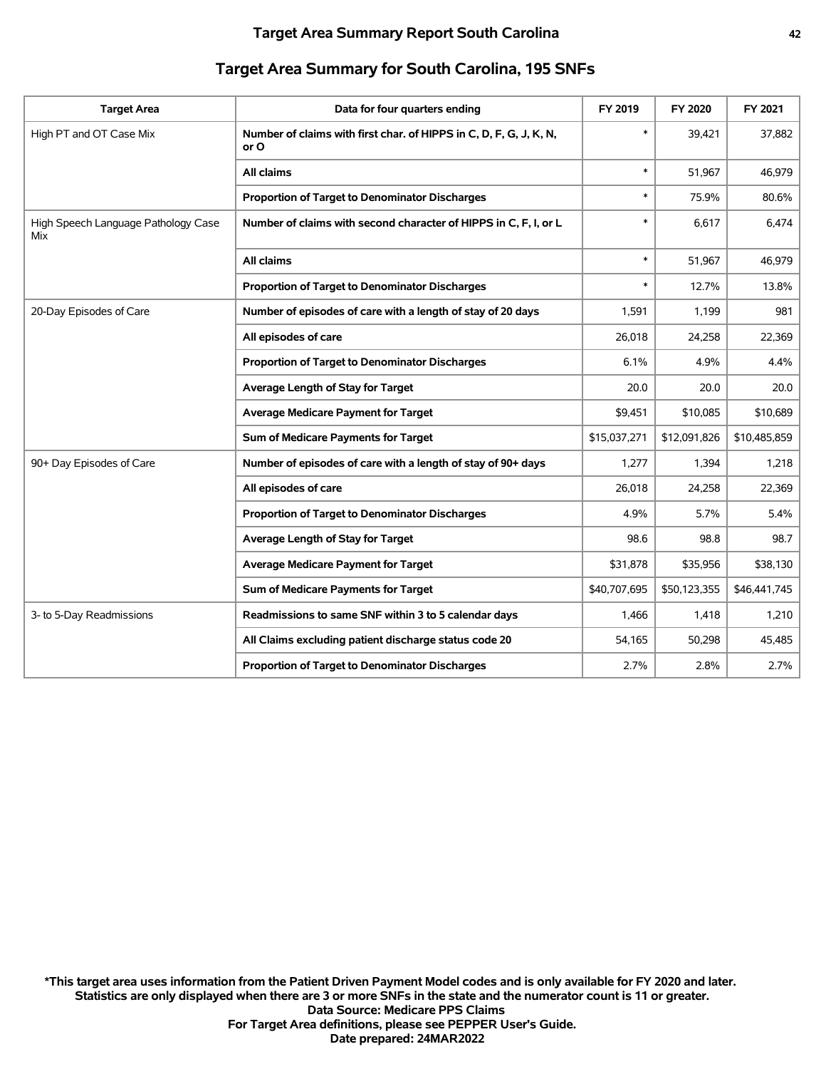## Target Area Summary for South Carolina, 195 SNFs

| Target Area | Data for four quarters ending | FY 2019 | FY 2020 | FY 2021 |
|---|---|---|---|---|
| High PT and OT Case Mix | **Number of claims with first char. of HIPPS in C, D, F, G, J, K, N, or O** | * | 39,421 | 37,882 |
| | **All claims** | * | 51,967 | 46,979 |
| | **Proportion of Target to Denominator Discharges** | * | 75.9% | 80.6% |
| High Speech Language Pathology Case Mix | **Number of claims with second character of HIPPS in C, F, I, or L** | * | 6,617 | 6,474 |
| | **All claims** | * | 51,967 | 46,979 |
| | **Proportion of Target to Denominator Discharges** | * | 12.7% | 13.8% |
| 20-Day Episodes of Care | **Number of episodes of care with a length of stay of 20 days** | 1,591 | 1,199 | 981 |
| | **All episodes of care** | 26,018 | 24,258 | 22,369 |
| | **Proportion of Target to Denominator Discharges** | 6.1% | 4.9% | 4.4% |
| | **Average Length of Stay for Target** | 20.0 | 20.0 | 20.0 |
| | **Average Medicare Payment for Target** | $9,451 | $10,085 | $10,689 |
| | **Sum of Medicare Payments for Target** | $15,037,271 | $12,091,826 | $10,485,859 |
| 90+ Day Episodes of Care | **Number of episodes of care with a length of stay of 90+ days** | 1,277 | 1,394 | 1,218 |
| | **All episodes of care** | 26,018 | 24,258 | 22,369 |
| | **Proportion of Target to Denominator Discharges** | 4.9% | 5.7% | 5.4% |
| | **Average Length of Stay for Target** | 98.6 | 98.8 | 98.7 |
| | **Average Medicare Payment for Target** | $31,878 | $35,956 | $38,130 |
| | **Sum of Medicare Payments for Target** | $40,707,695 | $50,123,355 | $46,441,745 |
| 3- to 5-Day Readmissions | **Readmissions to same SNF within 3 to 5 calendar days** | 1,466 | 1,418 | 1,210 |
| | **All Claims excluding patient discharge status code 20** | 54,165 | 50,298 | 45,485 |
| | **Proportion of Target to Denominator Discharges** | 2.7% | 2.8% | 2.7% |

**\*This target area uses information from the Patient Driven Payment Model codes and is only available for FY 2020 and later.**
**Statistics are only displayed when there are 3 or more SNFs in the state and the numerator count is 11 or greater.**
**Data Source: Medicare PPS Claims**
**For Target Area definitions, please see PEPPER User's Guide.**
**Date prepared: 24MAR2022**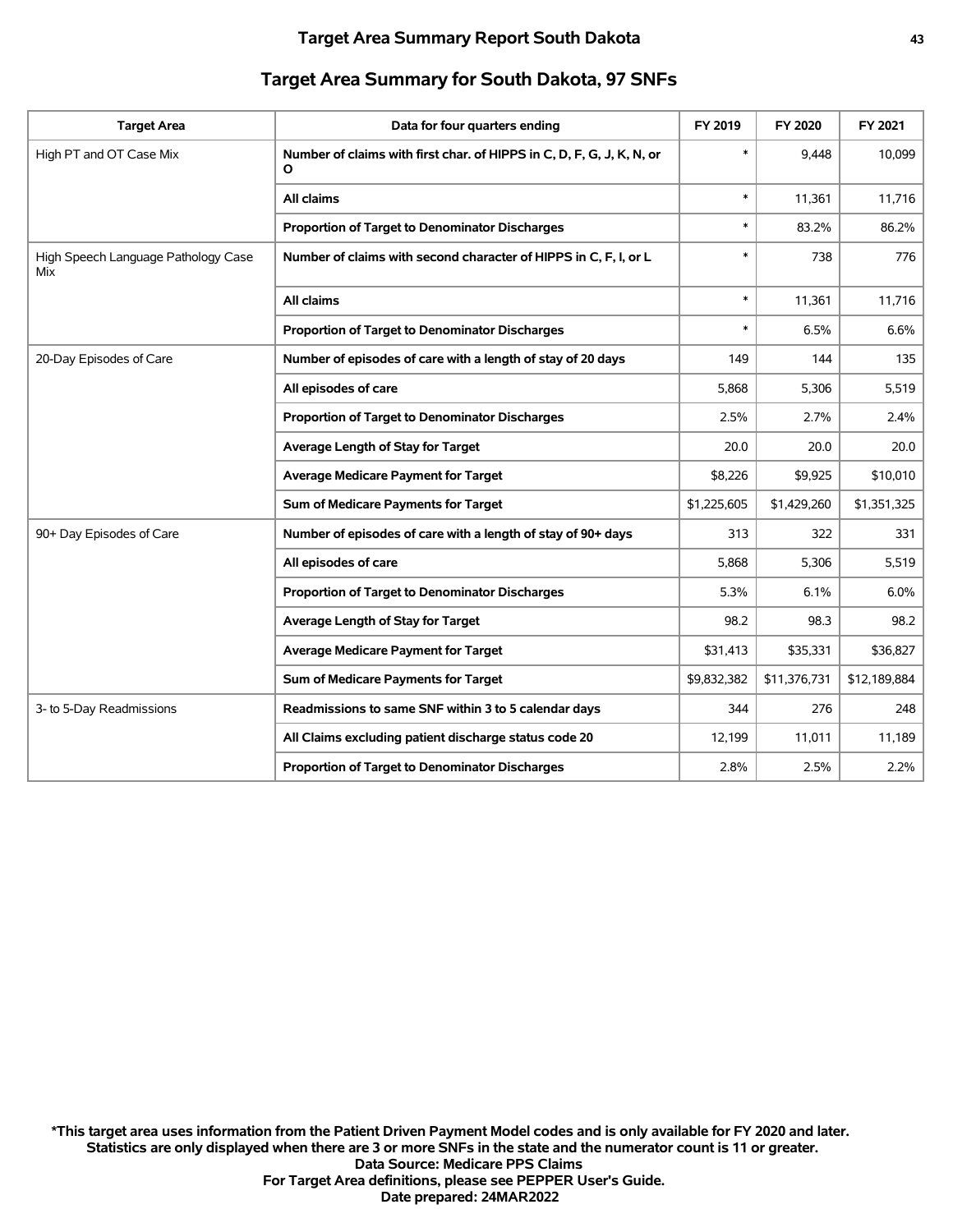## Target Area Summary for South Dakota, 97 SNFs

| Target Area | Data for four quarters ending | FY 2019 | FY 2020 | FY 2021 |
|---|---|---|---|---|
| High PT and OT Case Mix | Number of claims with first char. of HIPPS in C, D, F, G, J, K, N, or O | * | 9,448 | 10,099 |
| | All claims | * | 11,361 | 11,716 |
| | Proportion of Target to Denominator Discharges | * | 83.2% | 86.2% |
| High Speech Language Pathology Case Mix | Number of claims with second character of HIPPS in C, F, I, or L | * | 738 | 776 |
| | All claims | * | 11,361 | 11,716 |
| | Proportion of Target to Denominator Discharges | * | 6.5% | 6.6% |
| 20-Day Episodes of Care | Number of episodes of care with a length of stay of 20 days | 149 | 144 | 135 |
| | All episodes of care | 5,868 | 5,306 | 5,519 |
| | Proportion of Target to Denominator Discharges | 2.5% | 2.7% | 2.4% |
| | Average Length of Stay for Target | 20.0 | 20.0 | 20.0 |
| | Average Medicare Payment for Target | $8,226 | $9,925 | $10,010 |
| | Sum of Medicare Payments for Target | $1,225,605 | $1,429,260 | $1,351,325 |
| 90+ Day Episodes of Care | Number of episodes of care with a length of stay of 90+ days | 313 | 322 | 331 |
| | All episodes of care | 5,868 | 5,306 | 5,519 |
| | Proportion of Target to Denominator Discharges | 5.3% | 6.1% | 6.0% |
| | Average Length of Stay for Target | 98.2 | 98.3 | 98.2 |
| | Average Medicare Payment for Target | $31,413 | $35,331 | $36,827 |
| | Sum of Medicare Payments for Target | $9,832,382 | $11,376,731 | $12,189,884 |
| 3- to 5-Day Readmissions | Readmissions to same SNF within 3 to 5 calendar days | 344 | 276 | 248 |
| | All Claims excluding patient discharge status code 20 | 12,199 | 11,011 | 11,189 |
| | Proportion of Target to Denominator Discharges | 2.8% | 2.5% | 2.2% |

**\*This target area uses information from the Patient Driven Payment Model codes and is only available for FY 2020 and later.**
**Statistics are only displayed when there are 3 or more SNFs in the state and the numerator count is 11 or greater.**
**Data Source: Medicare PPS Claims**
**For Target Area definitions, please see PEPPER User's Guide.**
**Date prepared: 24MAR2022**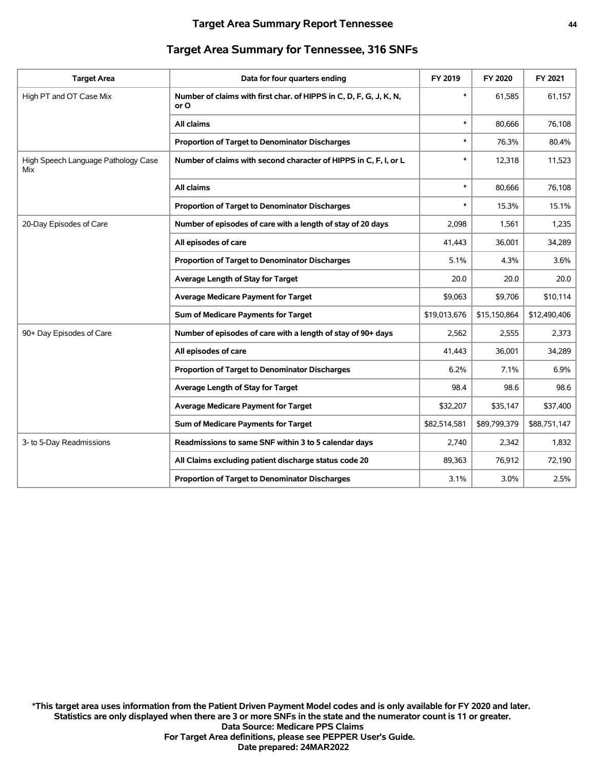## Target Area Summary for Tennessee, 316 SNFs

| Target Area | Data for four quarters ending | FY 2019 | FY 2020 | FY 2021 |
|---|---|---|---|---|
| High PT and OT Case Mix | Number of claims with first char. of HIPPS in C, D, F, G, J, K, N, or O | * | 61,585 | 61,157 |
| | All claims | * | 80,666 | 76,108 |
| | Proportion of Target to Denominator Discharges | * | 76.3% | 80.4% |
| High Speech Language Pathology Case Mix | Number of claims with second character of HIPPS in C, F, I, or L | * | 12,318 | 11,523 |
| | All claims | * | 80,666 | 76,108 |
| | Proportion of Target to Denominator Discharges | * | 15.3% | 15.1% |
| 20-Day Episodes of Care | Number of episodes of care with a length of stay of 20 days | 2,098 | 1,561 | 1,235 |
| | All episodes of care | 41,443 | 36,001 | 34,289 |
| | Proportion of Target to Denominator Discharges | 5.1% | 4.3% | 3.6% |
| | Average Length of Stay for Target | 20.0 | 20.0 | 20.0 |
| | Average Medicare Payment for Target | $9,063 | $9,706 | $10,114 |
| | Sum of Medicare Payments for Target | $19,013,676 | $15,150,864 | $12,490,406 |
| 90+ Day Episodes of Care | Number of episodes of care with a length of stay of 90+ days | 2,562 | 2,555 | 2,373 |
| | All episodes of care | 41,443 | 36,001 | 34,289 |
| | Proportion of Target to Denominator Discharges | 6.2% | 7.1% | 6.9% |
| | Average Length of Stay for Target | 98.4 | 98.6 | 98.6 |
| | Average Medicare Payment for Target | $32,207 | $35,147 | $37,400 |
| | Sum of Medicare Payments for Target | $82,514,581 | $89,799,379 | $88,751,147 |
| 3- to 5-Day Readmissions | Readmissions to same SNF within 3 to 5 calendar days | 2,740 | 2,342 | 1,832 |
| | All Claims excluding patient discharge status code 20 | 89,363 | 76,912 | 72,190 |
| | Proportion of Target to Denominator Discharges | 3.1% | 3.0% | 2.5% |

**\*This target area uses information from the Patient Driven Payment Model codes and is only available for FY 2020 and later.**
**Statistics are only displayed when there are 3 or more SNFs in the state and the numerator count is 11 or greater.**
**Data Source: Medicare PPS Claims**
**For Target Area definitions, please see PEPPER User's Guide.**
**Date prepared: 24MAR2022**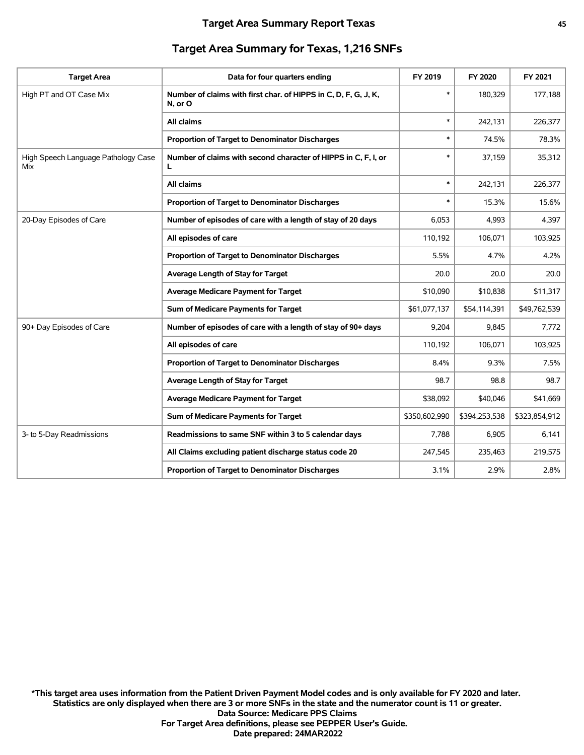## Target Area Summary Report Texas

### Target Area Summary for Texas, 1,216 SNFs

| Target Area | Data for four quarters ending | FY 2019 | FY 2020 | FY 2021 |
|---|---|---|---|---|
| High PT and OT Case Mix | **Number of claims with first char. of HIPPS in C, D, F, G, J, K, N, or O** | * | 180,329 | 177,188 |
| | **All claims** | * | 242,131 | 226,377 |
| | **Proportion of Target to Denominator Discharges** | * | 74.5% | 78.3% |
| High Speech Language Pathology Case Mix | **Number of claims with second character of HIPPS in C, F, I, or L** | * | 37,159 | 35,312 |
| | **All claims** | * | 242,131 | 226,377 |
| | **Proportion of Target to Denominator Discharges** | * | 15.3% | 15.6% |
| 20-Day Episodes of Care | **Number of episodes of care with a length of stay of 20 days** | 6,053 | 4,993 | 4,397 |
| | **All episodes of care** | 110,192 | 106,071 | 103,925 |
| | **Proportion of Target to Denominator Discharges** | 5.5% | 4.7% | 4.2% |
| | **Average Length of Stay for Target** | 20.0 | 20.0 | 20.0 |
| | **Average Medicare Payment for Target** | $10,090 | $10,838 | $11,317 |
| | **Sum of Medicare Payments for Target** | $61,077,137 | $54,114,391 | $49,762,539 |
| 90+ Day Episodes of Care | **Number of episodes of care with a length of stay of 90+ days** | 9,204 | 9,845 | 7,772 |
| | **All episodes of care** | 110,192 | 106,071 | 103,925 |
| | **Proportion of Target to Denominator Discharges** | 8.4% | 9.3% | 7.5% |
| | **Average Length of Stay for Target** | 98.7 | 98.8 | 98.7 |
| | **Average Medicare Payment for Target** | $38,092 | $40,046 | $41,669 |
| | **Sum of Medicare Payments for Target** | $350,602,990 | $394,253,538 | $323,854,912 |
| 3- to 5-Day Readmissions | **Readmissions to same SNF within 3 to 5 calendar days** | 7,788 | 6,905 | 6,141 |
| | **All Claims excluding patient discharge status code 20** | 247,545 | 235,463 | 219,575 |
| | **Proportion of Target to Denominator Discharges** | 3.1% | 2.9% | 2.8% |

**\*This target area uses information from the Patient Driven Payment Model codes and is only available for FY 2020 and later.**
**Statistics are only displayed when there are 3 or more SNFs in the state and the numerator count is 11 or greater.**
**Data Source: Medicare PPS Claims**
**For Target Area definitions, please see PEPPER User's Guide.**
**Date prepared: 24MAR2022**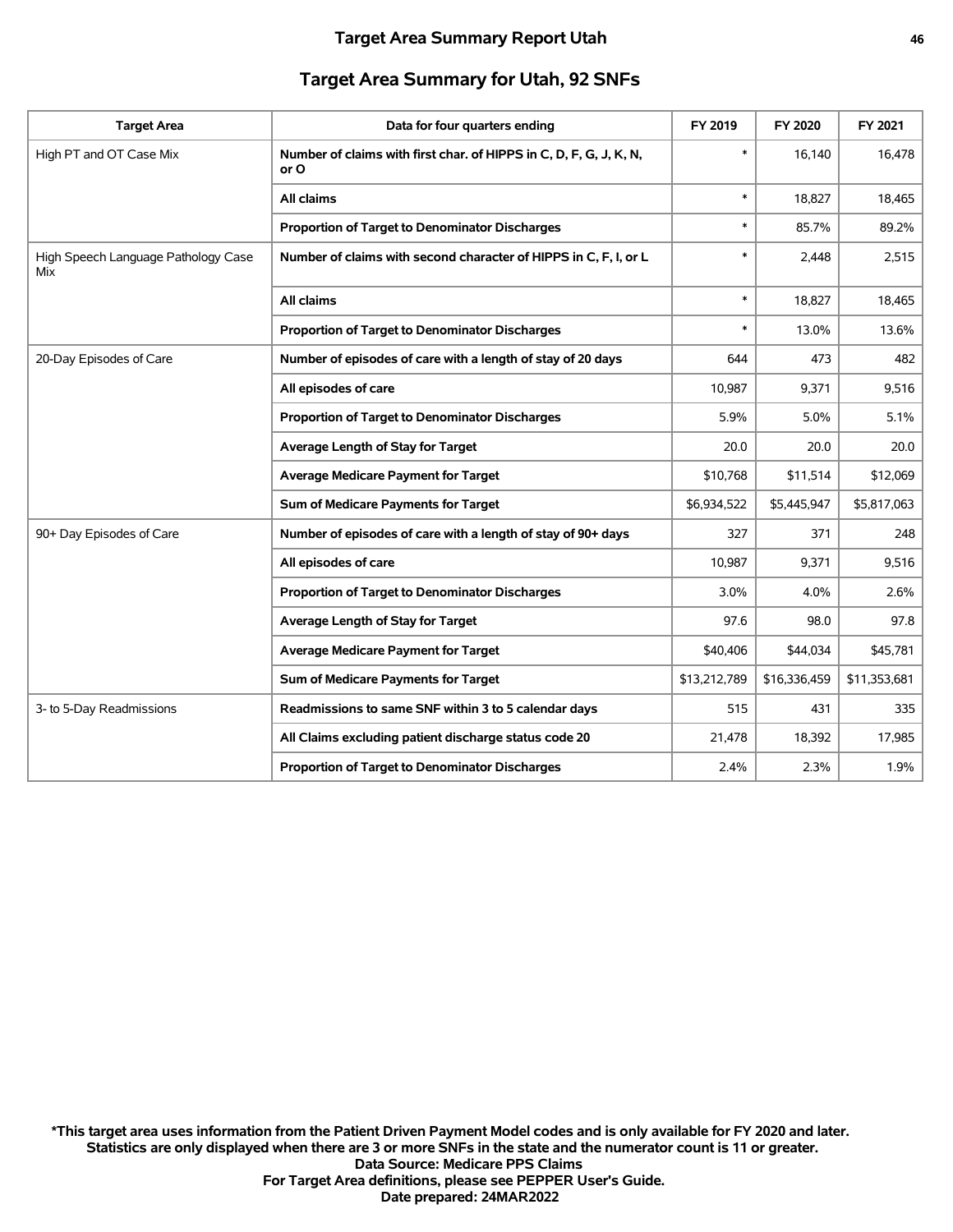## Target Area Summary for Utah, 92 SNFs

| Target Area | Data for four quarters ending | FY 2019 | FY 2020 | FY 2021 |
|---|---|---|---|---|
| High PT and OT Case Mix | **Number of claims with first char. of HIPPS in C, D, F, G, J, K, N, or O** | * | 16,140 | 16,478 |
| | **All claims** | * | 18,827 | 18,465 |
| | **Proportion of Target to Denominator Discharges** | * | 85.7% | 89.2% |
| High Speech Language Pathology Case Mix | **Number of claims with second character of HIPPS in C, F, I, or L** | * | 2,448 | 2,515 |
| | **All claims** | * | 18,827 | 18,465 |
| | **Proportion of Target to Denominator Discharges** | * | 13.0% | 13.6% |
| 20-Day Episodes of Care | **Number of episodes of care with a length of stay of 20 days** | 644 | 473 | 482 |
| | **All episodes of care** | 10,987 | 9,371 | 9,516 |
| | **Proportion of Target to Denominator Discharges** | 5.9% | 5.0% | 5.1% |
| | **Average Length of Stay for Target** | 20.0 | 20.0 | 20.0 |
| | **Average Medicare Payment for Target** | $10,768 | $11,514 | $12,069 |
| | **Sum of Medicare Payments for Target** | $6,934,522 | $5,445,947 | $5,817,063 |
| 90+ Day Episodes of Care | **Number of episodes of care with a length of stay of 90+ days** | 327 | 371 | 248 |
| | **All episodes of care** | 10,987 | 9,371 | 9,516 |
| | **Proportion of Target to Denominator Discharges** | 3.0% | 4.0% | 2.6% |
| | **Average Length of Stay for Target** | 97.6 | 98.0 | 97.8 |
| | **Average Medicare Payment for Target** | $40,406 | $44,034 | $45,781 |
| | **Sum of Medicare Payments for Target** | $13,212,789 | $16,336,459 | $11,353,681 |
| 3- to 5-Day Readmissions | **Readmissions to same SNF within 3 to 5 calendar days** | 515 | 431 | 335 |
| | **All Claims excluding patient discharge status code 20** | 21,478 | 18,392 | 17,985 |
| | **Proportion of Target to Denominator Discharges** | 2.4% | 2.3% | 1.9% |

**\*This target area uses information from the Patient Driven Payment Model codes and is only available for FY 2020 and later.**
**Statistics are only displayed when there are 3 or more SNFs in the state and the numerator count is 11 or greater.**
**Data Source: Medicare PPS Claims**
**For Target Area definitions, please see PEPPER User's Guide.**
**Date prepared: 24MAR2022**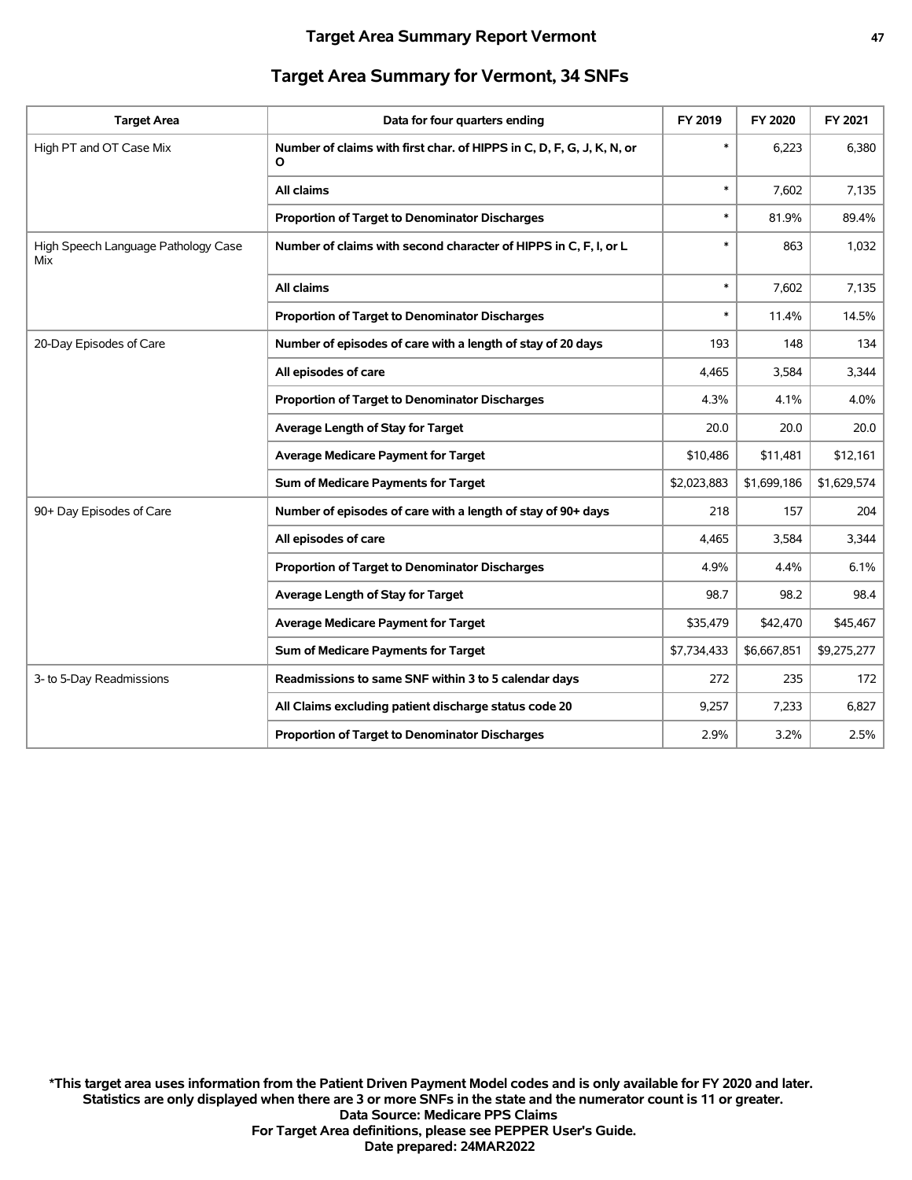## Target Area Summary for Vermont, 34 SNFs

| Target Area | Data for four quarters ending | FY 2019 | FY 2020 | FY 2021 |
|---|---|---|---|---|
| High PT and OT Case Mix | **Number of claims with first char. of HIPPS in C, D, F, G, J, K, N, or O** | * | 6,223 | 6,380 |
| | **All claims** | * | 7,602 | 7,135 |
| | **Proportion of Target to Denominator Discharges** | * | 81.9% | 89.4% |
| High Speech Language Pathology Case Mix | **Number of claims with second character of HIPPS in C, F, I, or L** | * | 863 | 1,032 |
| | **All claims** | * | 7,602 | 7,135 |
| | **Proportion of Target to Denominator Discharges** | * | 11.4% | 14.5% |
| 20-Day Episodes of Care | **Number of episodes of care with a length of stay of 20 days** | 193 | 148 | 134 |
| | **All episodes of care** | 4,465 | 3,584 | 3,344 |
| | **Proportion of Target to Denominator Discharges** | 4.3% | 4.1% | 4.0% |
| | **Average Length of Stay for Target** | 20.0 | 20.0 | 20.0 |
| | **Average Medicare Payment for Target** | $10,486 | $11,481 | $12,161 |
| | **Sum of Medicare Payments for Target** | $2,023,883 | $1,699,186 | $1,629,574 |
| 90+ Day Episodes of Care | **Number of episodes of care with a length of stay of 90+ days** | 218 | 157 | 204 |
| | **All episodes of care** | 4,465 | 3,584 | 3,344 |
| | **Proportion of Target to Denominator Discharges** | 4.9% | 4.4% | 6.1% |
| | **Average Length of Stay for Target** | 98.7 | 98.2 | 98.4 |
| | **Average Medicare Payment for Target** | $35,479 | $42,470 | $45,467 |
| | **Sum of Medicare Payments for Target** | $7,734,433 | $6,667,851 | $9,275,277 |
| 3- to 5-Day Readmissions | **Readmissions to same SNF within 3 to 5 calendar days** | 272 | 235 | 172 |
| | **All Claims excluding patient discharge status code 20** | 9,257 | 7,233 | 6,827 |
| | **Proportion of Target to Denominator Discharges** | 2.9% | 3.2% | 2.5% |

**\*This target area uses information from the Patient Driven Payment Model codes and is only available for FY 2020 and later.**
**Statistics are only displayed when there are 3 or more SNFs in the state and the numerator count is 11 or greater.**
**Data Source: Medicare PPS Claims**
**For Target Area definitions, please see PEPPER User's Guide.**
**Date prepared: 24MAR2022**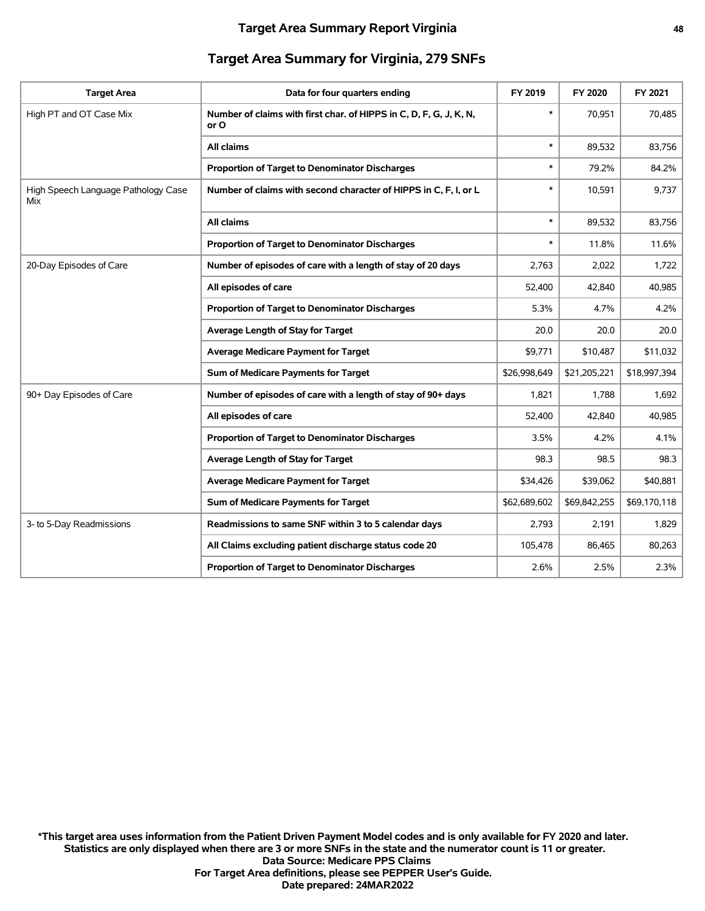## Target Area Summary for Virginia, 279 SNFs

| Target Area | Data for four quarters ending | FY 2019 | FY 2020 | FY 2021 |
|---|---|---|---|---|
| High PT and OT Case Mix | Number of claims with first char. of HIPPS in C, D, F, G, J, K, N, or O | * | 70,951 | 70,485 |
| | All claims | * | 89,532 | 83,756 |
| | Proportion of Target to Denominator Discharges | * | 79.2% | 84.2% |
| High Speech Language Pathology Case Mix | Number of claims with second character of HIPPS in C, F, I, or L | * | 10,591 | 9,737 |
| | All claims | * | 89,532 | 83,756 |
| | Proportion of Target to Denominator Discharges | * | 11.8% | 11.6% |
| 20-Day Episodes of Care | Number of episodes of care with a length of stay of 20 days | 2,763 | 2,022 | 1,722 |
| | All episodes of care | 52,400 | 42,840 | 40,985 |
| | Proportion of Target to Denominator Discharges | 5.3% | 4.7% | 4.2% |
| | Average Length of Stay for Target | 20.0 | 20.0 | 20.0 |
| | Average Medicare Payment for Target | $9,771 | $10,487 | $11,032 |
| | Sum of Medicare Payments for Target | $26,998,649 | $21,205,221 | $18,997,394 |
| 90+ Day Episodes of Care | Number of episodes of care with a length of stay of 90+ days | 1,821 | 1,788 | 1,692 |
| | All episodes of care | 52,400 | 42,840 | 40,985 |
| | Proportion of Target to Denominator Discharges | 3.5% | 4.2% | 4.1% |
| | Average Length of Stay for Target | 98.3 | 98.5 | 98.3 |
| | Average Medicare Payment for Target | $34,426 | $39,062 | $40,881 |
| | Sum of Medicare Payments for Target | $62,689,602 | $69,842,255 | $69,170,118 |
| 3- to 5-Day Readmissions | Readmissions to same SNF within 3 to 5 calendar days | 2,793 | 2,191 | 1,829 |
| | All Claims excluding patient discharge status code 20 | 105,478 | 86,465 | 80,263 |
| | Proportion of Target to Denominator Discharges | 2.6% | 2.5% | 2.3% |

**\*This target area uses information from the Patient Driven Payment Model codes and is only available for FY 2020 and later.**
**Statistics are only displayed when there are 3 or more SNFs in the state and the numerator count is 11 or greater.**
**Data Source: Medicare PPS Claims**
**For Target Area definitions, please see PEPPER User's Guide.**
**Date prepared: 24MAR2022**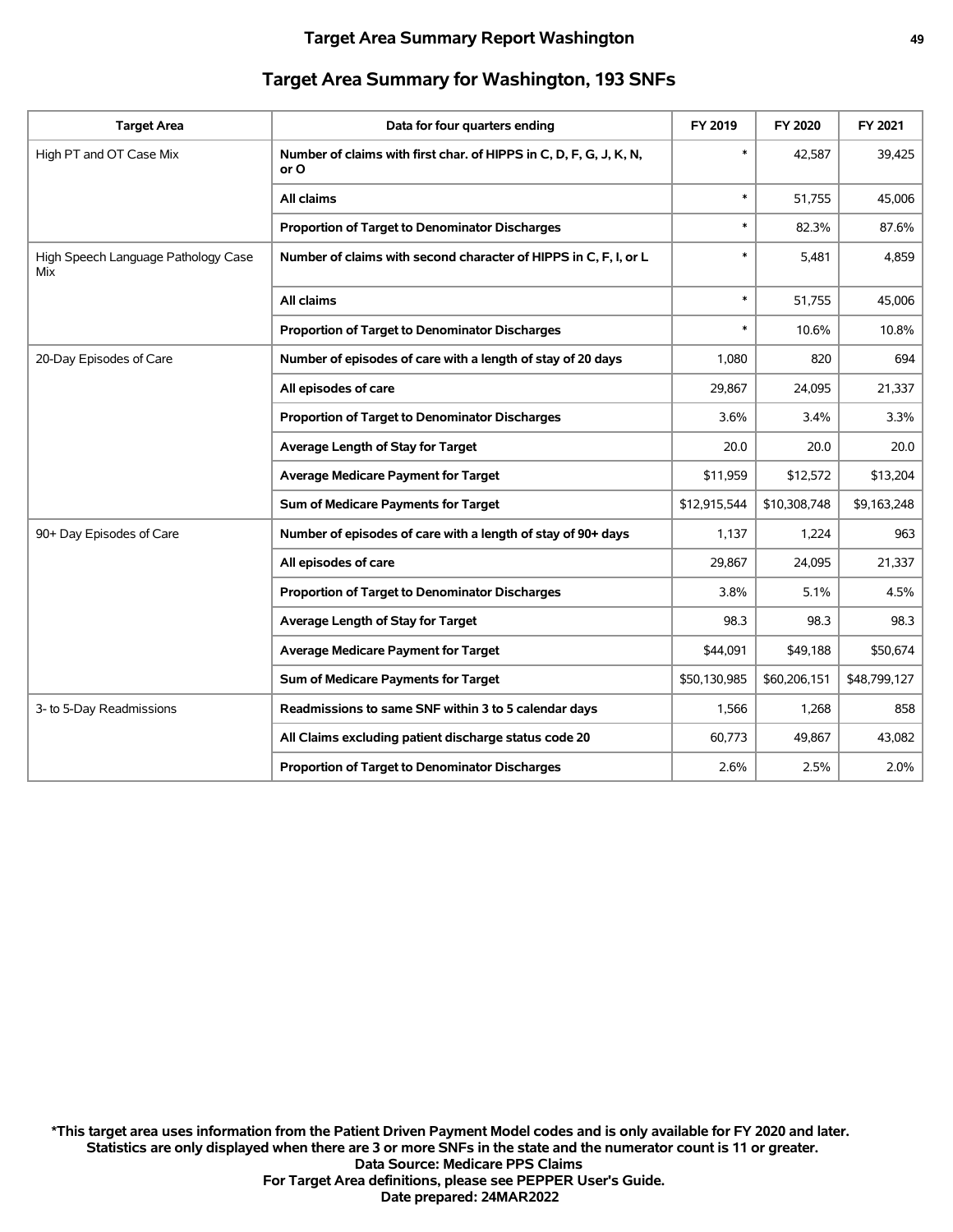## Target Area Summary for Washington, 193 SNFs

| Target Area | Data for four quarters ending | FY 2019 | FY 2020 | FY 2021 |
|---|---|---|---|---|
| High PT and OT Case Mix | **Number of claims with first char. of HIPPS in C, D, F, G, J, K, N, or O** | * | 42,587 | 39,425 |
| | **All claims** | * | 51,755 | 45,006 |
| | **Proportion of Target to Denominator Discharges** | * | 82.3% | 87.6% |
| High Speech Language Pathology Case Mix | **Number of claims with second character of HIPPS in C, F, I, or L** | * | 5,481 | 4,859 |
| | **All claims** | * | 51,755 | 45,006 |
| | **Proportion of Target to Denominator Discharges** | * | 10.6% | 10.8% |
| 20-Day Episodes of Care | **Number of episodes of care with a length of stay of 20 days** | 1,080 | 820 | 694 |
| | **All episodes of care** | 29,867 | 24,095 | 21,337 |
| | **Proportion of Target to Denominator Discharges** | 3.6% | 3.4% | 3.3% |
| | **Average Length of Stay for Target** | 20.0 | 20.0 | 20.0 |
| | **Average Medicare Payment for Target** | $11,959 | $12,572 | $13,204 |
| | **Sum of Medicare Payments for Target** | $12,915,544 | $10,308,748 | $9,163,248 |
| 90+ Day Episodes of Care | **Number of episodes of care with a length of stay of 90+ days** | 1,137 | 1,224 | 963 |
| | **All episodes of care** | 29,867 | 24,095 | 21,337 |
| | **Proportion of Target to Denominator Discharges** | 3.8% | 5.1% | 4.5% |
| | **Average Length of Stay for Target** | 98.3 | 98.3 | 98.3 |
| | **Average Medicare Payment for Target** | $44,091 | $49,188 | $50,674 |
| | **Sum of Medicare Payments for Target** | $50,130,985 | $60,206,151 | $48,799,127 |
| 3- to 5-Day Readmissions | **Readmissions to same SNF within 3 to 5 calendar days** | 1,566 | 1,268 | 858 |
| | **All Claims excluding patient discharge status code 20** | 60,773 | 49,867 | 43,082 |
| | **Proportion of Target to Denominator Discharges** | 2.6% | 2.5% | 2.0% |

**\*This target area uses information from the Patient Driven Payment Model codes and is only available for FY 2020 and later.**
**Statistics are only displayed when there are 3 or more SNFs in the state and the numerator count is 11 or greater.**
**Data Source: Medicare PPS Claims**
**For Target Area definitions, please see PEPPER User's Guide.**
**Date prepared: 24MAR2022**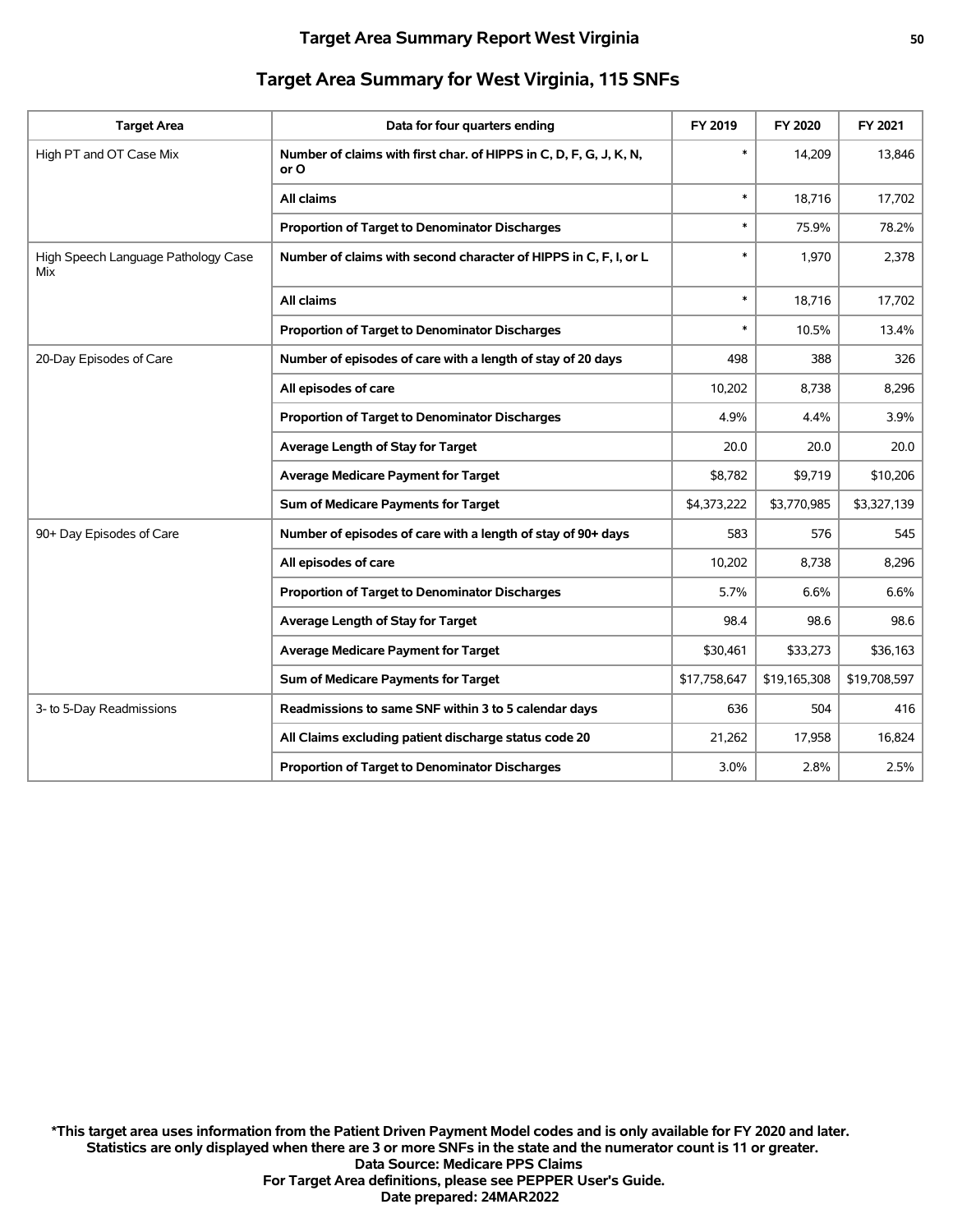## Target Area Summary for West Virginia, 115 SNFs

| Target Area | Data for four quarters ending | FY 2019 | FY 2020 | FY 2021 |
|---|---|---|---|---|
| High PT and OT Case Mix | **Number of claims with first char. of HIPPS in C, D, F, G, J, K, N, or O** | * | 14,209 | 13,846 |
| | **All claims** | * | 18,716 | 17,702 |
| | **Proportion of Target to Denominator Discharges** | * | 75.9% | 78.2% |
| High Speech Language Pathology Case Mix | **Number of claims with second character of HIPPS in C, F, I, or L** | * | 1,970 | 2,378 |
| | **All claims** | * | 18,716 | 17,702 |
| | **Proportion of Target to Denominator Discharges** | * | 10.5% | 13.4% |
| 20-Day Episodes of Care | **Number of episodes of care with a length of stay of 20 days** | 498 | 388 | 326 |
| | **All episodes of care** | 10,202 | 8,738 | 8,296 |
| | **Proportion of Target to Denominator Discharges** | 4.9% | 4.4% | 3.9% |
| | **Average Length of Stay for Target** | 20.0 | 20.0 | 20.0 |
| | **Average Medicare Payment for Target** | $8,782 | $9,719 | $10,206 |
| | **Sum of Medicare Payments for Target** | $4,373,222 | $3,770,985 | $3,327,139 |
| 90+ Day Episodes of Care | **Number of episodes of care with a length of stay of 90+ days** | 583 | 576 | 545 |
| | **All episodes of care** | 10,202 | 8,738 | 8,296 |
| | **Proportion of Target to Denominator Discharges** | 5.7% | 6.6% | 6.6% |
| | **Average Length of Stay for Target** | 98.4 | 98.6 | 98.6 |
| | **Average Medicare Payment for Target** | $30,461 | $33,273 | $36,163 |
| | **Sum of Medicare Payments for Target** | $17,758,647 | $19,165,308 | $19,708,597 |
| 3- to 5-Day Readmissions | **Readmissions to same SNF within 3 to 5 calendar days** | 636 | 504 | 416 |
| | **All Claims excluding patient discharge status code 20** | 21,262 | 17,958 | 16,824 |
| | **Proportion of Target to Denominator Discharges** | 3.0% | 2.8% | 2.5% |

**\*This target area uses information from the Patient Driven Payment Model codes and is only available for FY 2020 and later.**
**Statistics are only displayed when there are 3 or more SNFs in the state and the numerator count is 11 or greater.**
**Data Source: Medicare PPS Claims**
**For Target Area definitions, please see PEPPER User's Guide.**
**Date prepared: 24MAR2022**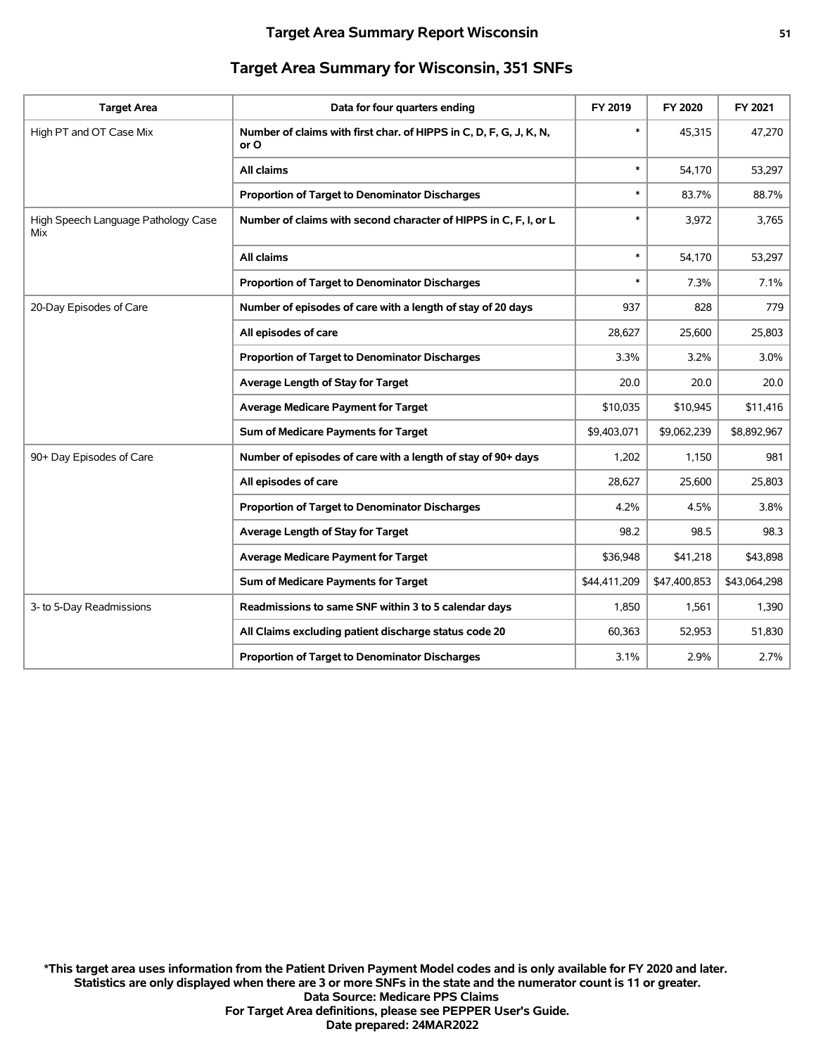## Target Area Summary for Wisconsin, 351 SNFs

| Target Area | Data for four quarters ending | FY 2019 | FY 2020 | FY 2021 |
|---|---|---|---|---|
| High PT and OT Case Mix | Number of claims with first char. of HIPPS in C, D, F, G, J, K, N, or O | * | 45,315 | 47,270 |
| | All claims | * | 54,170 | 53,297 |
| | Proportion of Target to Denominator Discharges | * | 83.7% | 88.7% |
| High Speech Language Pathology Case Mix | Number of claims with second character of HIPPS in C, F, I, or L | * | 3,972 | 3,765 |
| | All claims | * | 54,170 | 53,297 |
| | Proportion of Target to Denominator Discharges | * | 7.3% | 7.1% |
| 20-Day Episodes of Care | Number of episodes of care with a length of stay of 20 days | 937 | 828 | 779 |
| | All episodes of care | 28,627 | 25,600 | 25,803 |
| | Proportion of Target to Denominator Discharges | 3.3% | 3.2% | 3.0% |
| | Average Length of Stay for Target | 20.0 | 20.0 | 20.0 |
| | Average Medicare Payment for Target | $10,035 | $10,945 | $11,416 |
| | Sum of Medicare Payments for Target | $9,403,071 | $9,062,239 | $8,892,967 |
| 90+ Day Episodes of Care | Number of episodes of care with a length of stay of 90+ days | 1,202 | 1,150 | 981 |
| | All episodes of care | 28,627 | 25,600 | 25,803 |
| | Proportion of Target to Denominator Discharges | 4.2% | 4.5% | 3.8% |
| | Average Length of Stay for Target | 98.2 | 98.5 | 98.3 |
| | Average Medicare Payment for Target | $36,948 | $41,218 | $43,898 |
| | Sum of Medicare Payments for Target | $44,411,209 | $47,400,853 | $43,064,298 |
| 3- to 5-Day Readmissions | Readmissions to same SNF within 3 to 5 calendar days | 1,850 | 1,561 | 1,390 |
| | All Claims excluding patient discharge status code 20 | 60,363 | 52,953 | 51,830 |
| | Proportion of Target to Denominator Discharges | 3.1% | 2.9% | 2.7% |

**\*This target area uses information from the Patient Driven Payment Model codes and is only available for FY 2020 and later.**
**Statistics are only displayed when there are 3 or more SNFs in the state and the numerator count is 11 or greater.**
**Data Source: Medicare PPS Claims**
**For Target Area definitions, please see PEPPER User's Guide.**
**Date prepared: 24MAR2022**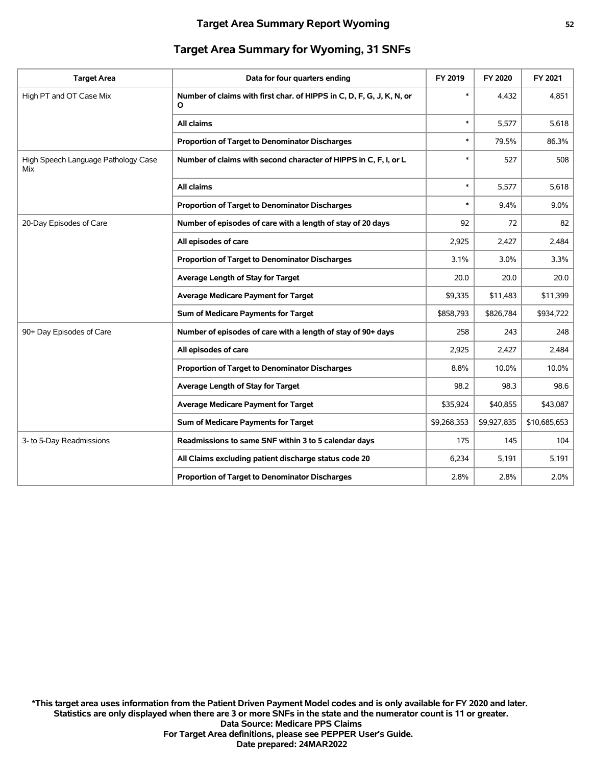## Target Area Summary Report Wyoming

# Target Area Summary for Wyoming, 31 SNFs

| Target Area | Data for four quarters ending | FY 2019 | FY 2020 | FY 2021 |
| --- | --- | --- | --- | --- |
| High PT and OT Case Mix | **Number of claims with first char. of HIPPS in C, D, F, G, J, K, N, or O** | * | 4,432 | 4,851 |
| | **All claims** | * | 5,577 | 5,618 |
| | **Proportion of Target to Denominator Discharges** | * | 79.5% | 86.3% |
| High Speech Language Pathology Case Mix | **Number of claims with second character of HIPPS in C, F, I, or L** | * | 527 | 508 |
| | **All claims** | * | 5,577 | 5,618 |
| | **Proportion of Target to Denominator Discharges** | * | 9.4% | 9.0% |
| 20-Day Episodes of Care | **Number of episodes of care with a length of stay of 20 days** | 92 | 72 | 82 |
| | **All episodes of care** | 2,925 | 2,427 | 2,484 |
| | **Proportion of Target to Denominator Discharges** | 3.1% | 3.0% | 3.3% |
| | **Average Length of Stay for Target** | 20.0 | 20.0 | 20.0 |
| | **Average Medicare Payment for Target** | $9,335 | $11,483 | $11,399 |
| | **Sum of Medicare Payments for Target** | $858,793 | $826,784 | $934,722 |
| 90+ Day Episodes of Care | **Number of episodes of care with a length of stay of 90+ days** | 258 | 243 | 248 |
| | **All episodes of care** | 2,925 | 2,427 | 2,484 |
| | **Proportion of Target to Denominator Discharges** | 8.8% | 10.0% | 10.0% |
| | **Average Length of Stay for Target** | 98.2 | 98.3 | 98.6 |
| | **Average Medicare Payment for Target** | $35,924 | $40,855 | $43,087 |
| | **Sum of Medicare Payments for Target** | $9,268,353 | $9,927,835 | $10,685,653 |
| 3- to 5-Day Readmissions | **Readmissions to same SNF within 3 to 5 calendar days** | 175 | 145 | 104 |
| | **All Claims excluding patient discharge status code 20** | 6,234 | 5,191 | 5,191 |
| | **Proportion of Target to Denominator Discharges** | 2.8% | 2.8% | 2.0% |

**\*This target area uses information from the Patient Driven Payment Model codes and is only available for FY 2020 and later.**
**Statistics are only displayed when there are 3 or more SNFs in the state and the numerator count is 11 or greater.**
**Data Source: Medicare PPS Claims**
**For Target Area definitions, please see PEPPER User's Guide.**
**Date prepared: 24MAR2022**